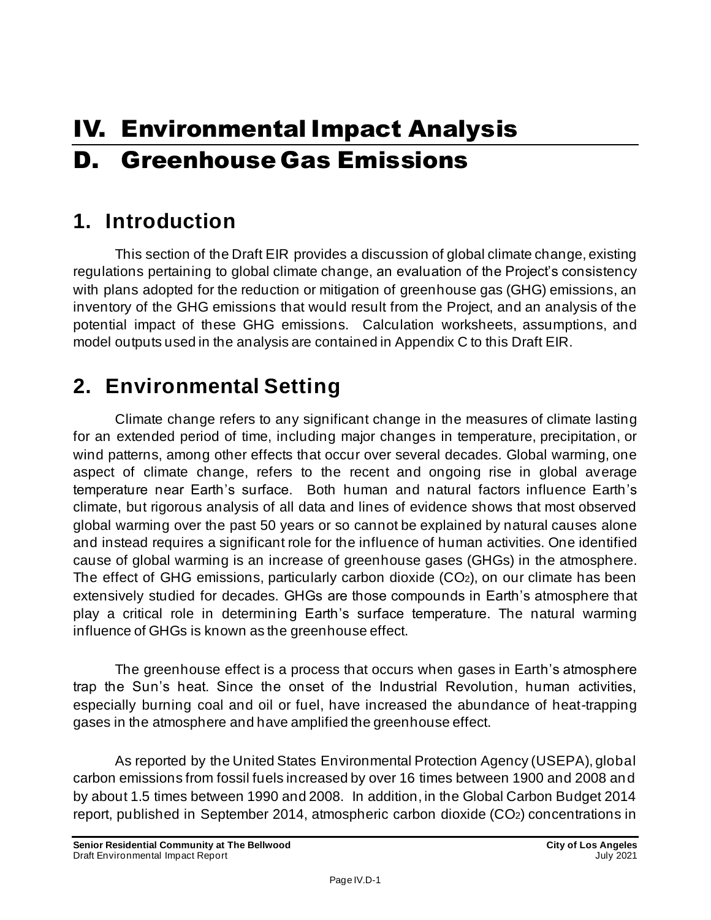# IV. Environmental Impact Analysis

# D. Greenhouse Gas Emissions

## 1. Introduction

This section of the Draft EIR provides a discussion of global climate change, existing regulations pertaining to global climate change, an evaluation of the Project's consistency with plans adopted for the reduction or mitigation of greenhouse gas (GHG) emissions, an inventory of the GHG emissions that would result from the Project, and an analysis of the potential impact of these GHG emissions. Calculation worksheets, assumptions, and model outputs used in the analysis are contained in Appendix C to this Draft EIR.

## 2. Environmental Setting

Climate change refers to any significant change in the measures of climate lasting for an extended period of time, including major changes in temperature, precipitation, or wind patterns, among other effects that occur over several decades. Global warming, one aspect of climate change, refers to the recent and ongoing rise in global average temperature near Earth's surface. Both human and natural factors influence Earth's climate, but rigorous analysis of all data and lines of evidence shows that most observed global warming over the past 50 years or so cannot be explained by natural causes alone and instead requires a significant role for the influence of human activities. One identified cause of global warming is an increase of greenhouse gases (GHGs) in the atmosphere. The effect of GHG emissions, particularly carbon dioxide ($CO_2$), on our climate has been extensively studied for decades. GHGs are those compounds in Earth's atmosphere that play a critical role in determining Earth's surface temperature. The natural warming influence of GHGs is known as the greenhouse effect.

The greenhouse effect is a process that occurs when gases in Earth's atmosphere trap the Sun's heat. Since the onset of the Industrial Revolution, human activities, especially burning coal and oil or fuel, have increased the abundance of heat-trapping gases in the atmosphere and have amplified the greenhouse effect.

As reported by the United States Environmental Protection Agency (USEPA), global carbon emissions from fossil fuels increased by over 16 times between 1900 and 2008 and by about 1.5 times between 1990 and 2008. In addition, in the Global Carbon Budget 2014 report, published in September 2014, atmospheric carbon dioxide ($CO_2$) concentrations in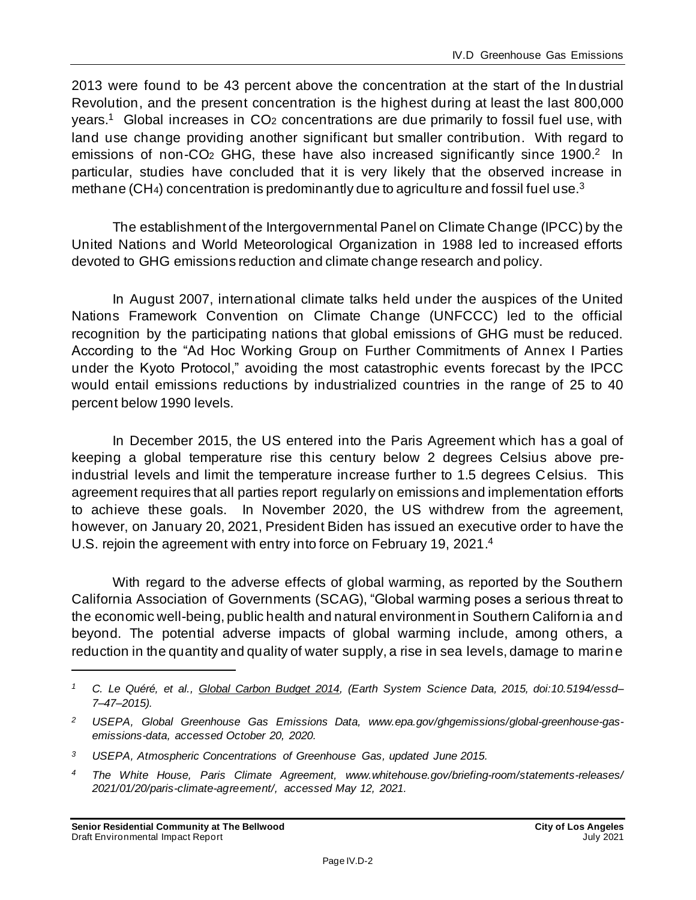2013 were found to be 43 percent above the concentration at the start of the Industrial Revolution, and the present concentration is the highest during at least the last 800,000 years.[1] Global increases in $CO_2$ concentrations are due primarily to fossil fuel use, with land use change providing another significant but smaller contribution. With regard to emissions of non-$CO_2$ GHG, these have also increased significantly since 1900.[2] In particular, studies have concluded that it is very likely that the observed increase in methane ($CH_4$) concentration is predominantly due to agriculture and fossil fuel use.[3]

The establishment of the Intergovernmental Panel on Climate Change (IPCC) by the United Nations and World Meteorological Organization in 1988 led to increased efforts devoted to GHG emissions reduction and climate change research and policy.

In August 2007, international climate talks held under the auspices of the United Nations Framework Convention on Climate Change (UNFCCC) led to the official recognition by the participating nations that global emissions of GHG must be reduced. According to the "Ad Hoc Working Group on Further Commitments of Annex I Parties under the Kyoto Protocol," avoiding the most catastrophic events forecast by the IPCC would entail emissions reductions by industrialized countries in the range of 25 to 40 percent below 1990 levels.

In December 2015, the US entered into the Paris Agreement which has a goal of keeping a global temperature rise this century below 2 degrees Celsius above pre-industrial levels and limit the temperature increase further to 1.5 degrees Celsius. This agreement requires that all parties report regularly on emissions and implementation efforts to achieve these goals. In November 2020, the US withdrew from the agreement, however, on January 20, 2021, President Biden has issued an executive order to have the U.S. rejoin the agreement with entry into force on February 19, 2021.[4]

With regard to the adverse effects of global warming, as reported by the Southern California Association of Governments (SCAG), "Global warming poses a serious threat to the economic well-being, public health and natural environment in Southern California and beyond. The potential adverse impacts of global warming include, among others, a reduction in the quantity and quality of water supply, a rise in sea levels, damage to marine

---

[1] *C. Le Quéré, et al., Global Carbon Budget 2014, (Earth System Science Data, 2015, doi:10.5194/essd–7–47–2015).*

[2] *USEPA, Global Greenhouse Gas Emissions Data, www.epa.gov/ghgemissions/global-greenhouse-gas-emissions-data, accessed October 20, 2020.*

[3] *USEPA, Atmospheric Concentrations of Greenhouse Gas, updated June 2015.*

[4] *The White House, Paris Climate Agreement, www.whitehouse.gov/briefing-room/statements-releases/2021/01/20/paris-climate-agreement/, accessed May 12, 2021.*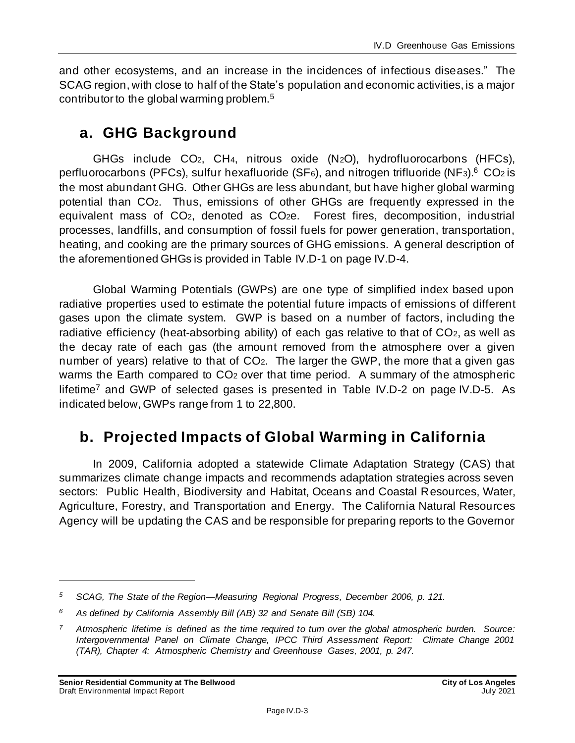and other ecosystems, and an increase in the incidences of infectious diseases." The SCAG region, with close to half of the State's population and economic activities, is a major contributor to the global warming problem.[5]

## a. GHG Background

GHGs include $CO_2$, $CH_4$, nitrous oxide ($N_2O$), hydrofluorocarbons (HFCs), perfluorocarbons (PFCs), sulfur hexafluoride ($SF_6$), and nitrogen trifluoride ($NF_3$).[6] $CO_2$ is the most abundant GHG. Other GHGs are less abundant, but have higher global warming potential than $CO_2$. Thus, emissions of other GHGs are frequently expressed in the equivalent mass of $CO_2$, denoted as $CO_2e$. Forest fires, decomposition, industrial processes, landfills, and consumption of fossil fuels for power generation, transportation, heating, and cooking are the primary sources of GHG emissions. A general description of the aforementioned GHGs is provided in Table IV.D-1 on page IV.D-4.

Global Warming Potentials (GWPs) are one type of simplified index based upon radiative properties used to estimate the potential future impacts of emissions of different gases upon the climate system. GWP is based on a number of factors, including the radiative efficiency (heat-absorbing ability) of each gas relative to that of $CO_2$, as well as the decay rate of each gas (the amount removed from the atmosphere over a given number of years) relative to that of $CO_2$. The larger the GWP, the more that a given gas warms the Earth compared to $CO_2$ over that time period. A summary of the atmospheric lifetime[7] and GWP of selected gases is presented in Table IV.D-2 on page IV.D-5. As indicated below, GWPs range from 1 to 22,800.

## b. Projected Impacts of Global Warming in California

In 2009, California adopted a statewide Climate Adaptation Strategy (CAS) that summarizes climate change impacts and recommends adaptation strategies across seven sectors: Public Health, Biodiversity and Habitat, Oceans and Coastal Resources, Water, Agriculture, Forestry, and Transportation and Energy. The California Natural Resources Agency will be updating the CAS and be responsible for preparing reports to the Governor

---

[5] *SCAG, The State of the Region—Measuring Regional Progress, December 2006, p. 121.*

[6] *As defined by California Assembly Bill (AB) 32 and Senate Bill (SB) 104.*

[7] *Atmospheric lifetime is defined as the time required to turn over the global atmospheric burden. Source: Intergovernmental Panel on Climate Change, IPCC Third Assessment Report: Climate Change 2001 (TAR), Chapter 4: Atmospheric Chemistry and Greenhouse Gases, 2001, p. 247.*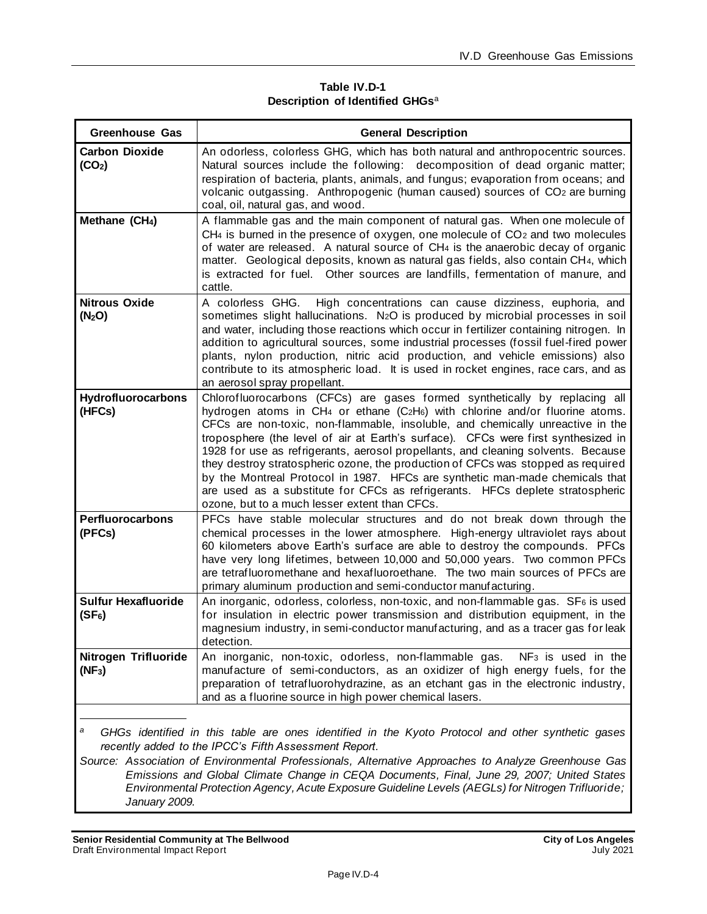**Table IV.D-1**
**Description of Identified GHGs**[a]

| Greenhouse Gas | General Description |
|---|---|
| **Carbon Dioxide ($CO_2$)** | An odorless, colorless GHG, which has both natural and anthropocentric sources. Natural sources include the following: decomposition of dead organic matter; respiration of bacteria, plants, animals, and fungus; evaporation from oceans; and volcanic outgassing. Anthropogenic (human caused) sources of $CO_2$ are burning coal, oil, natural gas, and wood. |
| **Methane ($CH_4$)** | A flammable gas and the main component of natural gas. When one molecule of $CH_4$ is burned in the presence of oxygen, one molecule of $CO_2$ and two molecules of water are released. A natural source of $CH_4$ is the anaerobic decay of organic matter. Geological deposits, known as natural gas fields, also contain $CH_4$, which is extracted for fuel. Other sources are landfills, fermentation of manure, and cattle. |
| **Nitrous Oxide ($N_2O$)** | A colorless GHG. High concentrations can cause dizziness, euphoria, and sometimes slight hallucinations. $N_2O$ is produced by microbial processes in soil and water, including those reactions which occur in fertilizer containing nitrogen. In addition to agricultural sources, some industrial processes (fossil fuel-fired power plants, nylon production, nitric acid production, and vehicle emissions) also contribute to its atmospheric load. It is used in rocket engines, race cars, and as an aerosol spray propellant. |
| **Hydrofluorocarbons (HFCs)** | Chlorofluorocarbons (CFCs) are gases formed synthetically by replacing all hydrogen atoms in $CH_4$ or ethane ($C_2H_6$) with chlorine and/or fluorine atoms. CFCs are non-toxic, non-flammable, insoluble, and chemically unreactive in the troposphere (the level of air at Earth's surface). CFCs were first synthesized in 1928 for use as refrigerants, aerosol propellants, and cleaning solvents. Because they destroy stratospheric ozone, the production of CFCs was stopped as required by the Montreal Protocol in 1987. HFCs are synthetic man-made chemicals that are used as a substitute for CFCs as refrigerants. HFCs deplete stratospheric ozone, but to a much lesser extent than CFCs. |
| **Perfluorocarbons (PFCs)** | PFCs have stable molecular structures and do not break down through the chemical processes in the lower atmosphere. High-energy ultraviolet rays about 60 kilometers above Earth's surface are able to destroy the compounds. PFCs have very long lifetimes, between 10,000 and 50,000 years. Two common PFCs are tetrafluoromethane and hexafluoroethane. The two main sources of PFCs are primary aluminum production and semi-conductor manufacturing. |
| **Sulfur Hexafluoride ($SF_6$)** | An inorganic, odorless, colorless, non-toxic, and non-flammable gas. $SF_6$ is used for insulation in electric power transmission and distribution equipment, in the magnesium industry, in semi-conductor manufacturing, and as a tracer gas for leak detection. |
| **Nitrogen Trifluoride ($NF_3$)** | An inorganic, non-toxic, odorless, non-flammable gas. $NF_3$ is used in the manufacture of semi-conductors, as an oxidizer of high energy fuels, for the preparation of tetrafluorohydrazine, as an etchant gas in the electronic industry, and as a fluorine source in high power chemical lasers. |

[a] *GHGs identified in this table are ones identified in the Kyoto Protocol and other synthetic gases recently added to the IPCC's Fifth Assessment Report.*

*Source: Association of Environmental Professionals, Alternative Approaches to Analyze Greenhouse Gas Emissions and Global Climate Change in CEQA Documents, Final, June 29, 2007; United States Environmental Protection Agency, Acute Exposure Guideline Levels (AEGLs) for Nitrogen Trifluoride; January 2009.*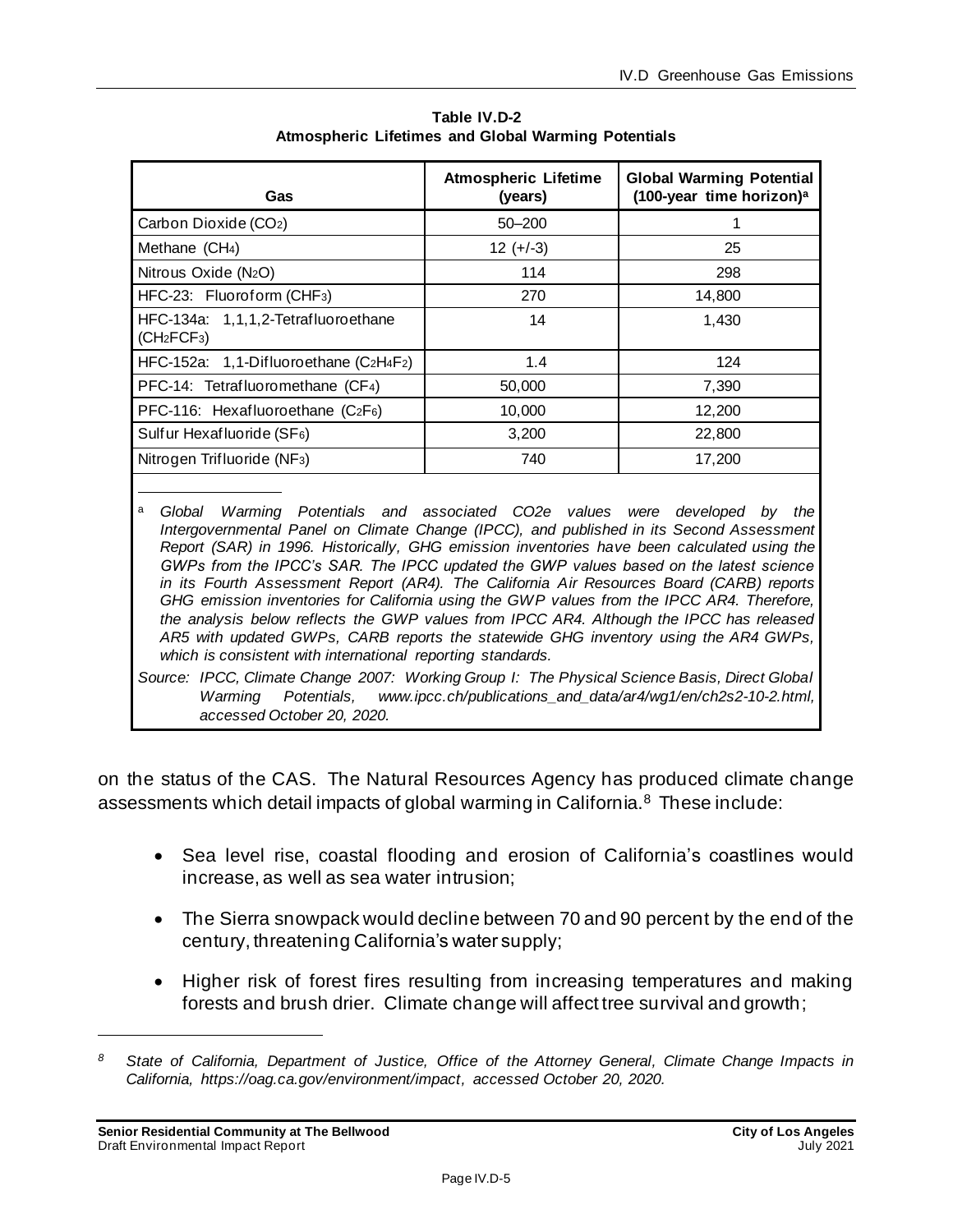**Table IV.D-2**
**Atmospheric Lifetimes and Global Warming Potentials**

| Gas | Atmospheric Lifetime (years) | Global Warming Potential (100-year time horizon)[a] |
|---|---|---|
| Carbon Dioxide ($CO_2$) | 50–200 | 1 |
| Methane ($CH_4$) | 12 (+/-3) | 25 |
| Nitrous Oxide ($N_2O$) | 114 | 298 |
| HFC-23: Fluoroform ($CHF_3$) | 270 | 14,800 |
| HFC-134a: 1,1,1,2-Tetrafluoroethane ($CH_2FCF_3$) | 14 | 1,430 |
| HFC-152a: 1,1-Difluoroethane ($C_2H_4F_2$) | 1.4 | 124 |
| PFC-14: Tetrafluoromethane ($CF_4$) | 50,000 | 7,390 |
| PFC-116: Hexafluoroethane ($C_2F_6$) | 10,000 | 12,200 |
| Sulfur Hexafluoride ($SF_6$) | 3,200 | 22,800 |
| Nitrogen Trifluoride ($NF_3$) | 740 | 17,200 |

[a] *Global Warming Potentials and associated CO2e values were developed by the Intergovernmental Panel on Climate Change (IPCC), and published in its Second Assessment Report (SAR) in 1996. Historically, GHG emission inventories have been calculated using the GWPs from the IPCC's SAR. The IPCC updated the GWP values based on the latest science in its Fourth Assessment Report (AR4). The California Air Resources Board (CARB) reports GHG emission inventories for California using the GWP values from the IPCC AR4. Therefore, the analysis below reflects the GWP values from IPCC AR4. Although the IPCC has released AR5 with updated GWPs, CARB reports the statewide GHG inventory using the AR4 GWPs, which is consistent with international reporting standards.*

*Source: IPCC, Climate Change 2007: Working Group I: The Physical Science Basis, Direct Global Warming Potentials, www.ipcc.ch/publications_and_data/ar4/wg1/en/ch2s2-10-2.html, accessed October 20, 2020.*

on the status of the CAS. The Natural Resources Agency has produced climate change assessments which detail impacts of global warming in California.[8] These include:

- Sea level rise, coastal flooding and erosion of California's coastlines would increase, as well as sea water intrusion;
- The Sierra snowpack would decline between 70 and 90 percent by the end of the century, threatening California's water supply;
- Higher risk of forest fires resulting from increasing temperatures and making forests and brush drier. Climate change will affect tree survival and growth;

[8] *State of California, Department of Justice, Office of the Attorney General, Climate Change Impacts in California, https://oag.ca.gov/environment/impact, accessed October 20, 2020.*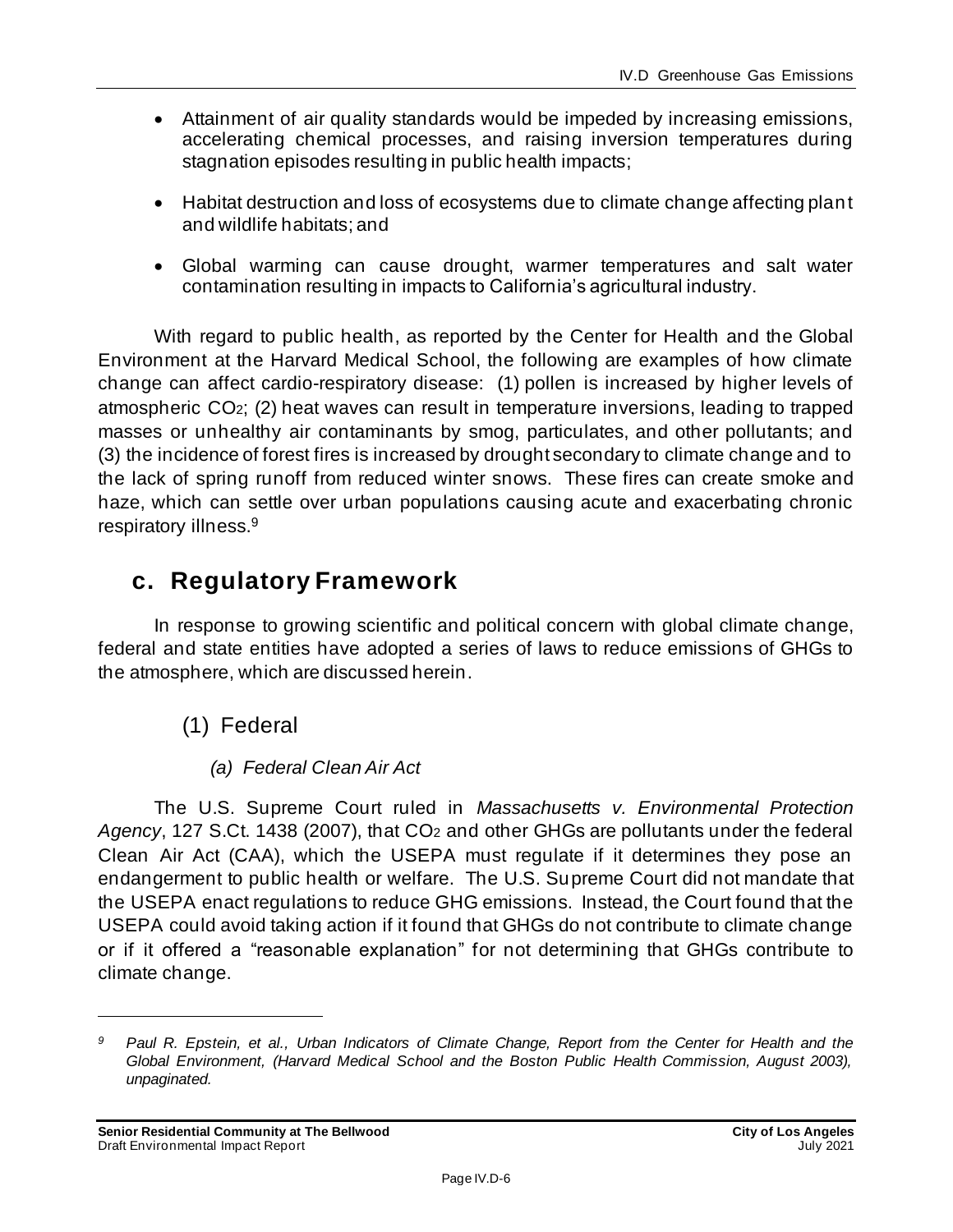- Attainment of air quality standards would be impeded by increasing emissions, accelerating chemical processes, and raising inversion temperatures during stagnation episodes resulting in public health impacts;
- Habitat destruction and loss of ecosystems due to climate change affecting plant and wildlife habitats; and
- Global warming can cause drought, warmer temperatures and salt water contamination resulting in impacts to California's agricultural industry.

With regard to public health, as reported by the Center for Health and the Global Environment at the Harvard Medical School, the following are examples of how climate change can affect cardio-respiratory disease: (1) pollen is increased by higher levels of atmospheric $CO_2$; (2) heat waves can result in temperature inversions, leading to trapped masses or unhealthy air contaminants by smog, particulates, and other pollutants; and (3) the incidence of forest fires is increased by drought secondary to climate change and to the lack of spring runoff from reduced winter snows. These fires can create smoke and haze, which can settle over urban populations causing acute and exacerbating chronic respiratory illness.[9]

## c. Regulatory Framework

In response to growing scientific and political concern with global climate change, federal and state entities have adopted a series of laws to reduce emissions of GHGs to the atmosphere, which are discussed herein.

### (1) Federal

#### *(a) Federal Clean Air Act*

The U.S. Supreme Court ruled in *Massachusetts v. Environmental Protection Agency*, 127 S.Ct. 1438 (2007), that $CO_2$ and other GHGs are pollutants under the federal Clean Air Act (CAA), which the USEPA must regulate if it determines they pose an endangerment to public health or welfare. The U.S. Supreme Court did not mandate that the USEPA enact regulations to reduce GHG emissions. Instead, the Court found that the USEPA could avoid taking action if it found that GHGs do not contribute to climate change or if it offered a "reasonable explanation" for not determining that GHGs contribute to climate change.

---

*[9] Paul R. Epstein, et al., Urban Indicators of Climate Change, Report from the Center for Health and the Global Environment, (Harvard Medical School and the Boston Public Health Commission, August 2003), unpaginated.*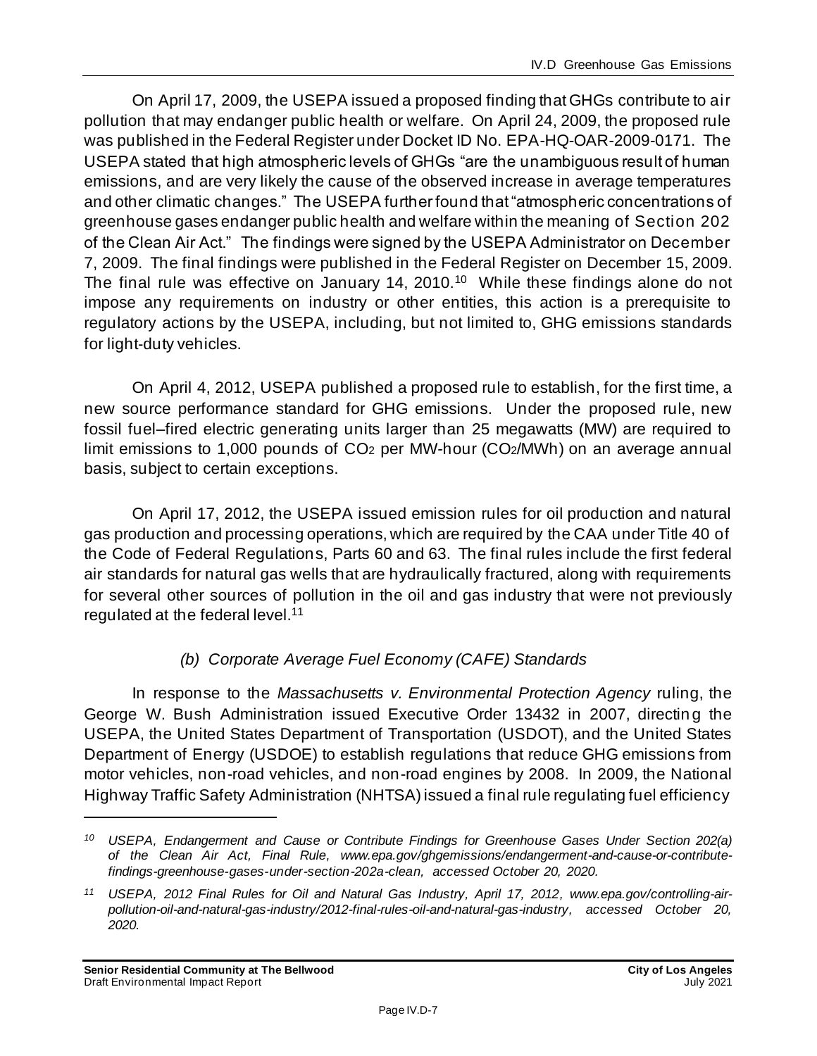On April 17, 2009, the USEPA issued a proposed finding that GHGs contribute to air pollution that may endanger public health or welfare. On April 24, 2009, the proposed rule was published in the Federal Register under Docket ID No. EPA-HQ-OAR-2009-0171. The USEPA stated that high atmospheric levels of GHGs "are the unambiguous result of human emissions, and are very likely the cause of the observed increase in average temperatures and other climatic changes." The USEPA further found that "atmospheric concentrations of greenhouse gases endanger public health and welfare within the meaning of Section 202 of the Clean Air Act." The findings were signed by the USEPA Administrator on December 7, 2009. The final findings were published in the Federal Register on December 15, 2009. The final rule was effective on January 14, 2010.[10] While these findings alone do not impose any requirements on industry or other entities, this action is a prerequisite to regulatory actions by the USEPA, including, but not limited to, GHG emissions standards for light-duty vehicles.

On April 4, 2012, USEPA published a proposed rule to establish, for the first time, a new source performance standard for GHG emissions. Under the proposed rule, new fossil fuel–fired electric generating units larger than 25 megawatts (MW) are required to limit emissions to 1,000 pounds of $CO_2$ per MW-hour ($CO_2$/MWh) on an average annual basis, subject to certain exceptions.

On April 17, 2012, the USEPA issued emission rules for oil production and natural gas production and processing operations, which are required by the CAA under Title 40 of the Code of Federal Regulations, Parts 60 and 63. The final rules include the first federal air standards for natural gas wells that are hydraulically fractured, along with requirements for several other sources of pollution in the oil and gas industry that were not previously regulated at the federal level.[11]

#### *(b) Corporate Average Fuel Economy (CAFE) Standards*

In response to the *Massachusetts v. Environmental Protection Agency* ruling, the George W. Bush Administration issued Executive Order 13432 in 2007, directing the USEPA, the United States Department of Transportation (USDOT), and the United States Department of Energy (USDOE) to establish regulations that reduce GHG emissions from motor vehicles, non-road vehicles, and non-road engines by 2008. In 2009, the National Highway Traffic Safety Administration (NHTSA) issued a final rule regulating fuel efficiency

---

*[10] USEPA, Endangerment and Cause or Contribute Findings for Greenhouse Gases Under Section 202(a) of the Clean Air Act, Final Rule, www.epa.gov/ghgemissions/endangerment-and-cause-or-contribute-findings-greenhouse-gases-under-section-202a-clean, accessed October 20, 2020.*

*[11] USEPA, 2012 Final Rules for Oil and Natural Gas Industry, April 17, 2012, www.epa.gov/controlling-air-pollution-oil-and-natural-gas-industry/2012-final-rules-oil-and-natural-gas-industry, accessed October 20, 2020.*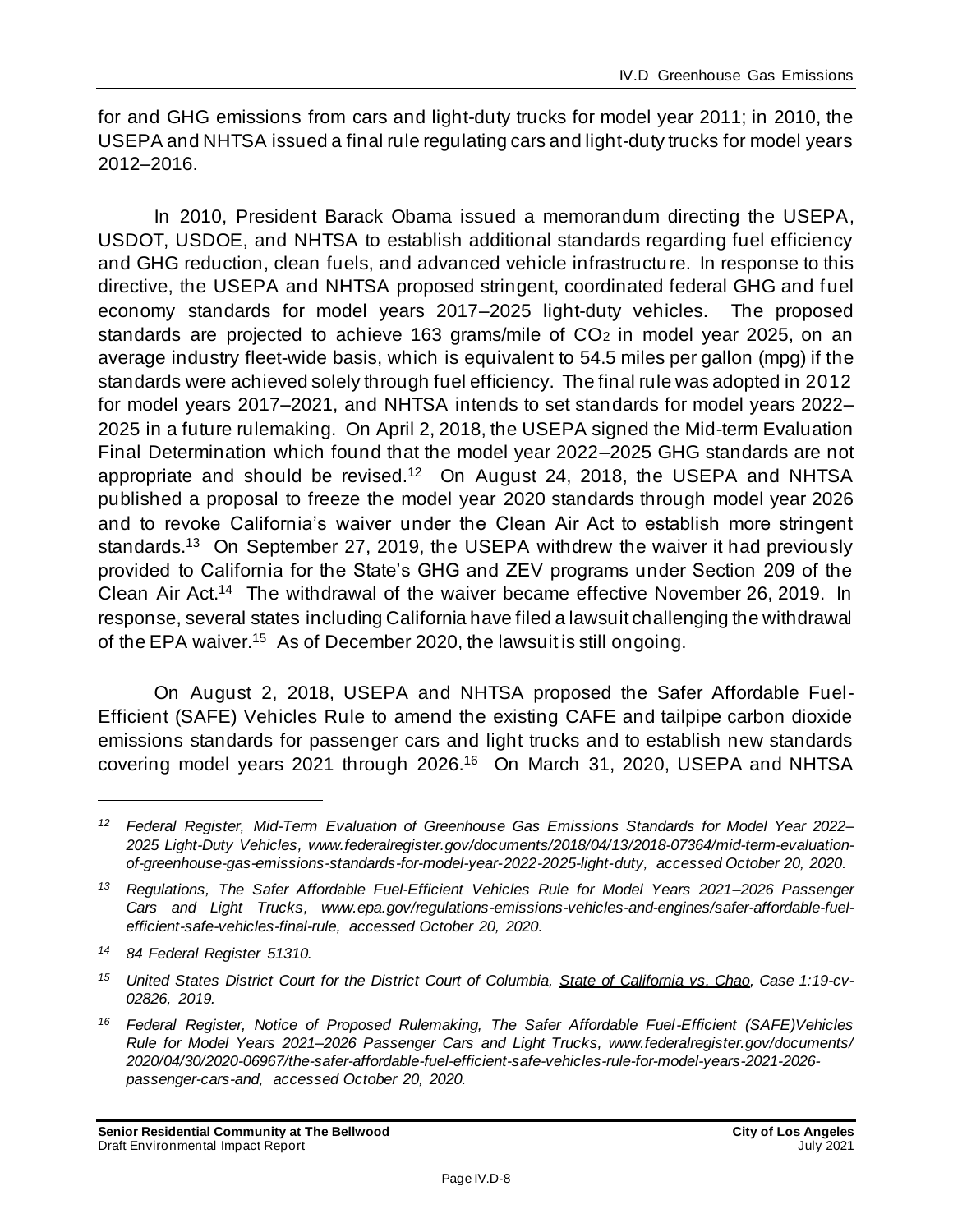for and GHG emissions from cars and light-duty trucks for model year 2011; in 2010, the USEPA and NHTSA issued a final rule regulating cars and light-duty trucks for model years 2012–2016.

In 2010, President Barack Obama issued a memorandum directing the USEPA, USDOT, USDOE, and NHTSA to establish additional standards regarding fuel efficiency and GHG reduction, clean fuels, and advanced vehicle infrastructure. In response to this directive, the USEPA and NHTSA proposed stringent, coordinated federal GHG and fuel economy standards for model years 2017–2025 light-duty vehicles. The proposed standards are projected to achieve 163 grams/mile of $CO_2$ in model year 2025, on an average industry fleet-wide basis, which is equivalent to 54.5 miles per gallon (mpg) if the standards were achieved solely through fuel efficiency. The final rule was adopted in 2012 for model years 2017–2021, and NHTSA intends to set standards for model years 2022–2025 in a future rulemaking. On April 2, 2018, the USEPA signed the Mid-term Evaluation Final Determination which found that the model year 2022–2025 GHG standards are not appropriate and should be revised.[12] On August 24, 2018, the USEPA and NHTSA published a proposal to freeze the model year 2020 standards through model year 2026 and to revoke California's waiver under the Clean Air Act to establish more stringent standards.[13] On September 27, 2019, the USEPA withdrew the waiver it had previously provided to California for the State's GHG and ZEV programs under Section 209 of the Clean Air Act.[14] The withdrawal of the waiver became effective November 26, 2019. In response, several states including California have filed a lawsuit challenging the withdrawal of the EPA waiver.[15] As of December 2020, the lawsuit is still ongoing.

On August 2, 2018, USEPA and NHTSA proposed the Safer Affordable Fuel-Efficient (SAFE) Vehicles Rule to amend the existing CAFE and tailpipe carbon dioxide emissions standards for passenger cars and light trucks and to establish new standards covering model years 2021 through 2026.[16] On March 31, 2020, USEPA and NHTSA

---

*[12] Federal Register, Mid-Term Evaluation of Greenhouse Gas Emissions Standards for Model Year 2022–2025 Light-Duty Vehicles, www.federalregister.gov/documents/2018/04/13/2018-07364/mid-term-evaluation-of-greenhouse-gas-emissions-standards-for-model-year-2022-2025-light-duty, accessed October 20, 2020.*

*[13] Regulations, The Safer Affordable Fuel-Efficient Vehicles Rule for Model Years 2021–2026 Passenger Cars and Light Trucks, www.epa.gov/regulations-emissions-vehicles-and-engines/safer-affordable-fuel-efficient-safe-vehicles-final-rule, accessed October 20, 2020.*

*[14] 84 Federal Register 51310.*

*[15] United States District Court for the District Court of Columbia, State of California vs. Chao, Case 1:19-cv-02826, 2019.*

*[16] Federal Register, Notice of Proposed Rulemaking, The Safer Affordable Fuel-Efficient (SAFE)Vehicles Rule for Model Years 2021–2026 Passenger Cars and Light Trucks, www.federalregister.gov/documents/2020/04/30/2020-06967/the-safer-affordable-fuel-efficient-safe-vehicles-rule-for-model-years-2021-2026-passenger-cars-and, accessed October 20, 2020.*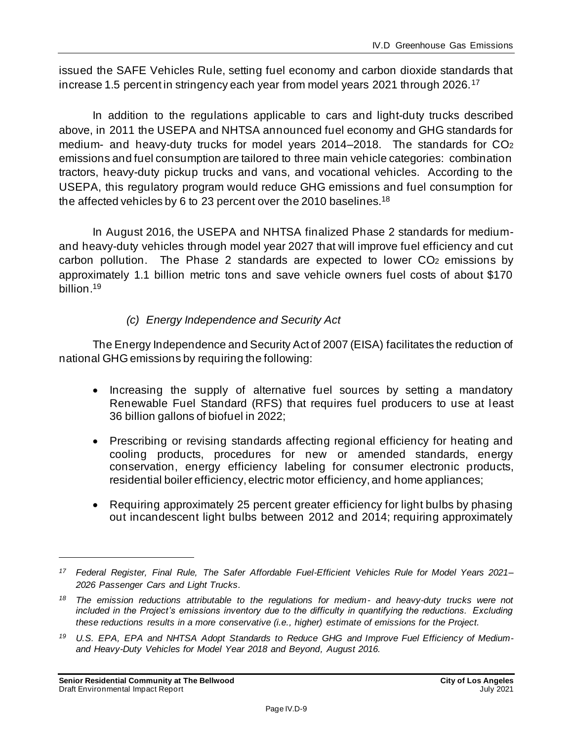issued the SAFE Vehicles Rule, setting fuel economy and carbon dioxide standards that increase 1.5 percent in stringency each year from model years 2021 through 2026.[17]

In addition to the regulations applicable to cars and light-duty trucks described above, in 2011 the USEPA and NHTSA announced fuel economy and GHG standards for medium- and heavy-duty trucks for model years 2014–2018. The standards for $CO_2$ emissions and fuel consumption are tailored to three main vehicle categories: combination tractors, heavy-duty pickup trucks and vans, and vocational vehicles. According to the USEPA, this regulatory program would reduce GHG emissions and fuel consumption for the affected vehicles by 6 to 23 percent over the 2010 baselines.[18]

In August 2016, the USEPA and NHTSA finalized Phase 2 standards for medium- and heavy-duty vehicles through model year 2027 that will improve fuel efficiency and cut carbon pollution. The Phase 2 standards are expected to lower $CO_2$ emissions by approximately 1.1 billion metric tons and save vehicle owners fuel costs of about $170 billion.[19]

#### *(c) Energy Independence and Security Act*

The Energy Independence and Security Act of 2007 (EISA) facilitates the reduction of national GHG emissions by requiring the following:

- Increasing the supply of alternative fuel sources by setting a mandatory Renewable Fuel Standard (RFS) that requires fuel producers to use at least 36 billion gallons of biofuel in 2022;
- Prescribing or revising standards affecting regional efficiency for heating and cooling products, procedures for new or amended standards, energy conservation, energy efficiency labeling for consumer electronic products, residential boiler efficiency, electric motor efficiency, and home appliances;
- Requiring approximately 25 percent greater efficiency for light bulbs by phasing out incandescent light bulbs between 2012 and 2014; requiring approximately

---

*[17] Federal Register, Final Rule, The Safer Affordable Fuel-Efficient Vehicles Rule for Model Years 2021–2026 Passenger Cars and Light Trucks.*

*[18] The emission reductions attributable to the regulations for medium- and heavy-duty trucks were not included in the Project's emissions inventory due to the difficulty in quantifying the reductions. Excluding these reductions results in a more conservative (i.e., higher) estimate of emissions for the Project.*

*[19] U.S. EPA, EPA and NHTSA Adopt Standards to Reduce GHG and Improve Fuel Efficiency of Medium- and Heavy-Duty Vehicles for Model Year 2018 and Beyond, August 2016.*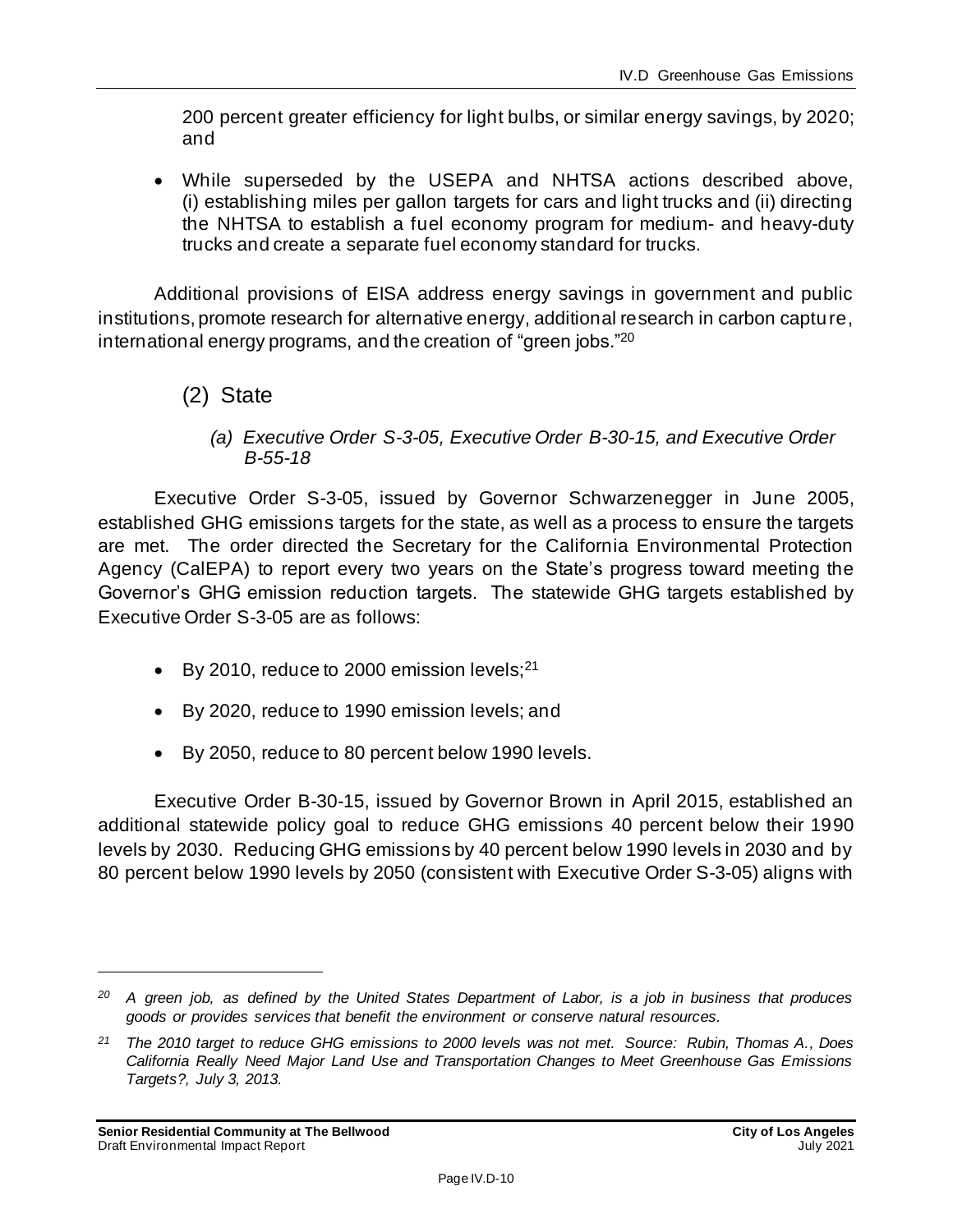200 percent greater efficiency for light bulbs, or similar energy savings, by 2020; and

- While superseded by the USEPA and NHTSA actions described above, (i) establishing miles per gallon targets for cars and light trucks and (ii) directing the NHTSA to establish a fuel economy program for medium- and heavy-duty trucks and create a separate fuel economy standard for trucks.

Additional provisions of EISA address energy savings in government and public institutions, promote research for alternative energy, additional research in carbon capture, international energy programs, and the creation of "green jobs."[20]

## (2) State

### *(a) Executive Order S-3-05, Executive Order B-30-15, and Executive Order B-55-18*

Executive Order S-3-05, issued by Governor Schwarzenegger in June 2005, established GHG emissions targets for the state, as well as a process to ensure the targets are met. The order directed the Secretary for the California Environmental Protection Agency (CalEPA) to report every two years on the State's progress toward meeting the Governor's GHG emission reduction targets. The statewide GHG targets established by Executive Order S-3-05 are as follows:

- By 2010, reduce to 2000 emission levels;[21]
- By 2020, reduce to 1990 emission levels; and
- By 2050, reduce to 80 percent below 1990 levels.

Executive Order B-30-15, issued by Governor Brown in April 2015, established an additional statewide policy goal to reduce GHG emissions 40 percent below their 1990 levels by 2030. Reducing GHG emissions by 40 percent below 1990 levels in 2030 and by 80 percent below 1990 levels by 2050 (consistent with Executive Order S-3-05) aligns with

---

[20] *A green job, as defined by the United States Department of Labor, is a job in business that produces goods or provides services that benefit the environment or conserve natural resources.*

[21] *The 2010 target to reduce GHG emissions to 2000 levels was not met. Source: Rubin, Thomas A., Does California Really Need Major Land Use and Transportation Changes to Meet Greenhouse Gas Emissions Targets?, July 3, 2013.*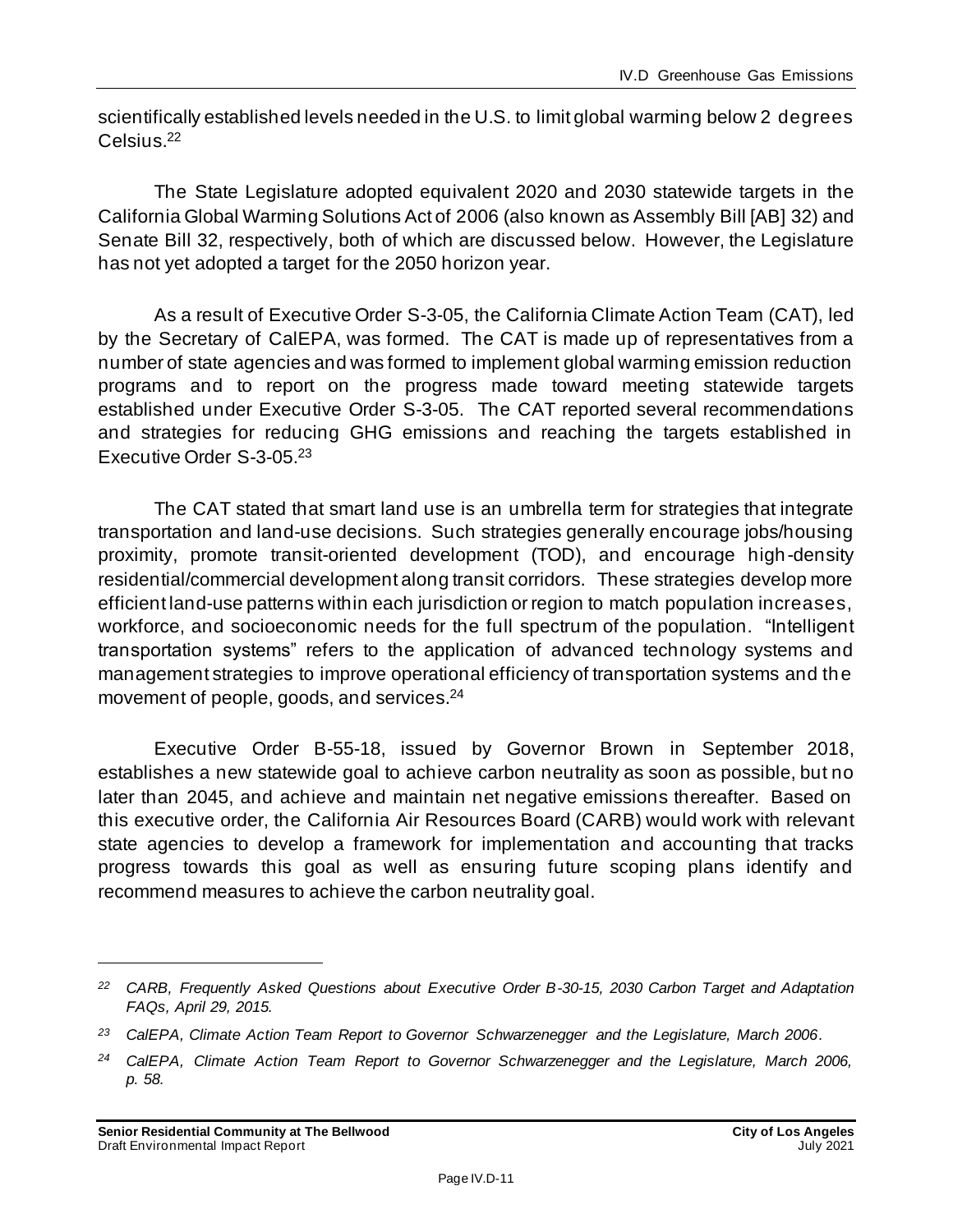scientifically established levels needed in the U.S. to limit global warming below 2 degrees Celsius.[22]

The State Legislature adopted equivalent 2020 and 2030 statewide targets in the California Global Warming Solutions Act of 2006 (also known as Assembly Bill [AB] 32) and Senate Bill 32, respectively, both of which are discussed below. However, the Legislature has not yet adopted a target for the 2050 horizon year.

As a result of Executive Order S-3-05, the California Climate Action Team (CAT), led by the Secretary of CalEPA, was formed. The CAT is made up of representatives from a number of state agencies and was formed to implement global warming emission reduction programs and to report on the progress made toward meeting statewide targets established under Executive Order S-3-05. The CAT reported several recommendations and strategies for reducing GHG emissions and reaching the targets established in Executive Order S-3-05.[23]

The CAT stated that smart land use is an umbrella term for strategies that integrate transportation and land-use decisions. Such strategies generally encourage jobs/housing proximity, promote transit-oriented development (TOD), and encourage high-density residential/commercial development along transit corridors. These strategies develop more efficient land-use patterns within each jurisdiction or region to match population increases, workforce, and socioeconomic needs for the full spectrum of the population. "Intelligent transportation systems" refers to the application of advanced technology systems and management strategies to improve operational efficiency of transportation systems and the movement of people, goods, and services.[24]

Executive Order B-55-18, issued by Governor Brown in September 2018, establishes a new statewide goal to achieve carbon neutrality as soon as possible, but no later than 2045, and achieve and maintain net negative emissions thereafter. Based on this executive order, the California Air Resources Board (CARB) would work with relevant state agencies to develop a framework for implementation and accounting that tracks progress towards this goal as well as ensuring future scoping plans identify and recommend measures to achieve the carbon neutrality goal.

---

*[22] CARB, Frequently Asked Questions about Executive Order B-30-15, 2030 Carbon Target and Adaptation FAQs, April 29, 2015.*

*[23] CalEPA, Climate Action Team Report to Governor Schwarzenegger and the Legislature, March 2006.*

*[24] CalEPA, Climate Action Team Report to Governor Schwarzenegger and the Legislature, March 2006, p. 58.*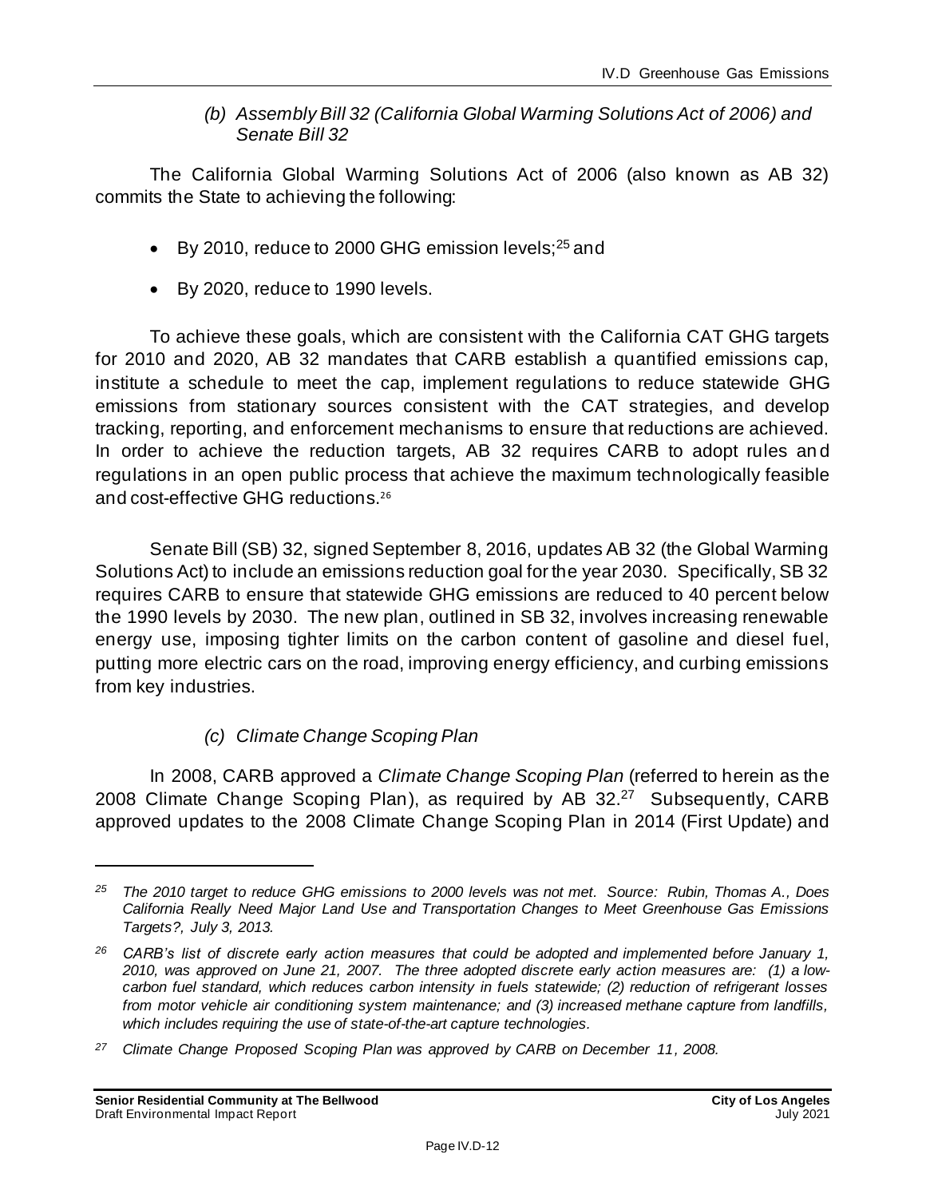*(b) Assembly Bill 32 (California Global Warming Solutions Act of 2006) and Senate Bill 32*

The California Global Warming Solutions Act of 2006 (also known as AB 32) commits the State to achieving the following:

- By 2010, reduce to 2000 GHG emission levels;[25] and
- By 2020, reduce to 1990 levels.

To achieve these goals, which are consistent with the California CAT GHG targets for 2010 and 2020, AB 32 mandates that CARB establish a quantified emissions cap, institute a schedule to meet the cap, implement regulations to reduce statewide GHG emissions from stationary sources consistent with the CAT strategies, and develop tracking, reporting, and enforcement mechanisms to ensure that reductions are achieved. In order to achieve the reduction targets, AB 32 requires CARB to adopt rules and regulations in an open public process that achieve the maximum technologically feasible and cost-effective GHG reductions.[26]

Senate Bill (SB) 32, signed September 8, 2016, updates AB 32 (the Global Warming Solutions Act) to include an emissions reduction goal for the year 2030. Specifically, SB 32 requires CARB to ensure that statewide GHG emissions are reduced to 40 percent below the 1990 levels by 2030. The new plan, outlined in SB 32, involves increasing renewable energy use, imposing tighter limits on the carbon content of gasoline and diesel fuel, putting more electric cars on the road, improving energy efficiency, and curbing emissions from key industries.

*(c) Climate Change Scoping Plan*

In 2008, CARB approved a *Climate Change Scoping Plan* (referred to herein as the 2008 Climate Change Scoping Plan), as required by AB 32.[27] Subsequently, CARB approved updates to the 2008 Climate Change Scoping Plan in 2014 (First Update) and

---

*[25] The 2010 target to reduce GHG emissions to 2000 levels was not met. Source: Rubin, Thomas A., Does California Really Need Major Land Use and Transportation Changes to Meet Greenhouse Gas Emissions Targets?, July 3, 2013.*

*[26] CARB's list of discrete early action measures that could be adopted and implemented before January 1, 2010, was approved on June 21, 2007. The three adopted discrete early action measures are: (1) a low-carbon fuel standard, which reduces carbon intensity in fuels statewide; (2) reduction of refrigerant losses from motor vehicle air conditioning system maintenance; and (3) increased methane capture from landfills, which includes requiring the use of state-of-the-art capture technologies.*

*[27] Climate Change Proposed Scoping Plan was approved by CARB on December 11, 2008.*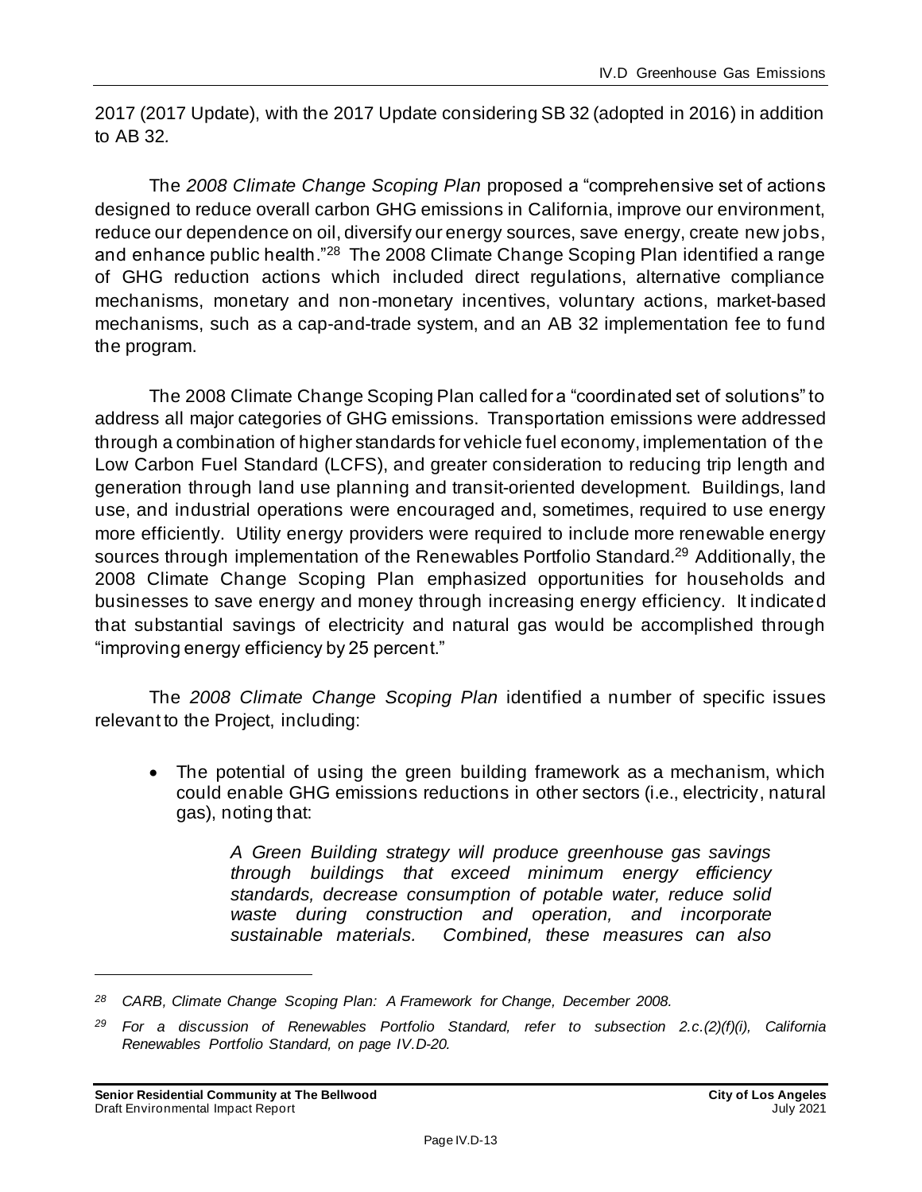2017 (2017 Update), with the 2017 Update considering SB 32 (adopted in 2016) in addition to AB 32.

The *2008 Climate Change Scoping Plan* proposed a "comprehensive set of actions designed to reduce overall carbon GHG emissions in California, improve our environment, reduce our dependence on oil, diversify our energy sources, save energy, create new jobs, and enhance public health."[28] The 2008 Climate Change Scoping Plan identified a range of GHG reduction actions which included direct regulations, alternative compliance mechanisms, monetary and non-monetary incentives, voluntary actions, market-based mechanisms, such as a cap-and-trade system, and an AB 32 implementation fee to fund the program.

The 2008 Climate Change Scoping Plan called for a "coordinated set of solutions" to address all major categories of GHG emissions. Transportation emissions were addressed through a combination of higher standards for vehicle fuel economy, implementation of the Low Carbon Fuel Standard (LCFS), and greater consideration to reducing trip length and generation through land use planning and transit-oriented development. Buildings, land use, and industrial operations were encouraged and, sometimes, required to use energy more efficiently. Utility energy providers were required to include more renewable energy sources through implementation of the Renewables Portfolio Standard.[29] Additionally, the 2008 Climate Change Scoping Plan emphasized opportunities for households and businesses to save energy and money through increasing energy efficiency. It indicated that substantial savings of electricity and natural gas would be accomplished through "improving energy efficiency by 25 percent."

The *2008 Climate Change Scoping Plan* identified a number of specific issues relevant to the Project, including:

- The potential of using the green building framework as a mechanism, which could enable GHG emissions reductions in other sectors (i.e., electricity, natural gas), noting that:

  > *A Green Building strategy will produce greenhouse gas savings through buildings that exceed minimum energy efficiency standards, decrease consumption of potable water, reduce solid waste during construction and operation, and incorporate sustainable materials. Combined, these measures can also*

---

*[28] CARB, Climate Change Scoping Plan: A Framework for Change, December 2008.*

*[29] For a discussion of Renewables Portfolio Standard, refer to subsection 2.c.(2)(f)(i), California Renewables Portfolio Standard, on page IV.D-20.*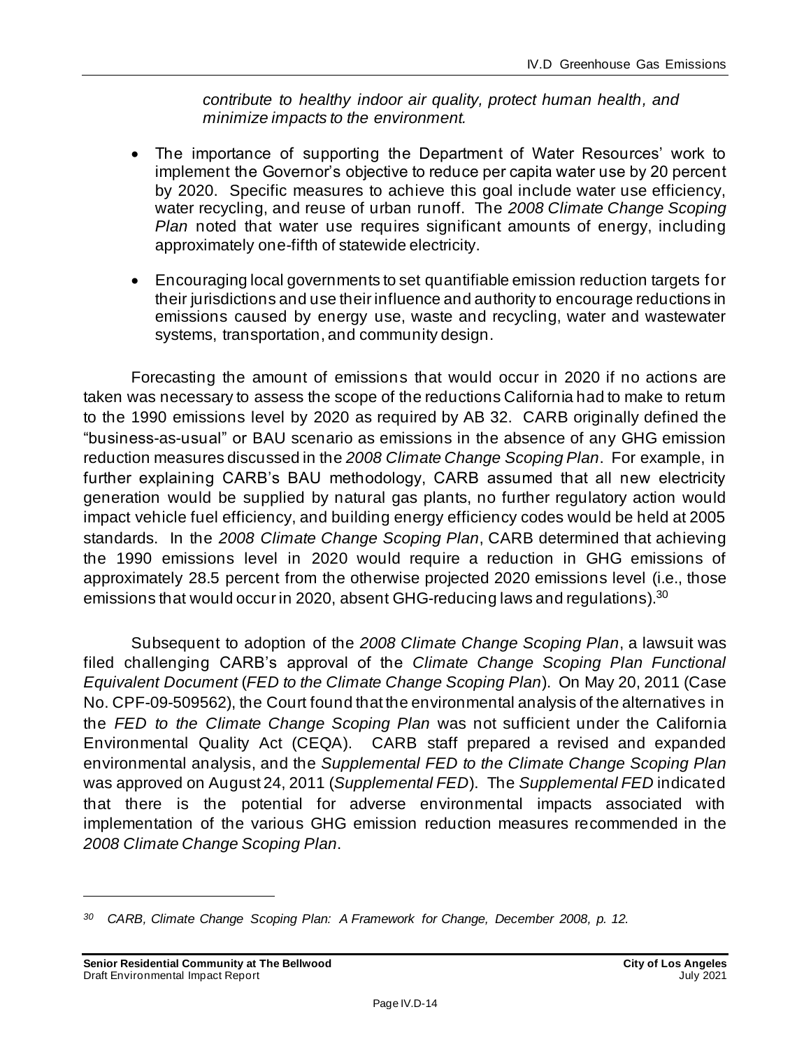*contribute to healthy indoor air quality, protect human health, and minimize impacts to the environment.*

- The importance of supporting the Department of Water Resources' work to implement the Governor's objective to reduce per capita water use by 20 percent by 2020. Specific measures to achieve this goal include water use efficiency, water recycling, and reuse of urban runoff. The *2008 Climate Change Scoping Plan* noted that water use requires significant amounts of energy, including approximately one-fifth of statewide electricity.

- Encouraging local governments to set quantifiable emission reduction targets for their jurisdictions and use their influence and authority to encourage reductions in emissions caused by energy use, waste and recycling, water and wastewater systems, transportation, and community design.

Forecasting the amount of emissions that would occur in 2020 if no actions are taken was necessary to assess the scope of the reductions California had to make to return to the 1990 emissions level by 2020 as required by AB 32. CARB originally defined the "business-as-usual" or BAU scenario as emissions in the absence of any GHG emission reduction measures discussed in the *2008 Climate Change Scoping Plan*. For example, in further explaining CARB's BAU methodology, CARB assumed that all new electricity generation would be supplied by natural gas plants, no further regulatory action would impact vehicle fuel efficiency, and building energy efficiency codes would be held at 2005 standards. In the *2008 Climate Change Scoping Plan*, CARB determined that achieving the 1990 emissions level in 2020 would require a reduction in GHG emissions of approximately 28.5 percent from the otherwise projected 2020 emissions level (i.e., those emissions that would occur in 2020, absent GHG-reducing laws and regulations).[30]

Subsequent to adoption of the *2008 Climate Change Scoping Plan*, a lawsuit was filed challenging CARB's approval of the *Climate Change Scoping Plan Functional Equivalent Document* (*FED to the Climate Change Scoping Plan*). On May 20, 2011 (Case No. CPF-09-509562), the Court found that the environmental analysis of the alternatives in the *FED to the Climate Change Scoping Plan* was not sufficient under the California Environmental Quality Act (CEQA). CARB staff prepared a revised and expanded environmental analysis, and the *Supplemental FED to the Climate Change Scoping Plan* was approved on August 24, 2011 (*Supplemental FED*). The *Supplemental FED* indicated that there is the potential for adverse environmental impacts associated with implementation of the various GHG emission reduction measures recommended in the *2008 Climate Change Scoping Plan*.

---

[30] *CARB, Climate Change Scoping Plan: A Framework for Change, December 2008, p. 12.*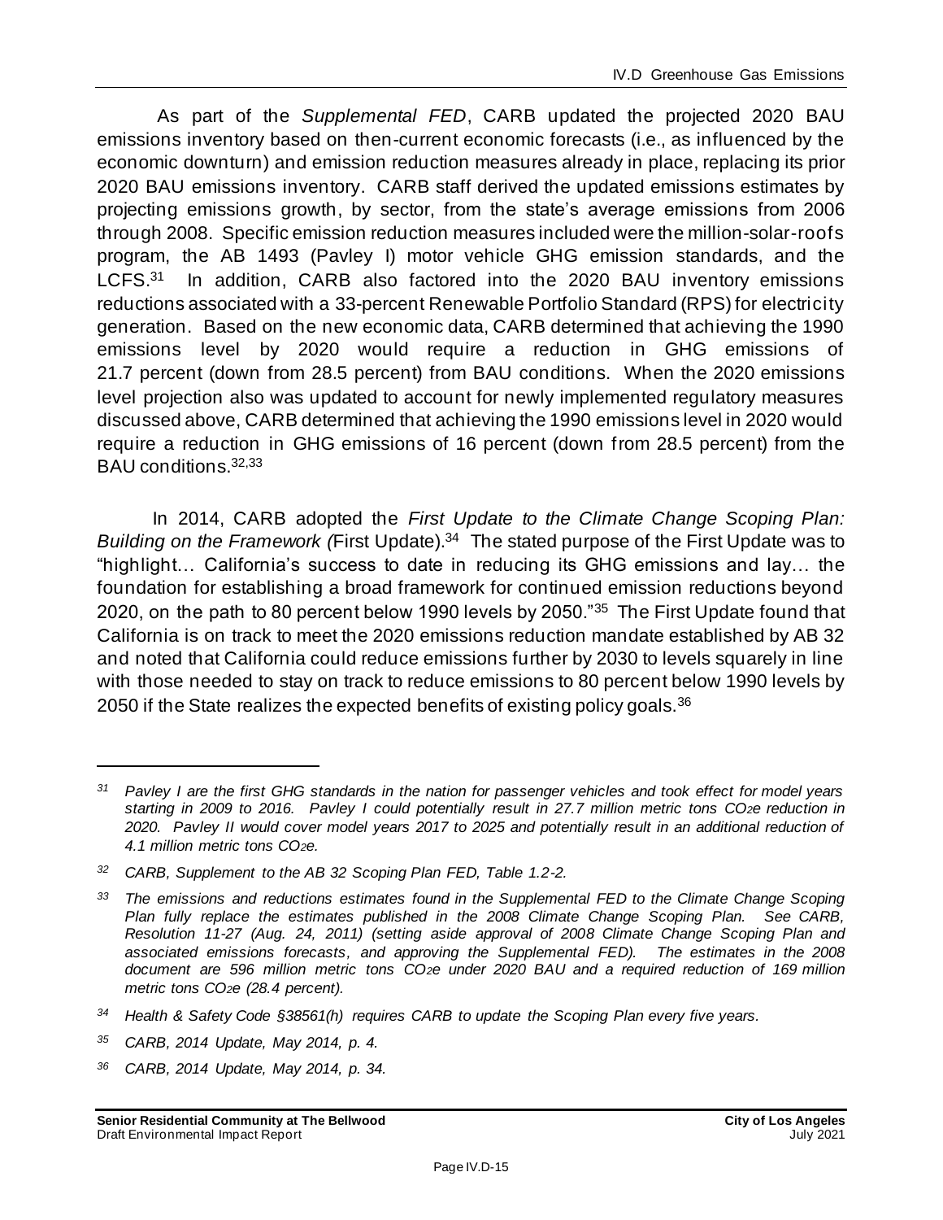As part of the *Supplemental FED*, CARB updated the projected 2020 BAU emissions inventory based on then-current economic forecasts (i.e., as influenced by the economic downturn) and emission reduction measures already in place, replacing its prior 2020 BAU emissions inventory. CARB staff derived the updated emissions estimates by projecting emissions growth, by sector, from the state's average emissions from 2006 through 2008. Specific emission reduction measures included were the million-solar-roofs program, the AB 1493 (Pavley I) motor vehicle GHG emission standards, and the LCFS.[31] In addition, CARB also factored into the 2020 BAU inventory emissions reductions associated with a 33-percent Renewable Portfolio Standard (RPS) for electricity generation. Based on the new economic data, CARB determined that achieving the 1990 emissions level by 2020 would require a reduction in GHG emissions of 21.7 percent (down from 28.5 percent) from BAU conditions. When the 2020 emissions level projection also was updated to account for newly implemented regulatory measures discussed above, CARB determined that achieving the 1990 emissions level in 2020 would require a reduction in GHG emissions of 16 percent (down from 28.5 percent) from the BAU conditions.[32,33]

In 2014, CARB adopted the *First Update to the Climate Change Scoping Plan: Building on the Framework (*First Update).[34] The stated purpose of the First Update was to "highlight… California's success to date in reducing its GHG emissions and lay… the foundation for establishing a broad framework for continued emission reductions beyond 2020, on the path to 80 percent below 1990 levels by 2050."[35] The First Update found that California is on track to meet the 2020 emissions reduction mandate established by AB 32 and noted that California could reduce emissions further by 2030 to levels squarely in line with those needed to stay on track to reduce emissions to 80 percent below 1990 levels by 2050 if the State realizes the expected benefits of existing policy goals.[36]

---

*[31] Pavley I are the first GHG standards in the nation for passenger vehicles and took effect for model years starting in 2009 to 2016. Pavley I could potentially result in 27.7 million metric tons $CO_2e$ reduction in 2020. Pavley II would cover model years 2017 to 2025 and potentially result in an additional reduction of 4.1 million metric tons $CO_2e$.*

*[32] CARB, Supplement to the AB 32 Scoping Plan FED, Table 1.2-2.*

*[33] The emissions and reductions estimates found in the Supplemental FED to the Climate Change Scoping Plan fully replace the estimates published in the 2008 Climate Change Scoping Plan. See CARB, Resolution 11-27 (Aug. 24, 2011) (setting aside approval of 2008 Climate Change Scoping Plan and associated emissions forecasts, and approving the Supplemental FED). The estimates in the 2008 document are 596 million metric tons $CO_2e$ under 2020 BAU and a required reduction of 169 million metric tons $CO_2e$ (28.4 percent).*

*[34] Health & Safety Code §38561(h) requires CARB to update the Scoping Plan every five years.*

*[35] CARB, 2014 Update, May 2014, p. 4.*

*[36] CARB, 2014 Update, May 2014, p. 34.*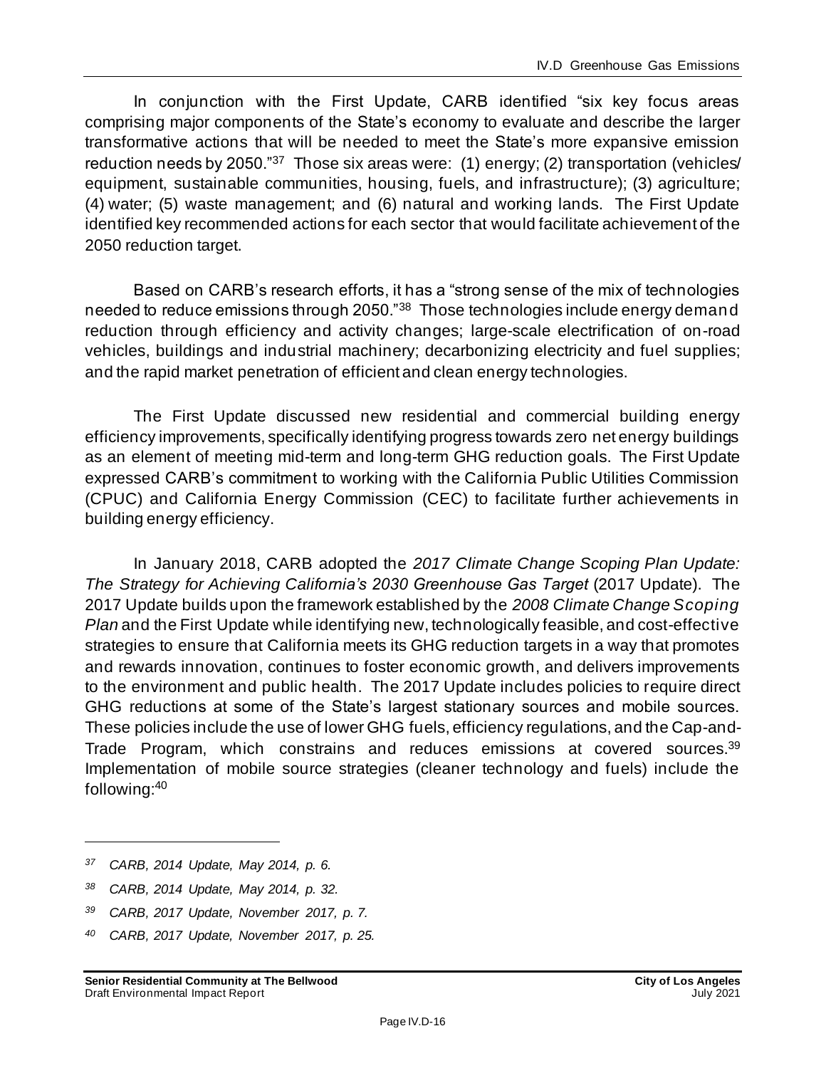In conjunction with the First Update, CARB identified "six key focus areas comprising major components of the State's economy to evaluate and describe the larger transformative actions that will be needed to meet the State's more expansive emission reduction needs by 2050."[37] Those six areas were: (1) energy; (2) transportation (vehicles/ equipment, sustainable communities, housing, fuels, and infrastructure); (3) agriculture; (4) water; (5) waste management; and (6) natural and working lands. The First Update identified key recommended actions for each sector that would facilitate achievement of the 2050 reduction target.

Based on CARB's research efforts, it has a "strong sense of the mix of technologies needed to reduce emissions through 2050."[38] Those technologies include energy demand reduction through efficiency and activity changes; large-scale electrification of on-road vehicles, buildings and industrial machinery; decarbonizing electricity and fuel supplies; and the rapid market penetration of efficient and clean energy technologies.

The First Update discussed new residential and commercial building energy efficiency improvements, specifically identifying progress towards zero net energy buildings as an element of meeting mid-term and long-term GHG reduction goals. The First Update expressed CARB's commitment to working with the California Public Utilities Commission (CPUC) and California Energy Commission (CEC) to facilitate further achievements in building energy efficiency.

In January 2018, CARB adopted the *2017 Climate Change Scoping Plan Update: The Strategy for Achieving California's 2030 Greenhouse Gas Target* (2017 Update). The 2017 Update builds upon the framework established by the *2008 Climate Change Scoping Plan* and the First Update while identifying new, technologically feasible, and cost-effective strategies to ensure that California meets its GHG reduction targets in a way that promotes and rewards innovation, continues to foster economic growth, and delivers improvements to the environment and public health. The 2017 Update includes policies to require direct GHG reductions at some of the State's largest stationary sources and mobile sources. These policies include the use of lower GHG fuels, efficiency regulations, and the Cap-and-Trade Program, which constrains and reduces emissions at covered sources.[39] Implementation of mobile source strategies (cleaner technology and fuels) include the following:[40]

---

[37] *CARB, 2014 Update, May 2014, p. 6.*

[38] *CARB, 2014 Update, May 2014, p. 32.*

[39] *CARB, 2017 Update, November 2017, p. 7.*

[40] *CARB, 2017 Update, November 2017, p. 25.*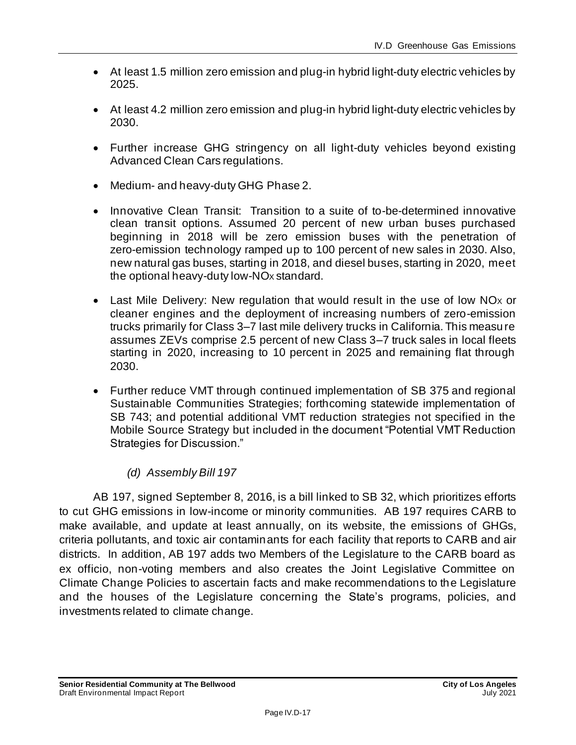- At least 1.5 million zero emission and plug-in hybrid light-duty electric vehicles by 2025.
- At least 4.2 million zero emission and plug-in hybrid light-duty electric vehicles by 2030.
- Further increase GHG stringency on all light-duty vehicles beyond existing Advanced Clean Cars regulations.
- Medium- and heavy-duty GHG Phase 2.
- Innovative Clean Transit: Transition to a suite of to-be-determined innovative clean transit options. Assumed 20 percent of new urban buses purchased beginning in 2018 will be zero emission buses with the penetration of zero-emission technology ramped up to 100 percent of new sales in 2030. Also, new natural gas buses, starting in 2018, and diesel buses, starting in 2020, meet the optional heavy-duty low-$NO_X$ standard.
- Last Mile Delivery: New regulation that would result in the use of low $NO_X$ or cleaner engines and the deployment of increasing numbers of zero-emission trucks primarily for Class 3–7 last mile delivery trucks in California. This measure assumes ZEVs comprise 2.5 percent of new Class 3–7 truck sales in local fleets starting in 2020, increasing to 10 percent in 2025 and remaining flat through 2030.
- Further reduce VMT through continued implementation of SB 375 and regional Sustainable Communities Strategies; forthcoming statewide implementation of SB 743; and potential additional VMT reduction strategies not specified in the Mobile Source Strategy but included in the document "Potential VMT Reduction Strategies for Discussion."

*(d) Assembly Bill 197*

AB 197, signed September 8, 2016, is a bill linked to SB 32, which prioritizes efforts to cut GHG emissions in low-income or minority communities. AB 197 requires CARB to make available, and update at least annually, on its website, the emissions of GHGs, criteria pollutants, and toxic air contaminants for each facility that reports to CARB and air districts. In addition, AB 197 adds two Members of the Legislature to the CARB board as ex officio, non-voting members and also creates the Joint Legislative Committee on Climate Change Policies to ascertain facts and make recommendations to the Legislature and the houses of the Legislature concerning the State's programs, policies, and investments related to climate change.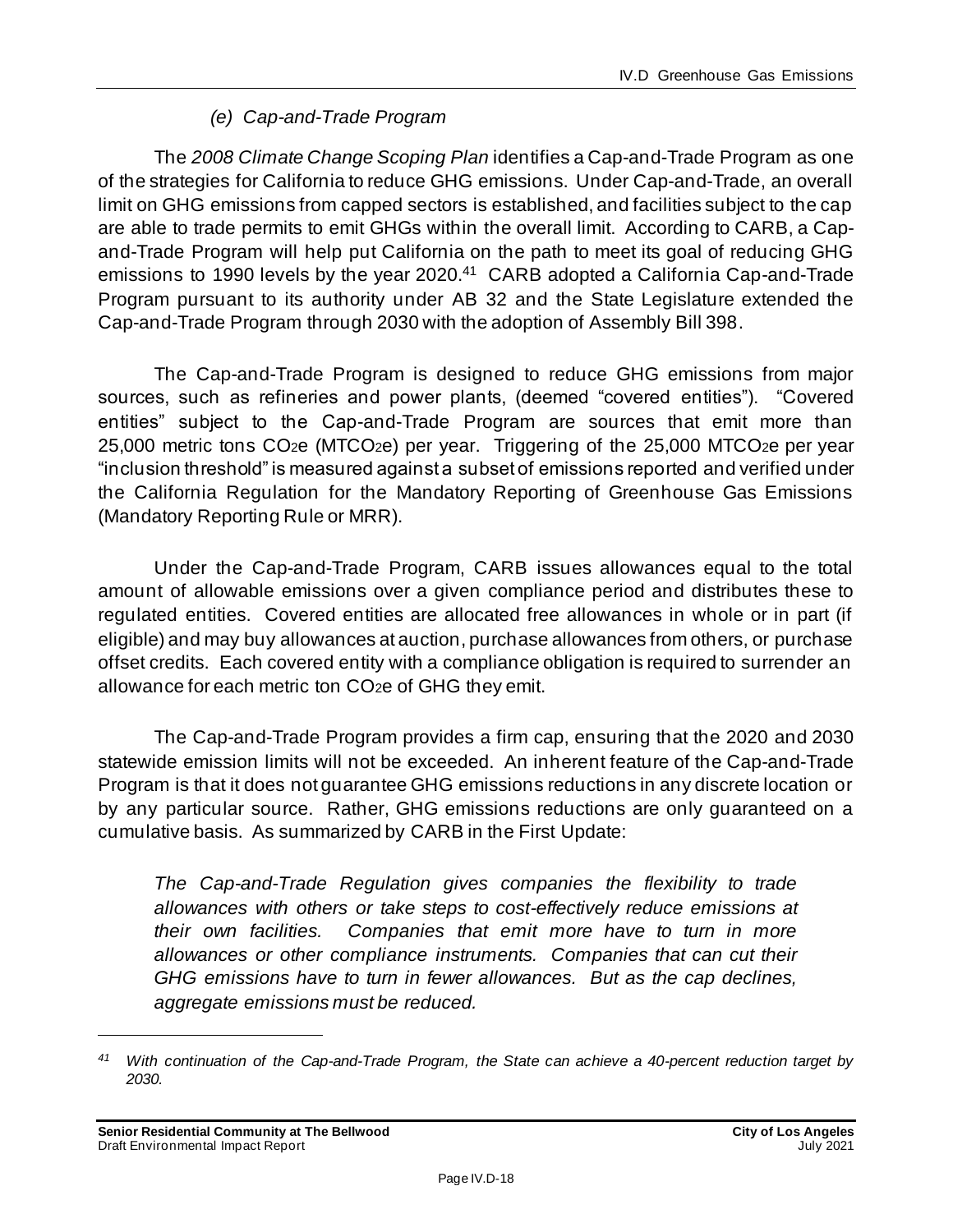#### *(e) Cap-and-Trade Program*

The *2008 Climate Change Scoping Plan* identifies a Cap-and-Trade Program as one of the strategies for California to reduce GHG emissions. Under Cap-and-Trade, an overall limit on GHG emissions from capped sectors is established, and facilities subject to the cap are able to trade permits to emit GHGs within the overall limit. According to CARB, a Cap-and-Trade Program will help put California on the path to meet its goal of reducing GHG emissions to 1990 levels by the year 2020.[41] CARB adopted a California Cap-and-Trade Program pursuant to its authority under AB 32 and the State Legislature extended the Cap-and-Trade Program through 2030 with the adoption of Assembly Bill 398.

The Cap-and-Trade Program is designed to reduce GHG emissions from major sources, such as refineries and power plants, (deemed "covered entities"). "Covered entities" subject to the Cap-and-Trade Program are sources that emit more than 25,000 metric tons $CO_2e$ ($MTCO_2e$) per year. Triggering of the 25,000 $MTCO_2e$ per year "inclusion threshold" is measured against a subset of emissions reported and verified under the California Regulation for the Mandatory Reporting of Greenhouse Gas Emissions (Mandatory Reporting Rule or MRR).

Under the Cap-and-Trade Program, CARB issues allowances equal to the total amount of allowable emissions over a given compliance period and distributes these to regulated entities. Covered entities are allocated free allowances in whole or in part (if eligible) and may buy allowances at auction, purchase allowances from others, or purchase offset credits. Each covered entity with a compliance obligation is required to surrender an allowance for each metric ton $CO_2e$ of GHG they emit.

The Cap-and-Trade Program provides a firm cap, ensuring that the 2020 and 2030 statewide emission limits will not be exceeded. An inherent feature of the Cap-and-Trade Program is that it does not guarantee GHG emissions reductions in any discrete location or by any particular source. Rather, GHG emissions reductions are only guaranteed on a cumulative basis. As summarized by CARB in the First Update:

> *The Cap-and-Trade Regulation gives companies the flexibility to trade allowances with others or take steps to cost-effectively reduce emissions at their own facilities. Companies that emit more have to turn in more allowances or other compliance instruments. Companies that can cut their GHG emissions have to turn in fewer allowances. But as the cap declines, aggregate emissions must be reduced.*

---

[41] *With continuation of the Cap-and-Trade Program, the State can achieve a 40-percent reduction target by 2030.*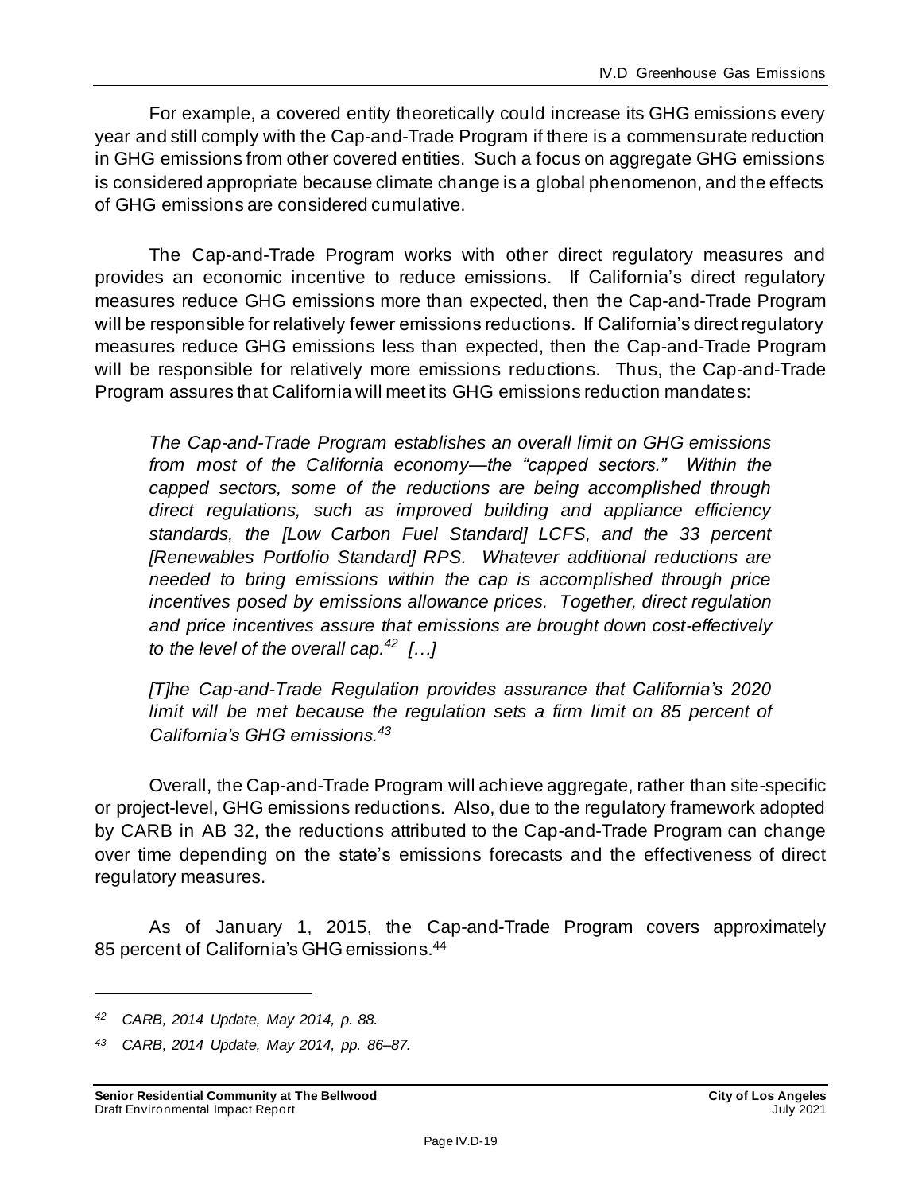For example, a covered entity theoretically could increase its GHG emissions every year and still comply with the Cap-and-Trade Program if there is a commensurate reduction in GHG emissions from other covered entities. Such a focus on aggregate GHG emissions is considered appropriate because climate change is a global phenomenon, and the effects of GHG emissions are considered cumulative.

The Cap-and-Trade Program works with other direct regulatory measures and provides an economic incentive to reduce emissions. If California's direct regulatory measures reduce GHG emissions more than expected, then the Cap-and-Trade Program will be responsible for relatively fewer emissions reductions. If California's direct regulatory measures reduce GHG emissions less than expected, then the Cap-and-Trade Program will be responsible for relatively more emissions reductions. Thus, the Cap-and-Trade Program assures that California will meet its GHG emissions reduction mandates:

> *The Cap-and-Trade Program establishes an overall limit on GHG emissions from most of the California economy—the "capped sectors." Within the capped sectors, some of the reductions are being accomplished through direct regulations, such as improved building and appliance efficiency standards, the [Low Carbon Fuel Standard] LCFS, and the 33 percent [Renewables Portfolio Standard] RPS. Whatever additional reductions are needed to bring emissions within the cap is accomplished through price incentives posed by emissions allowance prices. Together, direct regulation and price incentives assure that emissions are brought down cost-effectively to the level of the overall cap.*[42] *[…]*
>
> *[T]he Cap-and-Trade Regulation provides assurance that California's 2020 limit will be met because the regulation sets a firm limit on 85 percent of California's GHG emissions.*[43]

Overall, the Cap-and-Trade Program will achieve aggregate, rather than site-specific or project-level, GHG emissions reductions. Also, due to the regulatory framework adopted by CARB in AB 32, the reductions attributed to the Cap-and-Trade Program can change over time depending on the state's emissions forecasts and the effectiveness of direct regulatory measures.

As of January 1, 2015, the Cap-and-Trade Program covers approximately 85 percent of California's GHG emissions.[44]

---

[42] *CARB, 2014 Update, May 2014, p. 88.*

[43] *CARB, 2014 Update, May 2014, pp. 86–87.*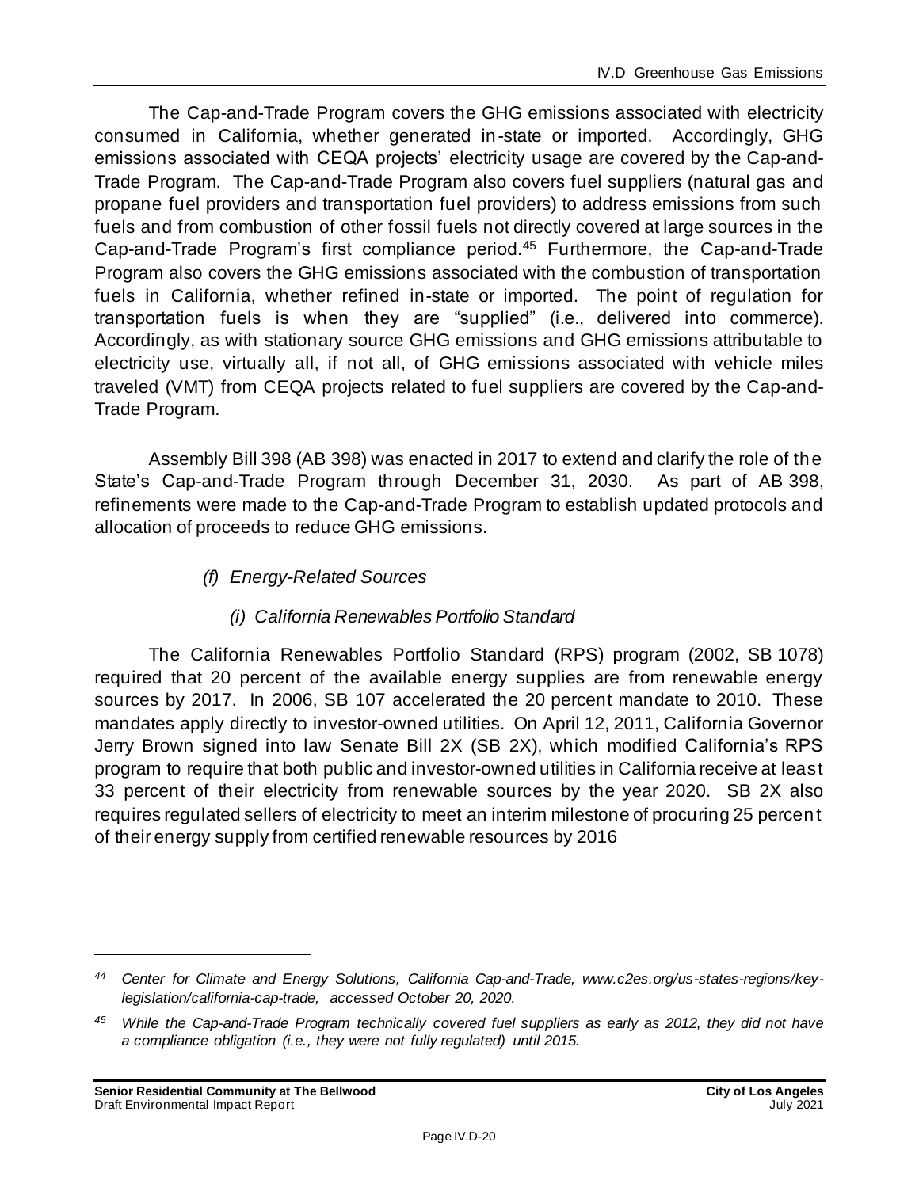The Cap-and-Trade Program covers the GHG emissions associated with electricity consumed in California, whether generated in-state or imported. Accordingly, GHG emissions associated with CEQA projects' electricity usage are covered by the Cap-and-Trade Program. The Cap-and-Trade Program also covers fuel suppliers (natural gas and propane fuel providers and transportation fuel providers) to address emissions from such fuels and from combustion of other fossil fuels not directly covered at large sources in the Cap-and-Trade Program's first compliance period.[45] Furthermore, the Cap-and-Trade Program also covers the GHG emissions associated with the combustion of transportation fuels in California, whether refined in-state or imported. The point of regulation for transportation fuels is when they are "supplied" (i.e., delivered into commerce). Accordingly, as with stationary source GHG emissions and GHG emissions attributable to electricity use, virtually all, if not all, of GHG emissions associated with vehicle miles traveled (VMT) from CEQA projects related to fuel suppliers are covered by the Cap-and-Trade Program.

Assembly Bill 398 (AB 398) was enacted in 2017 to extend and clarify the role of the State's Cap-and-Trade Program through December 31, 2030. As part of AB 398, refinements were made to the Cap-and-Trade Program to establish updated protocols and allocation of proceeds to reduce GHG emissions.

*(f) Energy-Related Sources*

*(i) California Renewables Portfolio Standard*

The California Renewables Portfolio Standard (RPS) program (2002, SB 1078) required that 20 percent of the available energy supplies are from renewable energy sources by 2017. In 2006, SB 107 accelerated the 20 percent mandate to 2010. These mandates apply directly to investor-owned utilities. On April 12, 2011, California Governor Jerry Brown signed into law Senate Bill 2X (SB 2X), which modified California's RPS program to require that both public and investor-owned utilities in California receive at least 33 percent of their electricity from renewable sources by the year 2020. SB 2X also requires regulated sellers of electricity to meet an interim milestone of procuring 25 percent of their energy supply from certified renewable resources by 2016

---

*44 Center for Climate and Energy Solutions, California Cap-and-Trade, www.c2es.org/us-states-regions/key-legislation/california-cap-trade, accessed October 20, 2020.*

*45 While the Cap-and-Trade Program technically covered fuel suppliers as early as 2012, they did not have a compliance obligation (i.e., they were not fully regulated) until 2015.*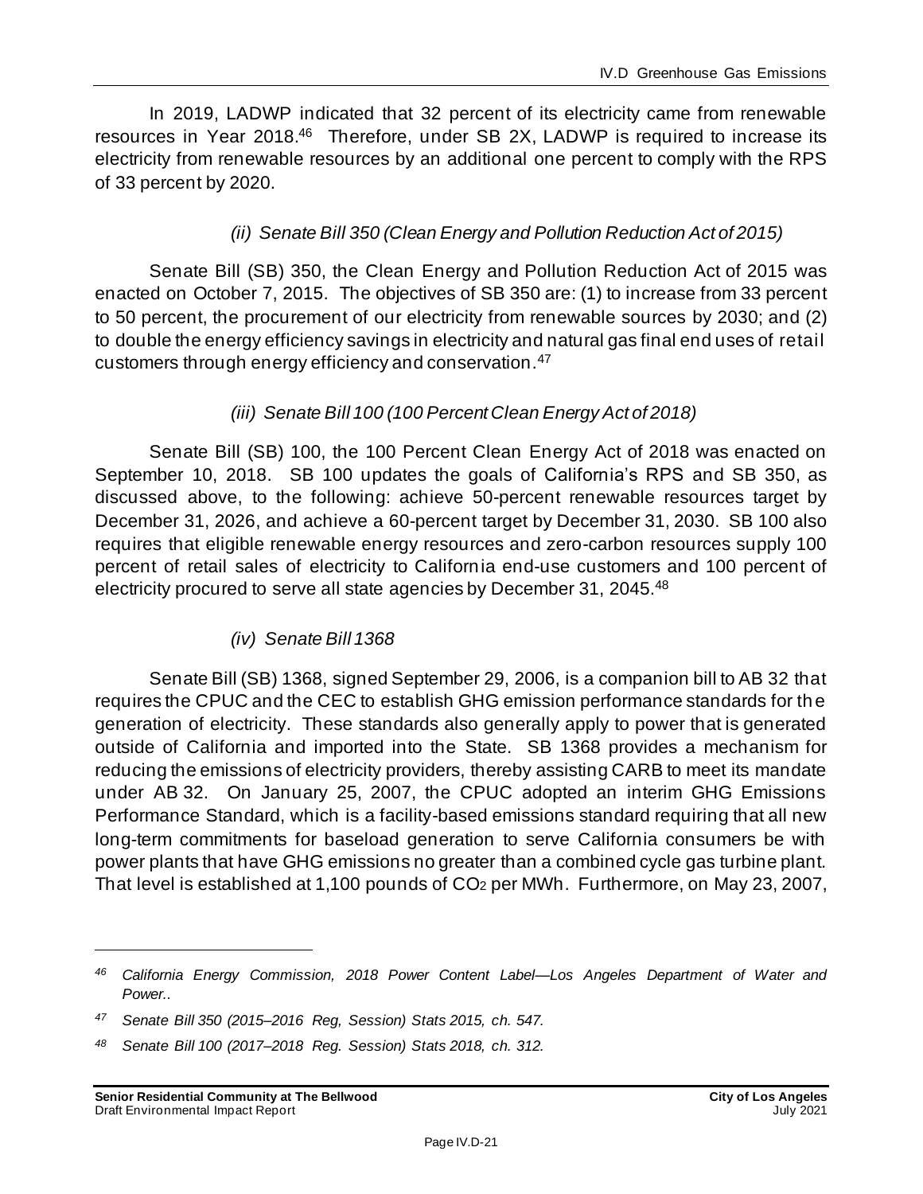In 2019, LADWP indicated that 32 percent of its electricity came from renewable resources in Year 2018.[46] Therefore, under SB 2X, LADWP is required to increase its electricity from renewable resources by an additional one percent to comply with the RPS of 33 percent by 2020.

*(ii) Senate Bill 350 (Clean Energy and Pollution Reduction Act of 2015)*

Senate Bill (SB) 350, the Clean Energy and Pollution Reduction Act of 2015 was enacted on October 7, 2015. The objectives of SB 350 are: (1) to increase from 33 percent to 50 percent, the procurement of our electricity from renewable sources by 2030; and (2) to double the energy efficiency savings in electricity and natural gas final end uses of retail customers through energy efficiency and conservation.[47]

*(iii) Senate Bill 100 (100 Percent Clean Energy Act of 2018)*

Senate Bill (SB) 100, the 100 Percent Clean Energy Act of 2018 was enacted on September 10, 2018. SB 100 updates the goals of California's RPS and SB 350, as discussed above, to the following: achieve 50-percent renewable resources target by December 31, 2026, and achieve a 60-percent target by December 31, 2030. SB 100 also requires that eligible renewable energy resources and zero-carbon resources supply 100 percent of retail sales of electricity to California end-use customers and 100 percent of electricity procured to serve all state agencies by December 31, 2045.[48]

*(iv) Senate Bill 1368*

Senate Bill (SB) 1368, signed September 29, 2006, is a companion bill to AB 32 that requires the CPUC and the CEC to establish GHG emission performance standards for the generation of electricity. These standards also generally apply to power that is generated outside of California and imported into the State. SB 1368 provides a mechanism for reducing the emissions of electricity providers, thereby assisting CARB to meet its mandate under AB 32. On January 25, 2007, the CPUC adopted an interim GHG Emissions Performance Standard, which is a facility-based emissions standard requiring that all new long-term commitments for baseload generation to serve California consumers be with power plants that have GHG emissions no greater than a combined cycle gas turbine plant. That level is established at 1,100 pounds of $CO_2$ per MWh. Furthermore, on May 23, 2007,

---

*[46] California Energy Commission, 2018 Power Content Label—Los Angeles Department of Water and Power..*

*[47] Senate Bill 350 (2015–2016 Reg, Session) Stats 2015, ch. 547.*

*[48] Senate Bill 100 (2017–2018 Reg. Session) Stats 2018, ch. 312.*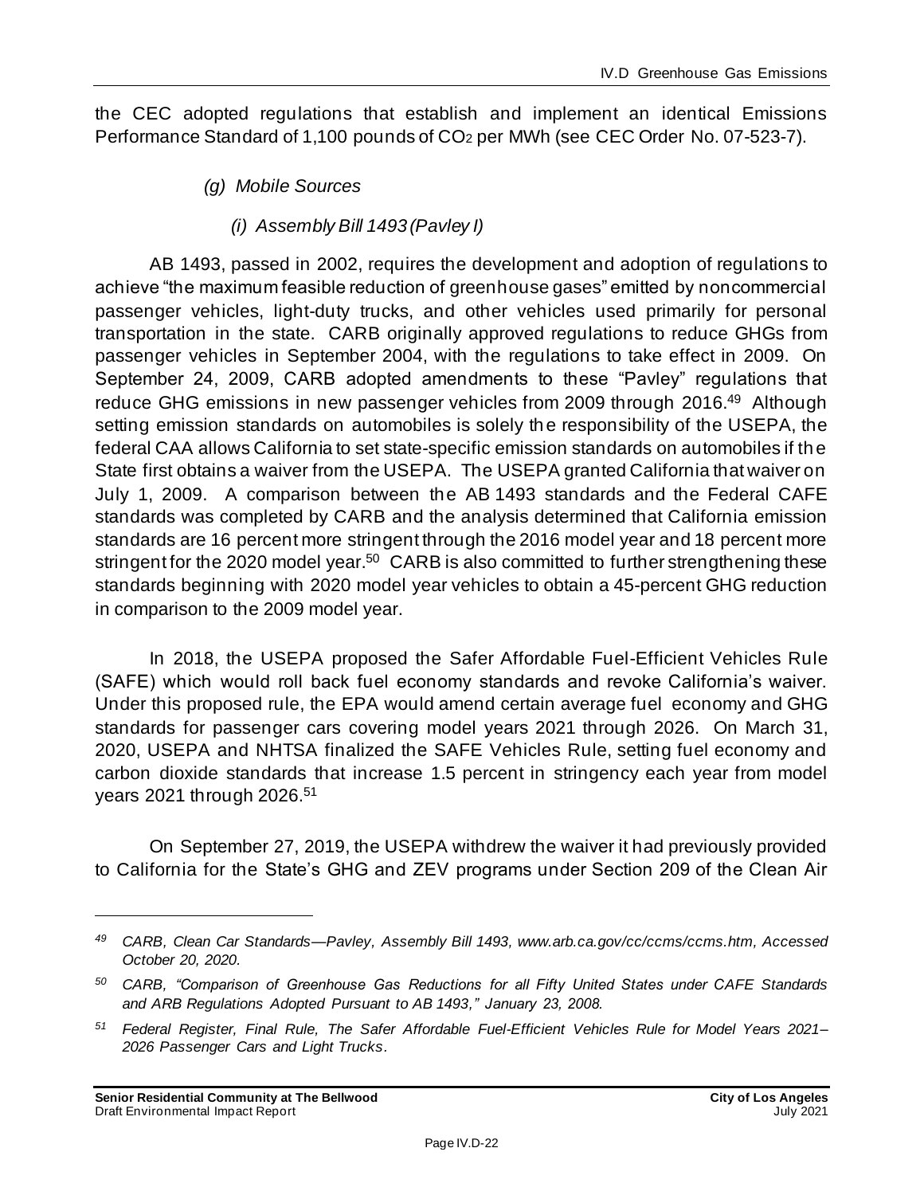the CEC adopted regulations that establish and implement an identical Emissions Performance Standard of 1,100 pounds of $CO_2$ per MWh (see CEC Order No. 07-523-7).

*(g) Mobile Sources*

*(i) Assembly Bill 1493 (Pavley I)*

AB 1493, passed in 2002, requires the development and adoption of regulations to achieve "the maximum feasible reduction of greenhouse gases" emitted by noncommercial passenger vehicles, light-duty trucks, and other vehicles used primarily for personal transportation in the state. CARB originally approved regulations to reduce GHGs from passenger vehicles in September 2004, with the regulations to take effect in 2009. On September 24, 2009, CARB adopted amendments to these "Pavley" regulations that reduce GHG emissions in new passenger vehicles from 2009 through 2016.[49] Although setting emission standards on automobiles is solely the responsibility of the USEPA, the federal CAA allows California to set state-specific emission standards on automobiles if the State first obtains a waiver from the USEPA. The USEPA granted California that waiver on July 1, 2009. A comparison between the AB 1493 standards and the Federal CAFE standards was completed by CARB and the analysis determined that California emission standards are 16 percent more stringent through the 2016 model year and 18 percent more stringent for the 2020 model year.[50] CARB is also committed to further strengthening these standards beginning with 2020 model year vehicles to obtain a 45-percent GHG reduction in comparison to the 2009 model year.

In 2018, the USEPA proposed the Safer Affordable Fuel-Efficient Vehicles Rule (SAFE) which would roll back fuel economy standards and revoke California's waiver. Under this proposed rule, the EPA would amend certain average fuel economy and GHG standards for passenger cars covering model years 2021 through 2026. On March 31, 2020, USEPA and NHTSA finalized the SAFE Vehicles Rule, setting fuel economy and carbon dioxide standards that increase 1.5 percent in stringency each year from model years 2021 through 2026.[51]

On September 27, 2019, the USEPA withdrew the waiver it had previously provided to California for the State's GHG and ZEV programs under Section 209 of the Clean Air

---

*49 CARB, Clean Car Standards—Pavley, Assembly Bill 1493, www.arb.ca.gov/cc/ccms/ccms.htm, Accessed October 20, 2020.*

*50 CARB, "Comparison of Greenhouse Gas Reductions for all Fifty United States under CAFE Standards and ARB Regulations Adopted Pursuant to AB 1493," January 23, 2008.*

*51 Federal Register, Final Rule, The Safer Affordable Fuel-Efficient Vehicles Rule for Model Years 2021–2026 Passenger Cars and Light Trucks.*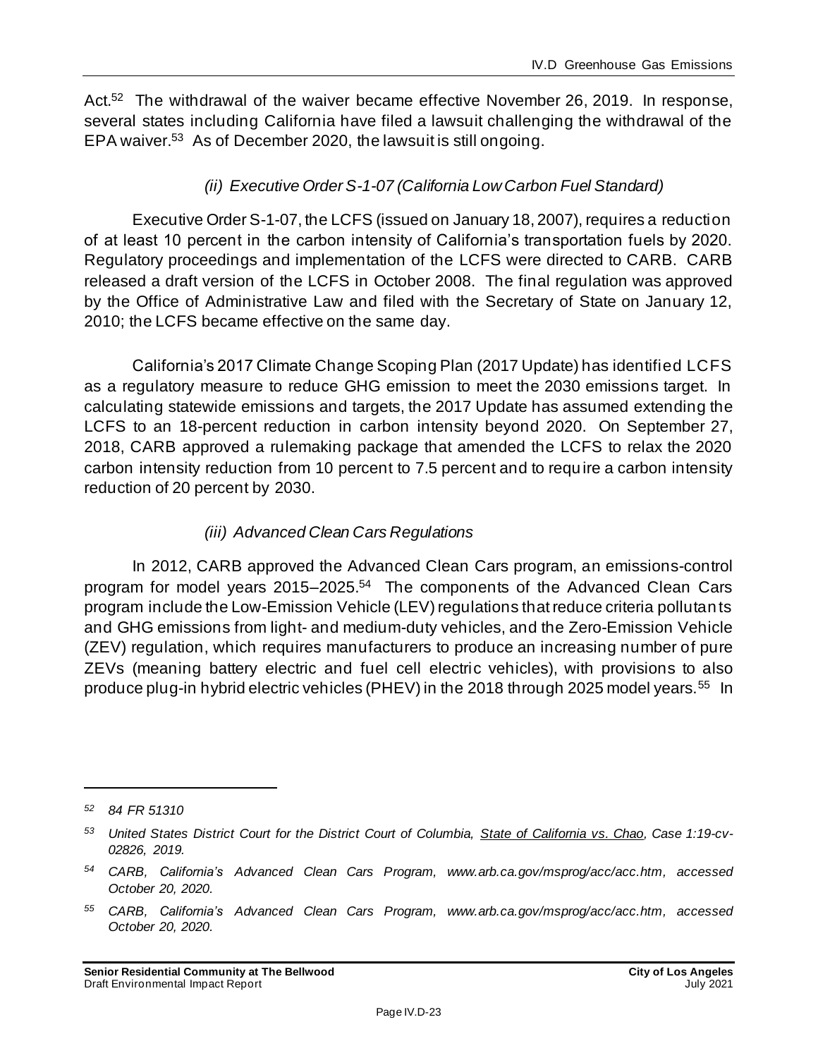Act.[52] The withdrawal of the waiver became effective November 26, 2019. In response, several states including California have filed a lawsuit challenging the withdrawal of the EPA waiver.[53] As of December 2020, the lawsuit is still ongoing.

*(ii) Executive Order S-1-07 (California Low Carbon Fuel Standard)*

Executive Order S-1-07, the LCFS (issued on January 18, 2007), requires a reduction of at least 10 percent in the carbon intensity of California's transportation fuels by 2020. Regulatory proceedings and implementation of the LCFS were directed to CARB. CARB released a draft version of the LCFS in October 2008. The final regulation was approved by the Office of Administrative Law and filed with the Secretary of State on January 12, 2010; the LCFS became effective on the same day.

California's 2017 Climate Change Scoping Plan (2017 Update) has identified LCFS as a regulatory measure to reduce GHG emission to meet the 2030 emissions target. In calculating statewide emissions and targets, the 2017 Update has assumed extending the LCFS to an 18-percent reduction in carbon intensity beyond 2020. On September 27, 2018, CARB approved a rulemaking package that amended the LCFS to relax the 2020 carbon intensity reduction from 10 percent to 7.5 percent and to require a carbon intensity reduction of 20 percent by 2030.

*(iii) Advanced Clean Cars Regulations*

In 2012, CARB approved the Advanced Clean Cars program, an emissions-control program for model years 2015–2025.[54] The components of the Advanced Clean Cars program include the Low-Emission Vehicle (LEV) regulations that reduce criteria pollutants and GHG emissions from light- and medium-duty vehicles, and the Zero-Emission Vehicle (ZEV) regulation, which requires manufacturers to produce an increasing number of pure ZEVs (meaning battery electric and fuel cell electric vehicles), with provisions to also produce plug-in hybrid electric vehicles (PHEV) in the 2018 through 2025 model years.[55] In

---

*[52] 84 FR 51310*

*[53] United States District Court for the District Court of Columbia, State of California vs. Chao, Case 1:19-cv-02826, 2019.*

*[54] CARB, California's Advanced Clean Cars Program, www.arb.ca.gov/msprog/acc/acc.htm, accessed October 20, 2020.*

*[55] CARB, California's Advanced Clean Cars Program, www.arb.ca.gov/msprog/acc/acc.htm, accessed October 20, 2020.*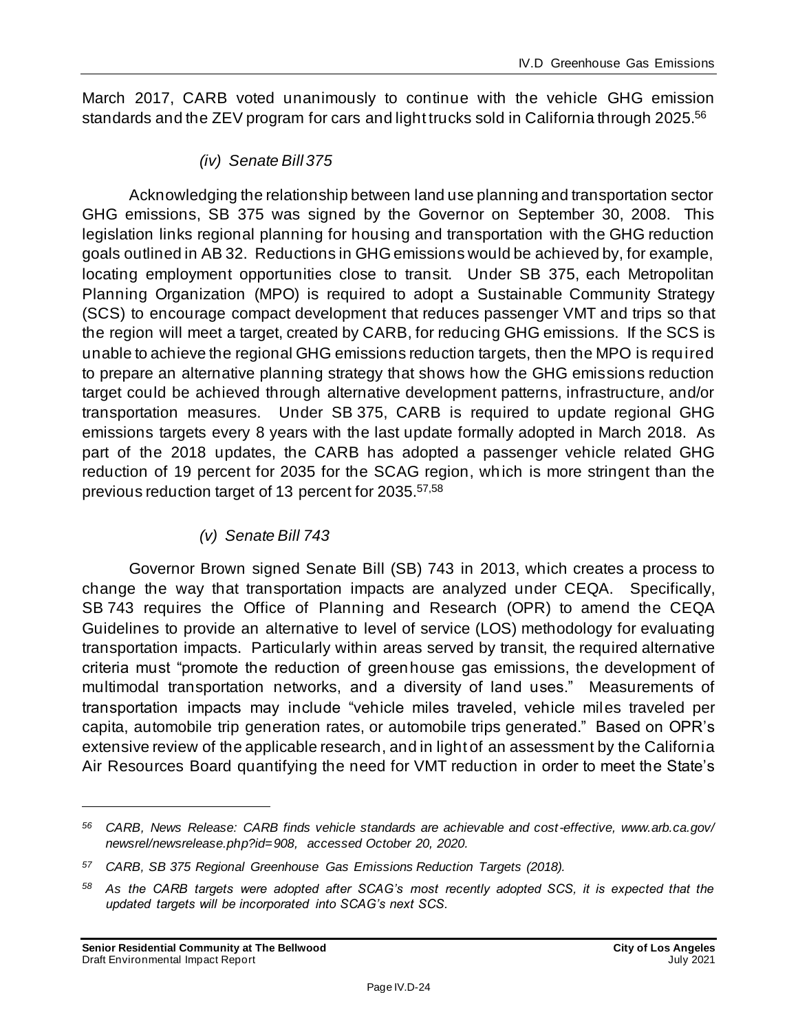March 2017, CARB voted unanimously to continue with the vehicle GHG emission standards and the ZEV program for cars and light trucks sold in California through 2025.[56]

#### *(iv) Senate Bill 375*

Acknowledging the relationship between land use planning and transportation sector GHG emissions, SB 375 was signed by the Governor on September 30, 2008. This legislation links regional planning for housing and transportation with the GHG reduction goals outlined in AB 32. Reductions in GHG emissions would be achieved by, for example, locating employment opportunities close to transit. Under SB 375, each Metropolitan Planning Organization (MPO) is required to adopt a Sustainable Community Strategy (SCS) to encourage compact development that reduces passenger VMT and trips so that the region will meet a target, created by CARB, for reducing GHG emissions. If the SCS is unable to achieve the regional GHG emissions reduction targets, then the MPO is required to prepare an alternative planning strategy that shows how the GHG emissions reduction target could be achieved through alternative development patterns, infrastructure, and/or transportation measures. Under SB 375, CARB is required to update regional GHG emissions targets every 8 years with the last update formally adopted in March 2018. As part of the 2018 updates, the CARB has adopted a passenger vehicle related GHG reduction of 19 percent for 2035 for the SCAG region, which is more stringent than the previous reduction target of 13 percent for 2035.[57,58]

#### *(v) Senate Bill 743*

Governor Brown signed Senate Bill (SB) 743 in 2013, which creates a process to change the way that transportation impacts are analyzed under CEQA. Specifically, SB 743 requires the Office of Planning and Research (OPR) to amend the CEQA Guidelines to provide an alternative to level of service (LOS) methodology for evaluating transportation impacts. Particularly within areas served by transit, the required alternative criteria must "promote the reduction of greenhouse gas emissions, the development of multimodal transportation networks, and a diversity of land uses." Measurements of transportation impacts may include "vehicle miles traveled, vehicle miles traveled per capita, automobile trip generation rates, or automobile trips generated." Based on OPR's extensive review of the applicable research, and in light of an assessment by the California Air Resources Board quantifying the need for VMT reduction in order to meet the State's

---

*[56] CARB, News Release: CARB finds vehicle standards are achievable and cost-effective, www.arb.ca.gov/newsrel/newsrelease.php?id=908, accessed October 20, 2020.*

*[57] CARB, SB 375 Regional Greenhouse Gas Emissions Reduction Targets (2018).*

*[58] As the CARB targets were adopted after SCAG's most recently adopted SCS, it is expected that the updated targets will be incorporated into SCAG's next SCS.*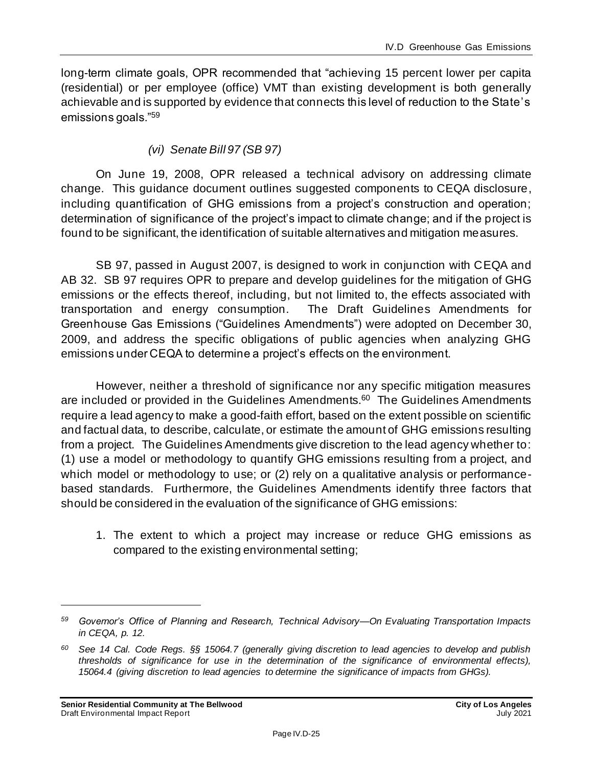long-term climate goals, OPR recommended that "achieving 15 percent lower per capita (residential) or per employee (office) VMT than existing development is both generally achievable and is supported by evidence that connects this level of reduction to the State's emissions goals."[59]

*(vi) Senate Bill 97 (SB 97)*

On June 19, 2008, OPR released a technical advisory on addressing climate change. This guidance document outlines suggested components to CEQA disclosure, including quantification of GHG emissions from a project's construction and operation; determination of significance of the project's impact to climate change; and if the project is found to be significant, the identification of suitable alternatives and mitigation measures.

SB 97, passed in August 2007, is designed to work in conjunction with CEQA and AB 32. SB 97 requires OPR to prepare and develop guidelines for the mitigation of GHG emissions or the effects thereof, including, but not limited to, the effects associated with transportation and energy consumption. The Draft Guidelines Amendments for Greenhouse Gas Emissions ("Guidelines Amendments") were adopted on December 30, 2009, and address the specific obligations of public agencies when analyzing GHG emissions under CEQA to determine a project's effects on the environment.

However, neither a threshold of significance nor any specific mitigation measures are included or provided in the Guidelines Amendments.[60] The Guidelines Amendments require a lead agency to make a good-faith effort, based on the extent possible on scientific and factual data, to describe, calculate, or estimate the amount of GHG emissions resulting from a project. The Guidelines Amendments give discretion to the lead agency whether to: (1) use a model or methodology to quantify GHG emissions resulting from a project, and which model or methodology to use; or (2) rely on a qualitative analysis or performance-based standards. Furthermore, the Guidelines Amendments identify three factors that should be considered in the evaluation of the significance of GHG emissions:

1. The extent to which a project may increase or reduce GHG emissions as compared to the existing environmental setting;

---

*[59] Governor's Office of Planning and Research, Technical Advisory—On Evaluating Transportation Impacts in CEQA, p. 12.*

*[60] See 14 Cal. Code Regs. §§ 15064.7 (generally giving discretion to lead agencies to develop and publish thresholds of significance for use in the determination of the significance of environmental effects), 15064.4 (giving discretion to lead agencies to determine the significance of impacts from GHGs).*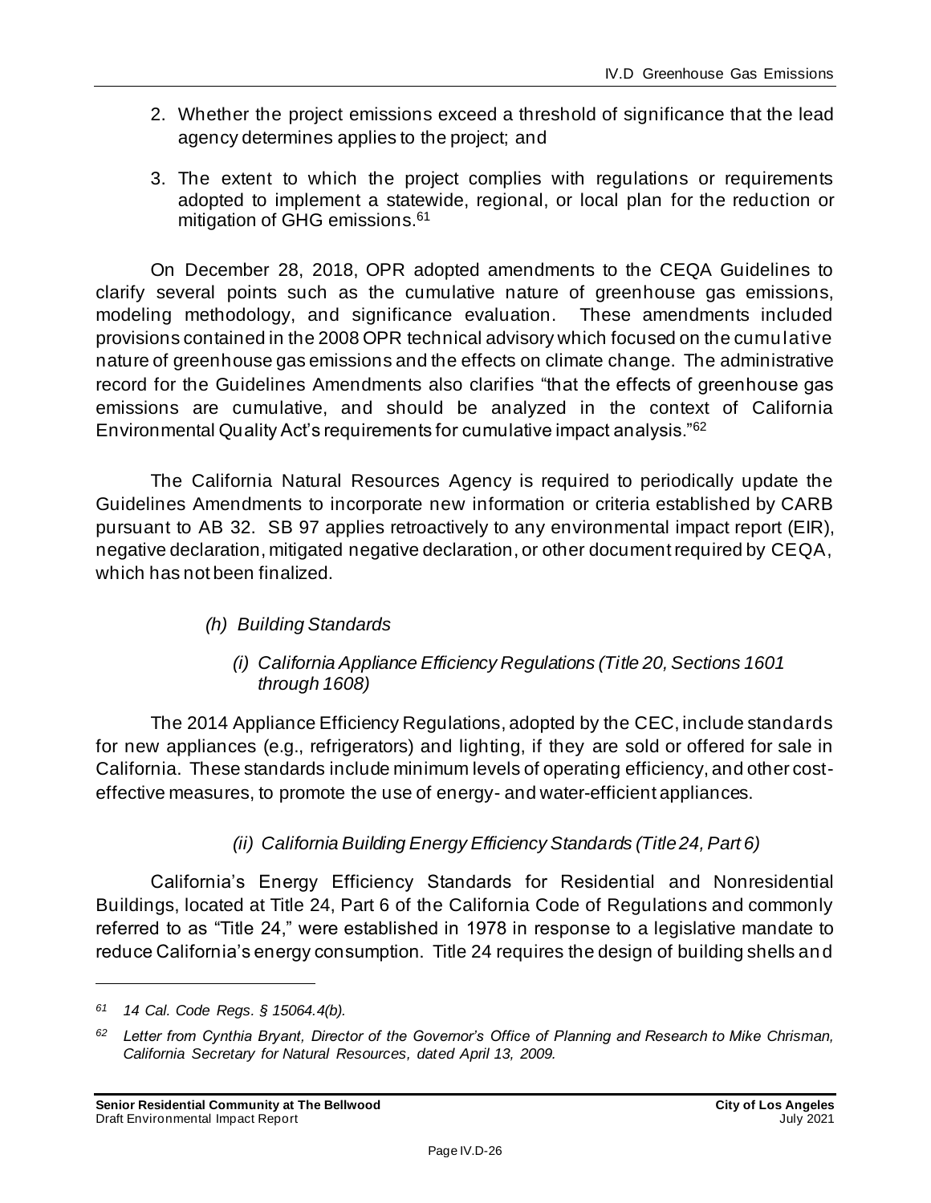2. Whether the project emissions exceed a threshold of significance that the lead agency determines applies to the project; and

3. The extent to which the project complies with regulations or requirements adopted to implement a statewide, regional, or local plan for the reduction or mitigation of GHG emissions.[61]

On December 28, 2018, OPR adopted amendments to the CEQA Guidelines to clarify several points such as the cumulative nature of greenhouse gas emissions, modeling methodology, and significance evaluation. These amendments included provisions contained in the 2008 OPR technical advisory which focused on the cumulative nature of greenhouse gas emissions and the effects on climate change. The administrative record for the Guidelines Amendments also clarifies "that the effects of greenhouse gas emissions are cumulative, and should be analyzed in the context of California Environmental Quality Act's requirements for cumulative impact analysis."[62]

The California Natural Resources Agency is required to periodically update the Guidelines Amendments to incorporate new information or criteria established by CARB pursuant to AB 32. SB 97 applies retroactively to any environmental impact report (EIR), negative declaration, mitigated negative declaration, or other document required by CEQA, which has not been finalized.

*(h) Building Standards*

*(i) California Appliance Efficiency Regulations (Title 20, Sections 1601 through 1608)*

The 2014 Appliance Efficiency Regulations, adopted by the CEC, include standards for new appliances (e.g., refrigerators) and lighting, if they are sold or offered for sale in California. These standards include minimum levels of operating efficiency, and other cost-effective measures, to promote the use of energy- and water-efficient appliances.

*(ii) California Building Energy Efficiency Standards (Title 24, Part 6)*

California's Energy Efficiency Standards for Residential and Nonresidential Buildings, located at Title 24, Part 6 of the California Code of Regulations and commonly referred to as "Title 24," were established in 1978 in response to a legislative mandate to reduce California's energy consumption. Title 24 requires the design of building shells and

---

*[61] 14 Cal. Code Regs. § 15064.4(b).*

*[62] Letter from Cynthia Bryant, Director of the Governor's Office of Planning and Research to Mike Chrisman, California Secretary for Natural Resources, dated April 13, 2009.*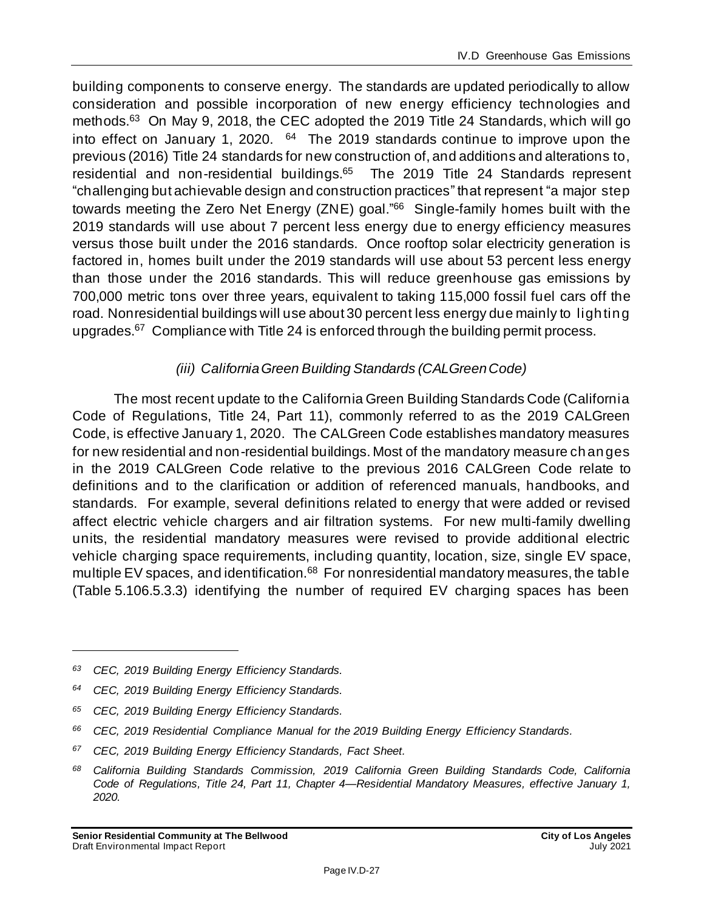building components to conserve energy. The standards are updated periodically to allow consideration and possible incorporation of new energy efficiency technologies and methods.[63] On May 9, 2018, the CEC adopted the 2019 Title 24 Standards, which will go into effect on January 1, 2020. [64] The 2019 standards continue to improve upon the previous (2016) Title 24 standards for new construction of, and additions and alterations to, residential and non-residential buildings.[65] The 2019 Title 24 Standards represent "challenging but achievable design and construction practices" that represent "a major step towards meeting the Zero Net Energy (ZNE) goal."[66] Single-family homes built with the 2019 standards will use about 7 percent less energy due to energy efficiency measures versus those built under the 2016 standards. Once rooftop solar electricity generation is factored in, homes built under the 2019 standards will use about 53 percent less energy than those under the 2016 standards. This will reduce greenhouse gas emissions by 700,000 metric tons over three years, equivalent to taking 115,000 fossil fuel cars off the road. Nonresidential buildings will use about 30 percent less energy due mainly to lighting upgrades.[67] Compliance with Title 24 is enforced through the building permit process.

*(iii) California Green Building Standards (CALGreen Code)*

The most recent update to the California Green Building Standards Code (California Code of Regulations, Title 24, Part 11), commonly referred to as the 2019 CALGreen Code, is effective January 1, 2020. The CALGreen Code establishes mandatory measures for new residential and non-residential buildings. Most of the mandatory measure changes in the 2019 CALGreen Code relative to the previous 2016 CALGreen Code relate to definitions and to the clarification or addition of referenced manuals, handbooks, and standards. For example, several definitions related to energy that were added or revised affect electric vehicle chargers and air filtration systems. For new multi-family dwelling units, the residential mandatory measures were revised to provide additional electric vehicle charging space requirements, including quantity, location, size, single EV space, multiple EV spaces, and identification.[68] For nonresidential mandatory measures, the table (Table 5.106.5.3.3) identifying the number of required EV charging spaces has been

---

*63 CEC, 2019 Building Energy Efficiency Standards.*

*64 CEC, 2019 Building Energy Efficiency Standards.*

*65 CEC, 2019 Building Energy Efficiency Standards.*

*66 CEC, 2019 Residential Compliance Manual for the 2019 Building Energy Efficiency Standards.*

*67 CEC, 2019 Building Energy Efficiency Standards, Fact Sheet.*

*68 California Building Standards Commission, 2019 California Green Building Standards Code, California Code of Regulations, Title 24, Part 11, Chapter 4—Residential Mandatory Measures, effective January 1, 2020.*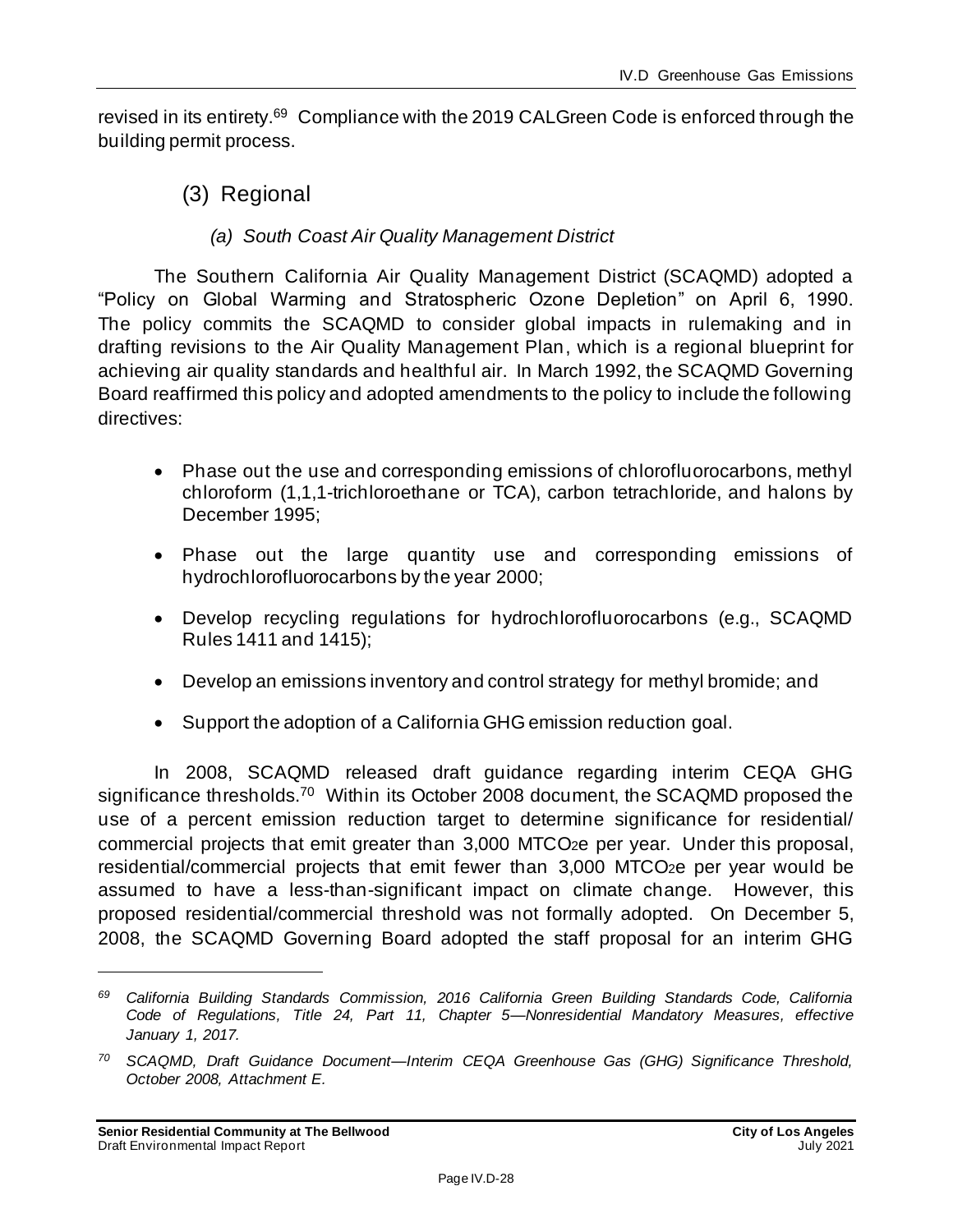revised in its entirety.[69] Compliance with the 2019 CALGreen Code is enforced through the building permit process.

### (3) Regional

#### *(a) South Coast Air Quality Management District*

The Southern California Air Quality Management District (SCAQMD) adopted a "Policy on Global Warming and Stratospheric Ozone Depletion" on April 6, 1990. The policy commits the SCAQMD to consider global impacts in rulemaking and in drafting revisions to the Air Quality Management Plan, which is a regional blueprint for achieving air quality standards and healthful air. In March 1992, the SCAQMD Governing Board reaffirmed this policy and adopted amendments to the policy to include the following directives:

- Phase out the use and corresponding emissions of chlorofluorocarbons, methyl chloroform (1,1,1-trichloroethane or TCA), carbon tetrachloride, and halons by December 1995;
- Phase out the large quantity use and corresponding emissions of hydrochlorofluorocarbons by the year 2000;
- Develop recycling regulations for hydrochlorofluorocarbons (e.g., SCAQMD Rules 1411 and 1415);
- Develop an emissions inventory and control strategy for methyl bromide; and
- Support the adoption of a California GHG emission reduction goal.

In 2008, SCAQMD released draft guidance regarding interim CEQA GHG significance thresholds.[70] Within its October 2008 document, the SCAQMD proposed the use of a percent emission reduction target to determine significance for residential/ commercial projects that emit greater than 3,000 $MTCO_2e$ per year. Under this proposal, residential/commercial projects that emit fewer than 3,000 $MTCO_2e$ per year would be assumed to have a less-than-significant impact on climate change. However, this proposed residential/commercial threshold was not formally adopted. On December 5, 2008, the SCAQMD Governing Board adopted the staff proposal for an interim GHG

---

*[69] California Building Standards Commission, 2016 California Green Building Standards Code, California Code of Regulations, Title 24, Part 11, Chapter 5—Nonresidential Mandatory Measures, effective January 1, 2017.*

*[70] SCAQMD, Draft Guidance Document—Interim CEQA Greenhouse Gas (GHG) Significance Threshold, October 2008, Attachment E.*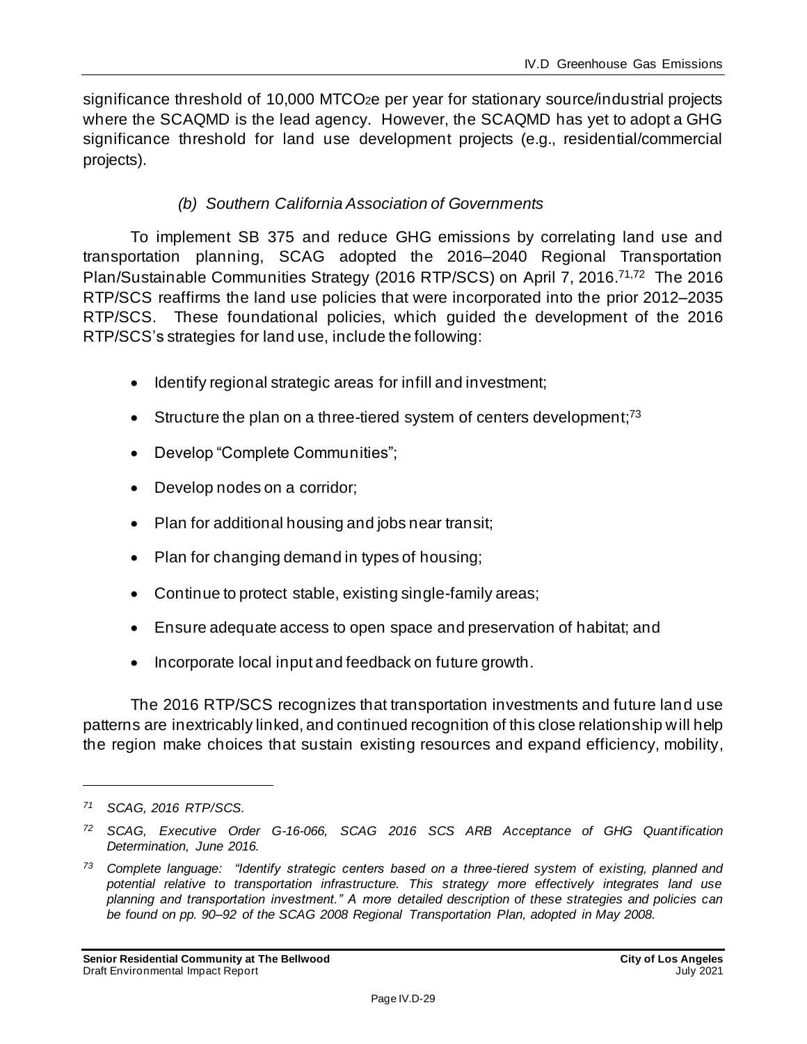significance threshold of 10,000 $MTCO_2e$ per year for stationary source/industrial projects where the SCAQMD is the lead agency. However, the SCAQMD has yet to adopt a GHG significance threshold for land use development projects (e.g., residential/commercial projects).

#### *(b) Southern California Association of Governments*

To implement SB 375 and reduce GHG emissions by correlating land use and transportation planning, SCAG adopted the 2016–2040 Regional Transportation Plan/Sustainable Communities Strategy (2016 RTP/SCS) on April 7, 2016.[71,72] The 2016 RTP/SCS reaffirms the land use policies that were incorporated into the prior 2012–2035 RTP/SCS. These foundational policies, which guided the development of the 2016 RTP/SCS's strategies for land use, include the following:

- Identify regional strategic areas for infill and investment;
- Structure the plan on a three-tiered system of centers development;[73]
- Develop "Complete Communities";
- Develop nodes on a corridor;
- Plan for additional housing and jobs near transit;
- Plan for changing demand in types of housing;
- Continue to protect stable, existing single-family areas;
- Ensure adequate access to open space and preservation of habitat; and
- Incorporate local input and feedback on future growth.

The 2016 RTP/SCS recognizes that transportation investments and future land use patterns are inextricably linked, and continued recognition of this close relationship will help the region make choices that sustain existing resources and expand efficiency, mobility,

---

*[71] SCAG, 2016 RTP/SCS.*

*[72] SCAG, Executive Order G-16-066, SCAG 2016 SCS ARB Acceptance of GHG Quantification Determination, June 2016.*

*[73] Complete language: "Identify strategic centers based on a three-tiered system of existing, planned and potential relative to transportation infrastructure. This strategy more effectively integrates land use planning and transportation investment." A more detailed description of these strategies and policies can be found on pp. 90–92 of the SCAG 2008 Regional Transportation Plan, adopted in May 2008.*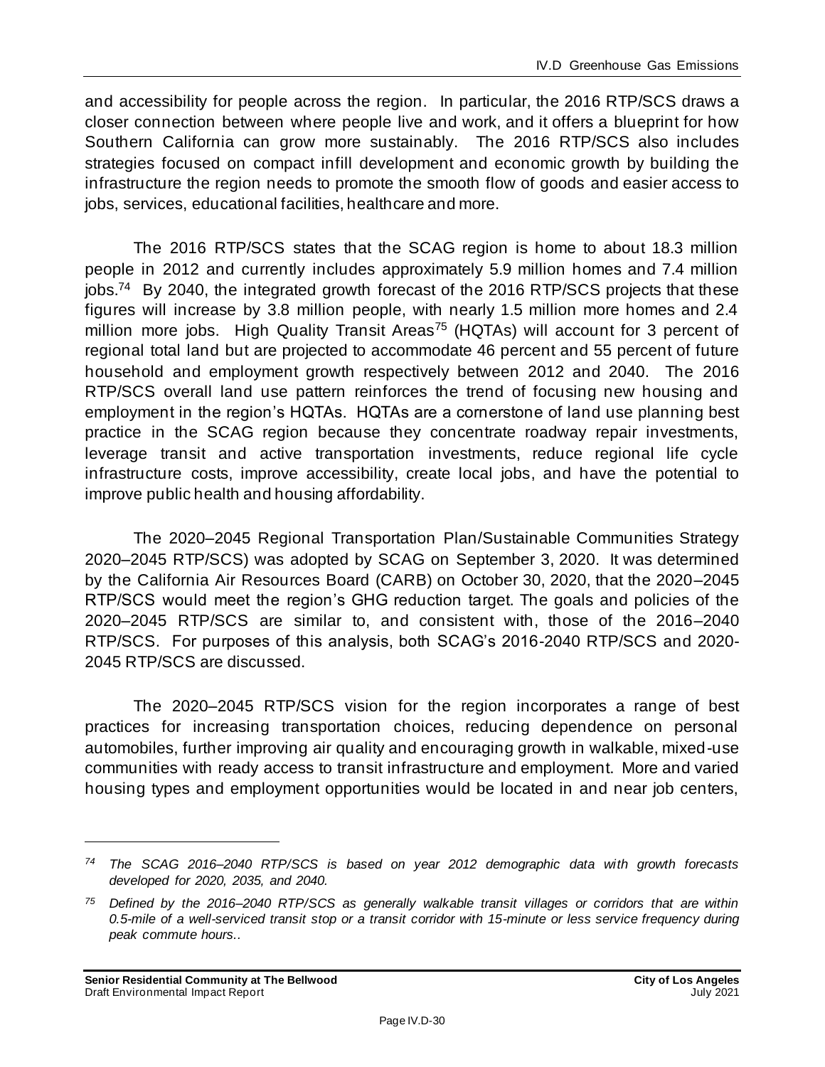and accessibility for people across the region. In particular, the 2016 RTP/SCS draws a closer connection between where people live and work, and it offers a blueprint for how Southern California can grow more sustainably. The 2016 RTP/SCS also includes strategies focused on compact infill development and economic growth by building the infrastructure the region needs to promote the smooth flow of goods and easier access to jobs, services, educational facilities, healthcare and more.

The 2016 RTP/SCS states that the SCAG region is home to about 18.3 million people in 2012 and currently includes approximately 5.9 million homes and 7.4 million jobs.[74] By 2040, the integrated growth forecast of the 2016 RTP/SCS projects that these figures will increase by 3.8 million people, with nearly 1.5 million more homes and 2.4 million more jobs. High Quality Transit Areas[75] (HQTAs) will account for 3 percent of regional total land but are projected to accommodate 46 percent and 55 percent of future household and employment growth respectively between 2012 and 2040. The 2016 RTP/SCS overall land use pattern reinforces the trend of focusing new housing and employment in the region's HQTAs. HQTAs are a cornerstone of land use planning best practice in the SCAG region because they concentrate roadway repair investments, leverage transit and active transportation investments, reduce regional life cycle infrastructure costs, improve accessibility, create local jobs, and have the potential to improve public health and housing affordability.

The 2020–2045 Regional Transportation Plan/Sustainable Communities Strategy 2020–2045 RTP/SCS) was adopted by SCAG on September 3, 2020. It was determined by the California Air Resources Board (CARB) on October 30, 2020, that the 2020–2045 RTP/SCS would meet the region's GHG reduction target. The goals and policies of the 2020–2045 RTP/SCS are similar to, and consistent with, those of the 2016–2040 RTP/SCS. For purposes of this analysis, both SCAG's 2016-2040 RTP/SCS and 2020-2045 RTP/SCS are discussed.

The 2020–2045 RTP/SCS vision for the region incorporates a range of best practices for increasing transportation choices, reducing dependence on personal automobiles, further improving air quality and encouraging growth in walkable, mixed-use communities with ready access to transit infrastructure and employment. More and varied housing types and employment opportunities would be located in and near job centers,

---

*[74] The SCAG 2016–2040 RTP/SCS is based on year 2012 demographic data with growth forecasts developed for 2020, 2035, and 2040.*

*[75] Defined by the 2016–2040 RTP/SCS as generally walkable transit villages or corridors that are within 0.5-mile of a well-serviced transit stop or a transit corridor with 15-minute or less service frequency during peak commute hours..*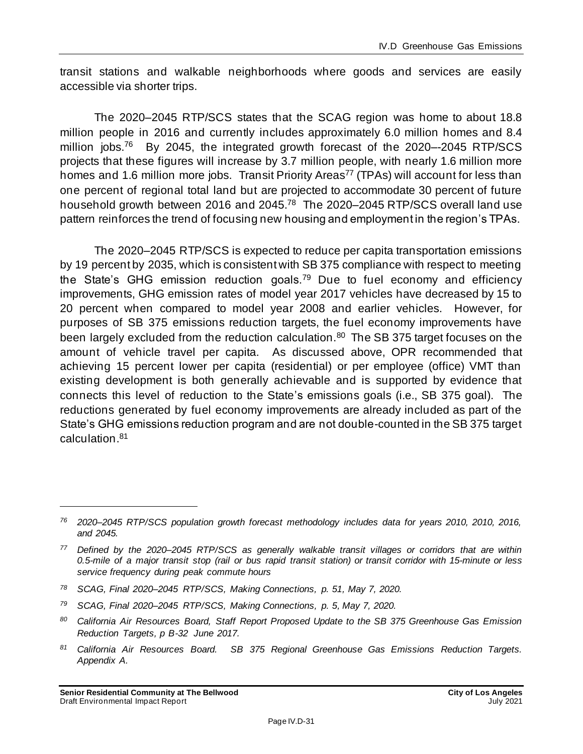transit stations and walkable neighborhoods where goods and services are easily accessible via shorter trips.

The 2020–2045 RTP/SCS states that the SCAG region was home to about 18.8 million people in 2016 and currently includes approximately 6.0 million homes and 8.4 million jobs.[76] By 2045, the integrated growth forecast of the 2020–-2045 RTP/SCS projects that these figures will increase by 3.7 million people, with nearly 1.6 million more homes and 1.6 million more jobs. Transit Priority Areas[77] (TPAs) will account for less than one percent of regional total land but are projected to accommodate 30 percent of future household growth between 2016 and 2045.[78] The 2020–2045 RTP/SCS overall land use pattern reinforces the trend of focusing new housing and employment in the region's TPAs.

The 2020–2045 RTP/SCS is expected to reduce per capita transportation emissions by 19 percent by 2035, which is consistent with SB 375 compliance with respect to meeting the State's GHG emission reduction goals.[79] Due to fuel economy and efficiency improvements, GHG emission rates of model year 2017 vehicles have decreased by 15 to 20 percent when compared to model year 2008 and earlier vehicles. However, for purposes of SB 375 emissions reduction targets, the fuel economy improvements have been largely excluded from the reduction calculation.[80] The SB 375 target focuses on the amount of vehicle travel per capita. As discussed above, OPR recommended that achieving 15 percent lower per capita (residential) or per employee (office) VMT than existing development is both generally achievable and is supported by evidence that connects this level of reduction to the State's emissions goals (i.e., SB 375 goal). The reductions generated by fuel economy improvements are already included as part of the State's GHG emissions reduction program and are not double-counted in the SB 375 target calculation.[81]

---

[76] *2020–2045 RTP/SCS population growth forecast methodology includes data for years 2010, 2010, 2016, and 2045.*

[77] *Defined by the 2020–2045 RTP/SCS as generally walkable transit villages or corridors that are within 0.5-mile of a major transit stop (rail or bus rapid transit station) or transit corridor with 15-minute or less service frequency during peak commute hours*

[78] *SCAG, Final 2020–2045 RTP/SCS, Making Connections, p. 51, May 7, 2020.*

[79] *SCAG, Final 2020–2045 RTP/SCS, Making Connections, p. 5, May 7, 2020.*

[80] *California Air Resources Board, Staff Report Proposed Update to the SB 375 Greenhouse Gas Emission Reduction Targets, p B-32 June 2017.*

[81] *California Air Resources Board. SB 375 Regional Greenhouse Gas Emissions Reduction Targets. Appendix A.*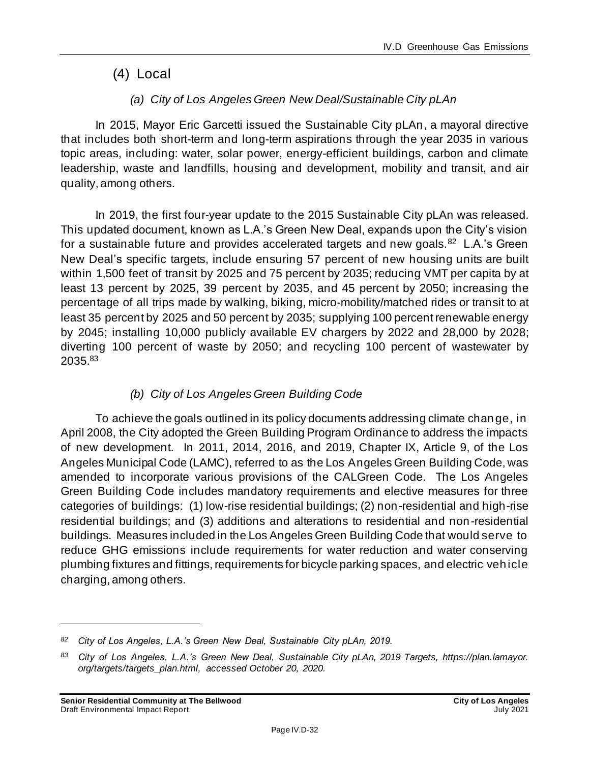## (4) Local

### *(a) City of Los Angeles Green New Deal/Sustainable City pLAn*

In 2015, Mayor Eric Garcetti issued the Sustainable City pLAn, a mayoral directive that includes both short-term and long-term aspirations through the year 2035 in various topic areas, including: water, solar power, energy-efficient buildings, carbon and climate leadership, waste and landfills, housing and development, mobility and transit, and air quality, among others.

In 2019, the first four-year update to the 2015 Sustainable City pLAn was released. This updated document, known as L.A.'s Green New Deal, expands upon the City's vision for a sustainable future and provides accelerated targets and new goals.[82] L.A.'s Green New Deal's specific targets, include ensuring 57 percent of new housing units are built within 1,500 feet of transit by 2025 and 75 percent by 2035; reducing VMT per capita by at least 13 percent by 2025, 39 percent by 2035, and 45 percent by 2050; increasing the percentage of all trips made by walking, biking, micro-mobility/matched rides or transit to at least 35 percent by 2025 and 50 percent by 2035; supplying 100 percent renewable energy by 2045; installing 10,000 publicly available EV chargers by 2022 and 28,000 by 2028; diverting 100 percent of waste by 2050; and recycling 100 percent of wastewater by 2035.[83]

### *(b) City of Los Angeles Green Building Code*

To achieve the goals outlined in its policy documents addressing climate change, in April 2008, the City adopted the Green Building Program Ordinance to address the impacts of new development. In 2011, 2014, 2016, and 2019, Chapter IX, Article 9, of the Los Angeles Municipal Code (LAMC), referred to as the Los Angeles Green Building Code, was amended to incorporate various provisions of the CALGreen Code. The Los Angeles Green Building Code includes mandatory requirements and elective measures for three categories of buildings: (1) low-rise residential buildings; (2) non-residential and high-rise residential buildings; and (3) additions and alterations to residential and non-residential buildings. Measures included in the Los Angeles Green Building Code that would serve to reduce GHG emissions include requirements for water reduction and water conserving plumbing fixtures and fittings, requirements for bicycle parking spaces, and electric vehicle charging, among others.

---

*[82] City of Los Angeles, L.A.'s Green New Deal, Sustainable City pLAn, 2019.*

*[83] City of Los Angeles, L.A.'s Green New Deal, Sustainable City pLAn, 2019 Targets, https://plan.lamayor.org/targets/targets_plan.html, accessed October 20, 2020.*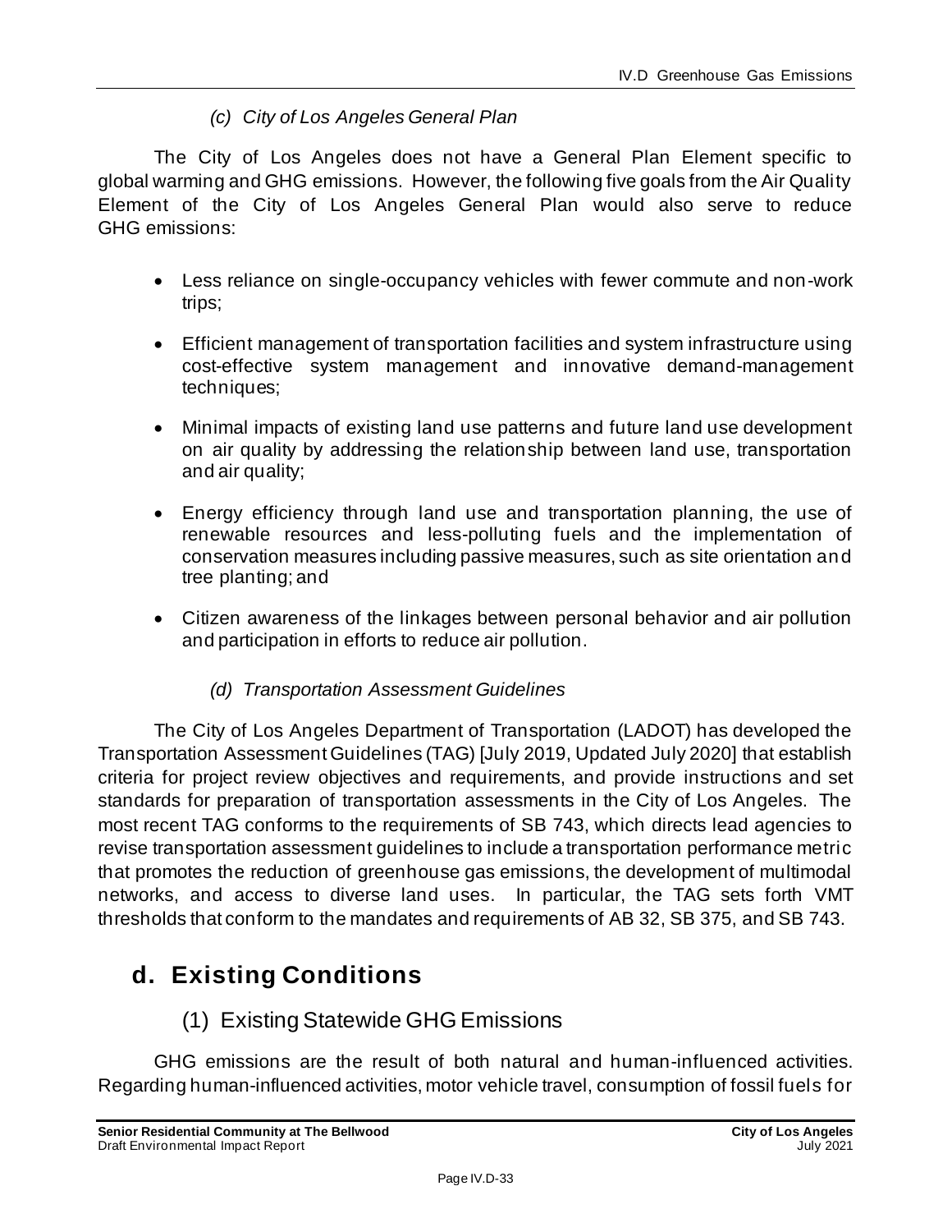*(c) City of Los Angeles General Plan*

The City of Los Angeles does not have a General Plan Element specific to global warming and GHG emissions. However, the following five goals from the Air Quality Element of the City of Los Angeles General Plan would also serve to reduce GHG emissions:

- Less reliance on single-occupancy vehicles with fewer commute and non-work trips;
- Efficient management of transportation facilities and system infrastructure using cost-effective system management and innovative demand-management techniques;
- Minimal impacts of existing land use patterns and future land use development on air quality by addressing the relationship between land use, transportation and air quality;
- Energy efficiency through land use and transportation planning, the use of renewable resources and less-polluting fuels and the implementation of conservation measures including passive measures, such as site orientation and tree planting; and
- Citizen awareness of the linkages between personal behavior and air pollution and participation in efforts to reduce air pollution.

*(d) Transportation Assessment Guidelines*

The City of Los Angeles Department of Transportation (LADOT) has developed the Transportation Assessment Guidelines (TAG) [July 2019, Updated July 2020] that establish criteria for project review objectives and requirements, and provide instructions and set standards for preparation of transportation assessments in the City of Los Angeles. The most recent TAG conforms to the requirements of SB 743, which directs lead agencies to revise transportation assessment guidelines to include a transportation performance metric that promotes the reduction of greenhouse gas emissions, the development of multimodal networks, and access to diverse land uses. In particular, the TAG sets forth VMT thresholds that conform to the mandates and requirements of AB 32, SB 375, and SB 743.

## d. Existing Conditions

### (1) Existing Statewide GHG Emissions

GHG emissions are the result of both natural and human-influenced activities. Regarding human-influenced activities, motor vehicle travel, consumption of fossil fuels for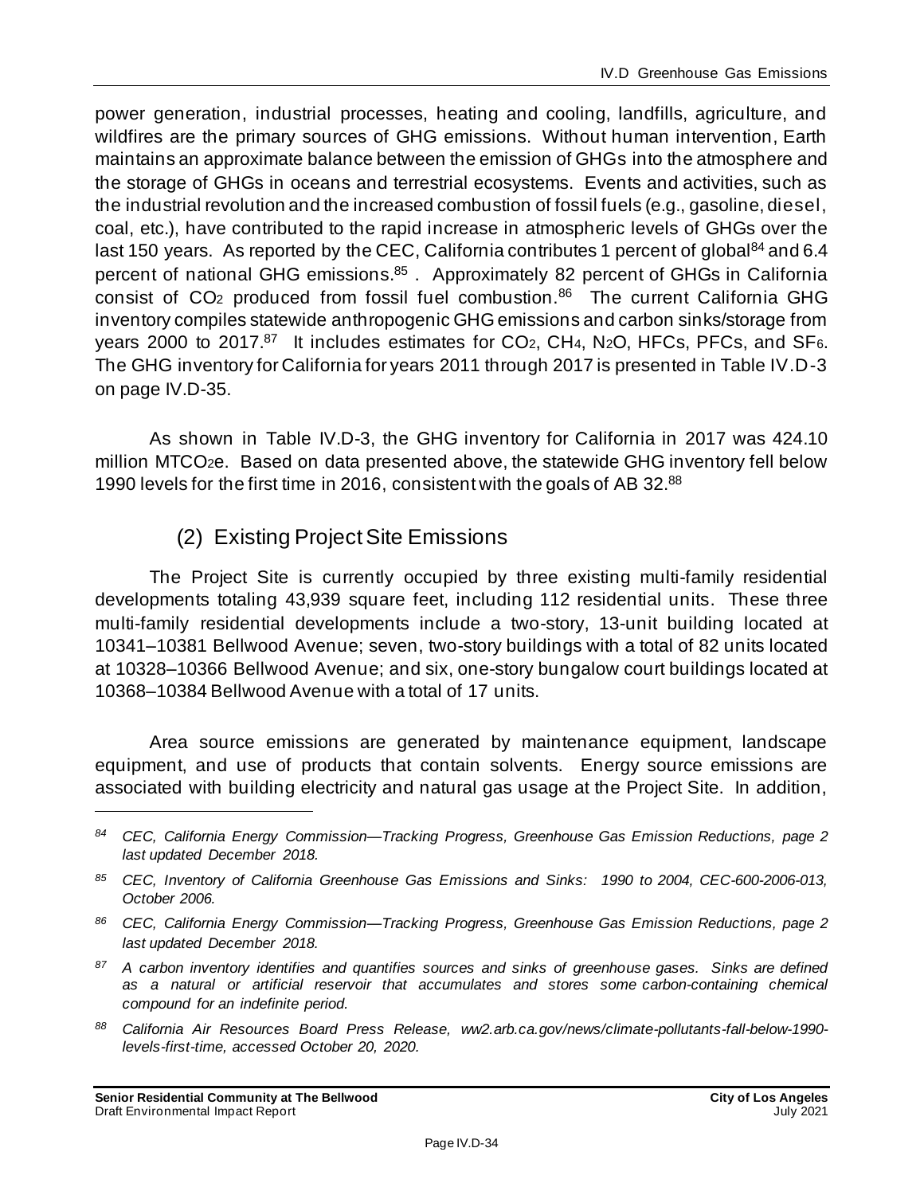power generation, industrial processes, heating and cooling, landfills, agriculture, and wildfires are the primary sources of GHG emissions. Without human intervention, Earth maintains an approximate balance between the emission of GHGs into the atmosphere and the storage of GHGs in oceans and terrestrial ecosystems. Events and activities, such as the industrial revolution and the increased combustion of fossil fuels (e.g., gasoline, diesel, coal, etc.), have contributed to the rapid increase in atmospheric levels of GHGs over the last 150 years. As reported by the CEC, California contributes 1 percent of global[84] and 6.4 percent of national GHG emissions.[85] . Approximately 82 percent of GHGs in California consist of $CO_2$ produced from fossil fuel combustion.[86] The current California GHG inventory compiles statewide anthropogenic GHG emissions and carbon sinks/storage from years 2000 to 2017.[87] It includes estimates for $CO_2$, $CH_4$, $N_2O$, HFCs, PFCs, and $SF_6$. The GHG inventory for California for years 2011 through 2017 is presented in Table IV.D-3 on page IV.D-35.

As shown in Table IV.D-3, the GHG inventory for California in 2017 was 424.10 million $MTCO_2e$. Based on data presented above, the statewide GHG inventory fell below 1990 levels for the first time in 2016, consistent with the goals of AB 32.[88]

### (2) Existing Project Site Emissions

The Project Site is currently occupied by three existing multi-family residential developments totaling 43,939 square feet, including 112 residential units. These three multi-family residential developments include a two-story, 13-unit building located at 10341–10381 Bellwood Avenue; seven, two-story buildings with a total of 82 units located at 10328–10366 Bellwood Avenue; and six, one-story bungalow court buildings located at 10368–10384 Bellwood Avenue with a total of 17 units.

Area source emissions are generated by maintenance equipment, landscape equipment, and use of products that contain solvents. Energy source emissions are associated with building electricity and natural gas usage at the Project Site. In addition,

---

[84] *CEC, California Energy Commission—Tracking Progress, Greenhouse Gas Emission Reductions, page 2 last updated December 2018.*

[85] *CEC, Inventory of California Greenhouse Gas Emissions and Sinks: 1990 to 2004, CEC-600-2006-013, October 2006.*

[86] *CEC, California Energy Commission—Tracking Progress, Greenhouse Gas Emission Reductions, page 2 last updated December 2018.*

[87] *A carbon inventory identifies and quantifies sources and sinks of greenhouse gases. Sinks are defined as a natural or artificial reservoir that accumulates and stores some carbon-containing chemical compound for an indefinite period.*

[88] *California Air Resources Board Press Release, ww2.arb.ca.gov/news/climate-pollutants-fall-below-1990-levels-first-time, accessed October 20, 2020.*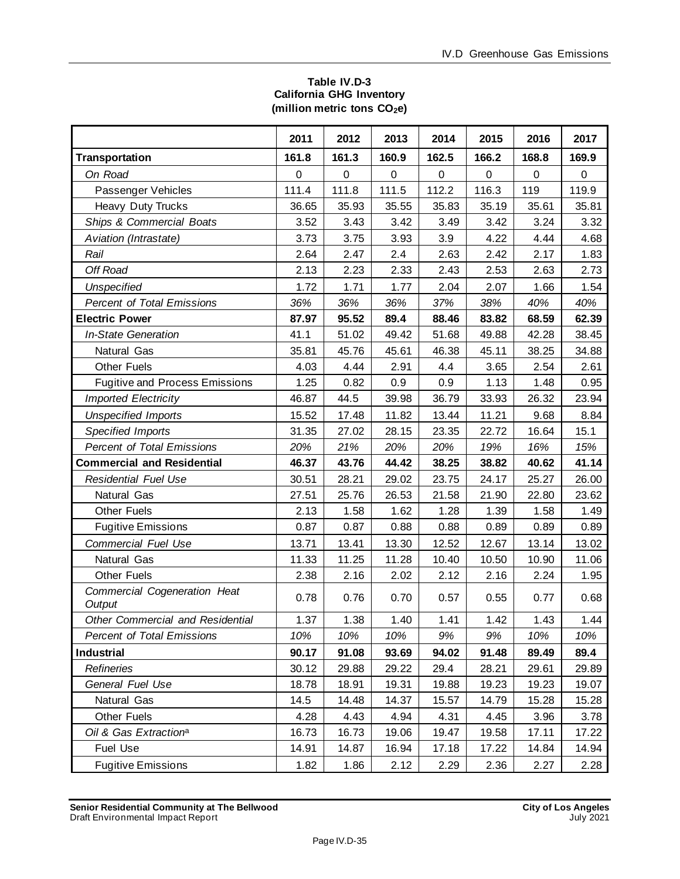**Table IV.D-3**
**California GHG Inventory**
**(million metric tons $CO_2e$)**

| | 2011 | 2012 | 2013 | 2014 | 2015 | 2016 | 2017 |
|---|---|---|---|---|---|---|---|
| **Transportation** | **161.8** | **161.3** | **160.9** | **162.5** | **166.2** | **168.8** | **169.9** |
| *On Road* | 0 | 0 | 0 | 0 | 0 | 0 | 0 |
| Passenger Vehicles | 111.4 | 111.8 | 111.5 | 112.2 | 116.3 | 119 | 119.9 |
| Heavy Duty Trucks | 36.65 | 35.93 | 35.55 | 35.83 | 35.19 | 35.61 | 35.81 |
| *Ships & Commercial Boats* | 3.52 | 3.43 | 3.42 | 3.49 | 3.42 | 3.24 | 3.32 |
| *Aviation (Intrastate)* | 3.73 | 3.75 | 3.93 | 3.9 | 4.22 | 4.44 | 4.68 |
| *Rail* | 2.64 | 2.47 | 2.4 | 2.63 | 2.42 | 2.17 | 1.83 |
| *Off Road* | 2.13 | 2.23 | 2.33 | 2.43 | 2.53 | 2.63 | 2.73 |
| *Unspecified* | 1.72 | 1.71 | 1.77 | 2.04 | 2.07 | 1.66 | 1.54 |
| *Percent of Total Emissions* | *36%* | *36%* | *36%* | *37%* | *38%* | *40%* | *40%* |
| **Electric Power** | **87.97** | **95.52** | **89.4** | **88.46** | **83.82** | **68.59** | **62.39** |
| *In-State Generation* | 41.1 | 51.02 | 49.42 | 51.68 | 49.88 | 42.28 | 38.45 |
| Natural Gas | 35.81 | 45.76 | 45.61 | 46.38 | 45.11 | 38.25 | 34.88 |
| Other Fuels | 4.03 | 4.44 | 2.91 | 4.4 | 3.65 | 2.54 | 2.61 |
| Fugitive and Process Emissions | 1.25 | 0.82 | 0.9 | 0.9 | 1.13 | 1.48 | 0.95 |
| *Imported Electricity* | 46.87 | 44.5 | 39.98 | 36.79 | 33.93 | 26.32 | 23.94 |
| *Unspecified Imports* | 15.52 | 17.48 | 11.82 | 13.44 | 11.21 | 9.68 | 8.84 |
| *Specified Imports* | 31.35 | 27.02 | 28.15 | 23.35 | 22.72 | 16.64 | 15.1 |
| *Percent of Total Emissions* | *20%* | *21%* | *20%* | *20%* | *19%* | *16%* | *15%* |
| **Commercial and Residential** | **46.37** | **43.76** | **44.42** | **38.25** | **38.82** | **40.62** | **41.14** |
| *Residential Fuel Use* | 30.51 | 28.21 | 29.02 | 23.75 | 24.17 | 25.27 | 26.00 |
| Natural Gas | 27.51 | 25.76 | 26.53 | 21.58 | 21.90 | 22.80 | 23.62 |
| Other Fuels | 2.13 | 1.58 | 1.62 | 1.28 | 1.39 | 1.58 | 1.49 |
| Fugitive Emissions | 0.87 | 0.87 | 0.88 | 0.88 | 0.89 | 0.89 | 0.89 |
| *Commercial Fuel Use* | 13.71 | 13.41 | 13.30 | 12.52 | 12.67 | 13.14 | 13.02 |
| Natural Gas | 11.33 | 11.25 | 11.28 | 10.40 | 10.50 | 10.90 | 11.06 |
| Other Fuels | 2.38 | 2.16 | 2.02 | 2.12 | 2.16 | 2.24 | 1.95 |
| *Commercial Cogeneration Heat Output* | 0.78 | 0.76 | 0.70 | 0.57 | 0.55 | 0.77 | 0.68 |
| *Other Commercial and Residential* | 1.37 | 1.38 | 1.40 | 1.41 | 1.42 | 1.43 | 1.44 |
| *Percent of Total Emissions* | *10%* | *10%* | *10%* | *9%* | *9%* | *10%* | *10%* |
| **Industrial** | **90.17** | **91.08** | **93.69** | **94.02** | **91.48** | **89.49** | **89.4** |
| *Refineries* | 30.12 | 29.88 | 29.22 | 29.4 | 28.21 | 29.61 | 29.89 |
| *General Fuel Use* | 18.78 | 18.91 | 19.31 | 19.88 | 19.23 | 19.23 | 19.07 |
| Natural Gas | 14.5 | 14.48 | 14.37 | 15.57 | 14.79 | 15.28 | 15.28 |
| Other Fuels | 4.28 | 4.43 | 4.94 | 4.31 | 4.45 | 3.96 | 3.78 |
| *Oil & Gas Extraction*[a] | 16.73 | 16.73 | 19.06 | 19.47 | 19.58 | 17.11 | 17.22 |
| Fuel Use | 14.91 | 14.87 | 16.94 | 17.18 | 17.22 | 14.84 | 14.94 |
| Fugitive Emissions | 1.82 | 1.86 | 2.12 | 2.29 | 2.36 | 2.27 | 2.28 |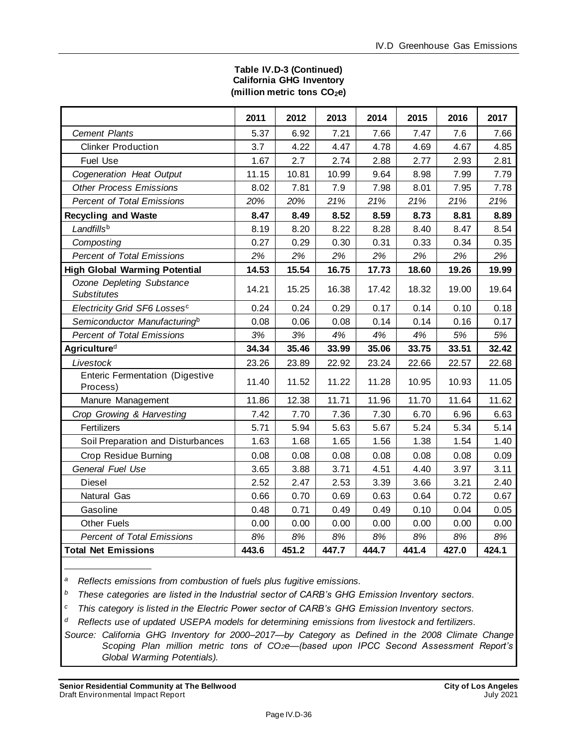**Table IV.D-3 (Continued)**
**California GHG Inventory**
**(million metric tons $CO_2e$)**

| | 2011 | 2012 | 2013 | 2014 | 2015 | 2016 | 2017 |
|---|---|---|---|---|---|---|---|
| *Cement Plants* | 5.37 | 6.92 | 7.21 | 7.66 | 7.47 | 7.6 | 7.66 |
| Clinker Production | 3.7 | 4.22 | 4.47 | 4.78 | 4.69 | 4.67 | 4.85 |
| Fuel Use | 1.67 | 2.7 | 2.74 | 2.88 | 2.77 | 2.93 | 2.81 |
| *Cogeneration Heat Output* | 11.15 | 10.81 | 10.99 | 9.64 | 8.98 | 7.99 | 7.79 |
| *Other Process Emissions* | 8.02 | 7.81 | 7.9 | 7.98 | 8.01 | 7.95 | 7.78 |
| *Percent of Total Emissions* | *20%* | *20%* | *21%* | *21%* | *21%* | *21%* | *21%* |
| **Recycling and Waste** | **8.47** | **8.49** | **8.52** | **8.59** | **8.73** | **8.81** | **8.89** |
| *Landfills*[b] | 8.19 | 8.20 | 8.22 | 8.28 | 8.40 | 8.47 | 8.54 |
| *Composting* | 0.27 | 0.29 | 0.30 | 0.31 | 0.33 | 0.34 | 0.35 |
| *Percent of Total Emissions* | *2%* | *2%* | *2%* | *2%* | *2%* | *2%* | *2%* |
| **High Global Warming Potential** | **14.53** | **15.54** | **16.75** | **17.73** | **18.60** | **19.26** | **19.99** |
| *Ozone Depleting Substance Substitutes* | 14.21 | 15.25 | 16.38 | 17.42 | 18.32 | 19.00 | 19.64 |
| *Electricity Grid SF6 Losses*[c] | 0.24 | 0.24 | 0.29 | 0.17 | 0.14 | 0.10 | 0.18 |
| *Semiconductor Manufacturing*[b] | 0.08 | 0.06 | 0.08 | 0.14 | 0.14 | 0.16 | 0.17 |
| *Percent of Total Emissions* | *3%* | *3%* | *4%* | *4%* | *4%* | *5%* | *5%* |
| **Agriculture**[d] | **34.34** | **35.46** | **33.99** | **35.06** | **33.75** | **33.51** | **32.42** |
| *Livestock* | 23.26 | 23.89 | 22.92 | 23.24 | 22.66 | 22.57 | 22.68 |
| Enteric Fermentation (Digestive Process) | 11.40 | 11.52 | 11.22 | 11.28 | 10.95 | 10.93 | 11.05 |
| Manure Management | 11.86 | 12.38 | 11.71 | 11.96 | 11.70 | 11.64 | 11.62 |
| *Crop Growing & Harvesting* | 7.42 | 7.70 | 7.36 | 7.30 | 6.70 | 6.96 | 6.63 |
| Fertilizers | 5.71 | 5.94 | 5.63 | 5.67 | 5.24 | 5.34 | 5.14 |
| Soil Preparation and Disturbances | 1.63 | 1.68 | 1.65 | 1.56 | 1.38 | 1.54 | 1.40 |
| Crop Residue Burning | 0.08 | 0.08 | 0.08 | 0.08 | 0.08 | 0.08 | 0.09 |
| *General Fuel Use* | 3.65 | 3.88 | 3.71 | 4.51 | 4.40 | 3.97 | 3.11 |
| Diesel | 2.52 | 2.47 | 2.53 | 3.39 | 3.66 | 3.21 | 2.40 |
| Natural Gas | 0.66 | 0.70 | 0.69 | 0.63 | 0.64 | 0.72 | 0.67 |
| Gasoline | 0.48 | 0.71 | 0.49 | 0.49 | 0.10 | 0.04 | 0.05 |
| Other Fuels | 0.00 | 0.00 | 0.00 | 0.00 | 0.00 | 0.00 | 0.00 |
| *Percent of Total Emissions* | *8%* | *8%* | *8%* | *8%* | *8%* | *8%* | *8%* |
| **Total Net Emissions** | **443.6** | **451.2** | **447.7** | **444.7** | **441.4** | **427.0** | **424.1** |

[a] *Reflects emissions from combustion of fuels plus fugitive emissions.*

[b] *These categories are listed in the Industrial sector of CARB's GHG Emission Inventory sectors.*

[c] *This category is listed in the Electric Power sector of CARB's GHG Emission Inventory sectors.*

[d] *Reflects use of updated USEPA models for determining emissions from livestock and fertilizers.*

*Source: California GHG Inventory for 2000–2017—by Category as Defined in the 2008 Climate Change Scoping Plan million metric tons of $CO_2e$—(based upon IPCC Second Assessment Report's Global Warming Potentials).*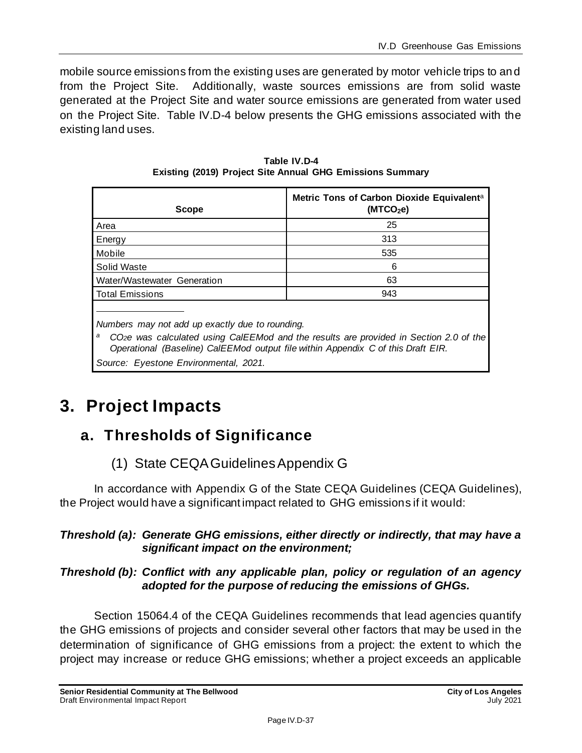mobile source emissions from the existing uses are generated by motor vehicle trips to and from the Project Site. Additionally, waste sources emissions are from solid waste generated at the Project Site and water source emissions are generated from water used on the Project Site. Table IV.D-4 below presents the GHG emissions associated with the existing land uses.

**Table IV.D-4**
**Existing (2019) Project Site Annual GHG Emissions Summary**

| Scope | Metric Tons of Carbon Dioxide Equivalent[a] ($MTCO_2e$) |
|---|---|
| Area | 25 |
| Energy | 313 |
| Mobile | 535 |
| Solid Waste | 6 |
| Water/Wastewater Generation | 63 |
| Total Emissions | 943 |

*Numbers may not add up exactly due to rounding.*

[a] *$CO_2e$ was calculated using CalEEMod and the results are provided in Section 2.0 of the Operational (Baseline) CalEEMod output file within Appendix C of this Draft EIR.*

*Source: Eyestone Environmental, 2021.*

# 3. Project Impacts

## a. Thresholds of Significance

### (1) State CEQA Guidelines Appendix G

In accordance with Appendix G of the State CEQA Guidelines (CEQA Guidelines), the Project would have a significant impact related to GHG emissions if it would:

***Threshold (a): Generate GHG emissions, either directly or indirectly, that may have a significant impact on the environment;***

***Threshold (b): Conflict with any applicable plan, policy or regulation of an agency adopted for the purpose of reducing the emissions of GHGs.***

Section 15064.4 of the CEQA Guidelines recommends that lead agencies quantify the GHG emissions of projects and consider several other factors that may be used in the determination of significance of GHG emissions from a project: the extent to which the project may increase or reduce GHG emissions; whether a project exceeds an applicable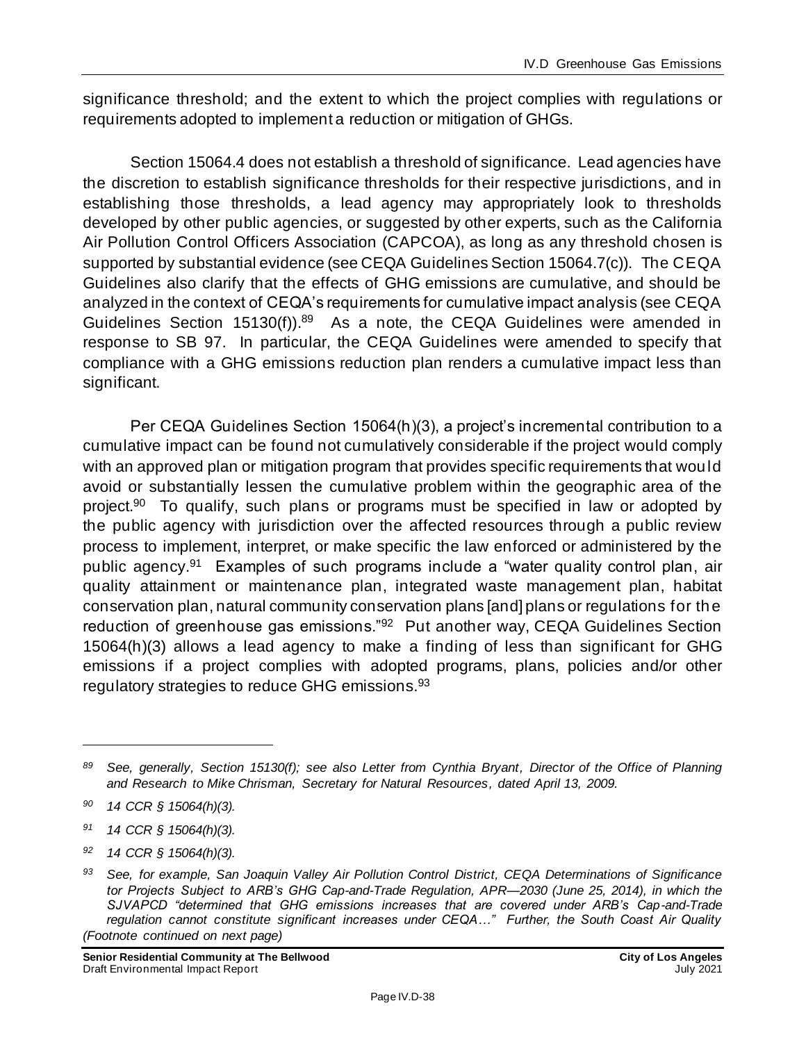significance threshold; and the extent to which the project complies with regulations or requirements adopted to implement a reduction or mitigation of GHGs.

Section 15064.4 does not establish a threshold of significance. Lead agencies have the discretion to establish significance thresholds for their respective jurisdictions, and in establishing those thresholds, a lead agency may appropriately look to thresholds developed by other public agencies, or suggested by other experts, such as the California Air Pollution Control Officers Association (CAPCOA), as long as any threshold chosen is supported by substantial evidence (see CEQA Guidelines Section 15064.7(c)). The CEQA Guidelines also clarify that the effects of GHG emissions are cumulative, and should be analyzed in the context of CEQA's requirements for cumulative impact analysis (see CEQA Guidelines Section 15130(f)).[89] As a note, the CEQA Guidelines were amended in response to SB 97. In particular, the CEQA Guidelines were amended to specify that compliance with a GHG emissions reduction plan renders a cumulative impact less than significant.

Per CEQA Guidelines Section 15064(h)(3), a project's incremental contribution to a cumulative impact can be found not cumulatively considerable if the project would comply with an approved plan or mitigation program that provides specific requirements that would avoid or substantially lessen the cumulative problem within the geographic area of the project.[90] To qualify, such plans or programs must be specified in law or adopted by the public agency with jurisdiction over the affected resources through a public review process to implement, interpret, or make specific the law enforced or administered by the public agency.[91] Examples of such programs include a "water quality control plan, air quality attainment or maintenance plan, integrated waste management plan, habitat conservation plan, natural community conservation plans [and] plans or regulations for the reduction of greenhouse gas emissions."[92] Put another way, CEQA Guidelines Section 15064(h)(3) allows a lead agency to make a finding of less than significant for GHG emissions if a project complies with adopted programs, plans, policies and/or other regulatory strategies to reduce GHG emissions.[93]

---

*[89] See, generally, Section 15130(f); see also Letter from Cynthia Bryant, Director of the Office of Planning and Research to Mike Chrisman, Secretary for Natural Resources, dated April 13, 2009.*

*[90] 14 CCR § 15064(h)(3).*

*[91] 14 CCR § 15064(h)(3).*

*[92] 14 CCR § 15064(h)(3).*

*[93] See, for example, San Joaquin Valley Air Pollution Control District, CEQA Determinations of Significance tor Projects Subject to ARB's GHG Cap-and-Trade Regulation, APR—2030 (June 25, 2014), in which the SJVAPCD "determined that GHG emissions increases that are covered under ARB's Cap-and-Trade regulation cannot constitute significant increases under CEQA…" Further, the South Coast Air Quality (Footnote continued on next page)*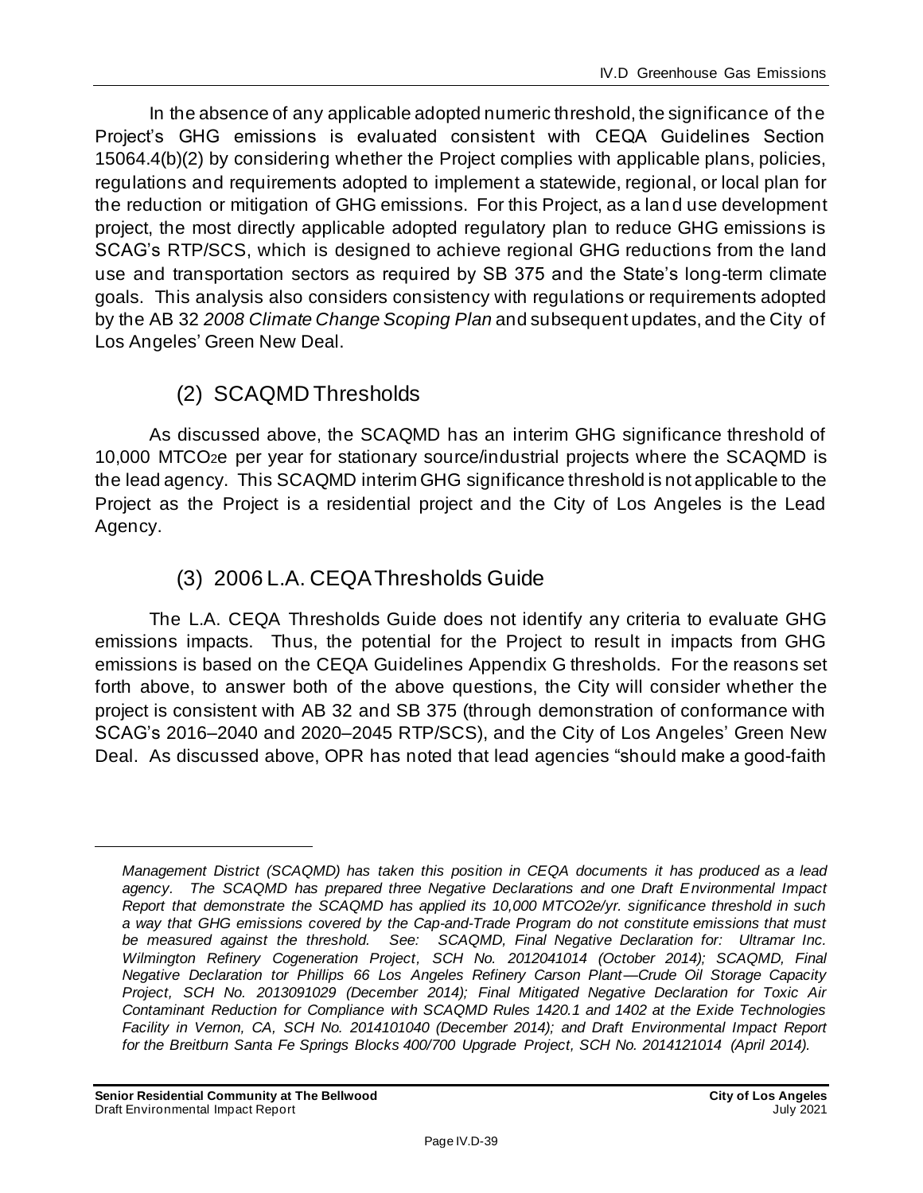In the absence of any applicable adopted numeric threshold, the significance of the Project's GHG emissions is evaluated consistent with CEQA Guidelines Section 15064.4(b)(2) by considering whether the Project complies with applicable plans, policies, regulations and requirements adopted to implement a statewide, regional, or local plan for the reduction or mitigation of GHG emissions. For this Project, as a land use development project, the most directly applicable adopted regulatory plan to reduce GHG emissions is SCAG's RTP/SCS, which is designed to achieve regional GHG reductions from the land use and transportation sectors as required by SB 375 and the State's long-term climate goals. This analysis also considers consistency with regulations or requirements adopted by the AB 32 *2008 Climate Change Scoping Plan* and subsequent updates, and the City of Los Angeles' Green New Deal.

### (2) SCAQMD Thresholds

As discussed above, the SCAQMD has an interim GHG significance threshold of 10,000 $MTCO_2e$ per year for stationary source/industrial projects where the SCAQMD is the lead agency. This SCAQMD interim GHG significance threshold is not applicable to the Project as the Project is a residential project and the City of Los Angeles is the Lead Agency.

### (3) 2006 L.A. CEQA Thresholds Guide

The L.A. CEQA Thresholds Guide does not identify any criteria to evaluate GHG emissions impacts. Thus, the potential for the Project to result in impacts from GHG emissions is based on the CEQA Guidelines Appendix G thresholds. For the reasons set forth above, to answer both of the above questions, the City will consider whether the project is consistent with AB 32 and SB 375 (through demonstration of conformance with SCAG's 2016–2040 and 2020–2045 RTP/SCS), and the City of Los Angeles' Green New Deal. As discussed above, OPR has noted that lead agencies "should make a good-faith

---

*Management District (SCAQMD) has taken this position in CEQA documents it has produced as a lead agency. The SCAQMD has prepared three Negative Declarations and one Draft Environmental Impact Report that demonstrate the SCAQMD has applied its 10,000 MTCO2e/yr. significance threshold in such a way that GHG emissions covered by the Cap-and-Trade Program do not constitute emissions that must be measured against the threshold. See: SCAQMD, Final Negative Declaration for: Ultramar Inc. Wilmington Refinery Cogeneration Project, SCH No. 2012041014 (October 2014); SCAQMD, Final Negative Declaration tor Phillips 66 Los Angeles Refinery Carson Plant—Crude Oil Storage Capacity Project, SCH No. 2013091029 (December 2014); Final Mitigated Negative Declaration for Toxic Air Contaminant Reduction for Compliance with SCAQMD Rules 1420.1 and 1402 at the Exide Technologies Facility in Vernon, CA, SCH No. 2014101040 (December 2014); and Draft Environmental Impact Report for the Breitburn Santa Fe Springs Blocks 400/700 Upgrade Project, SCH No. 2014121014 (April 2014).*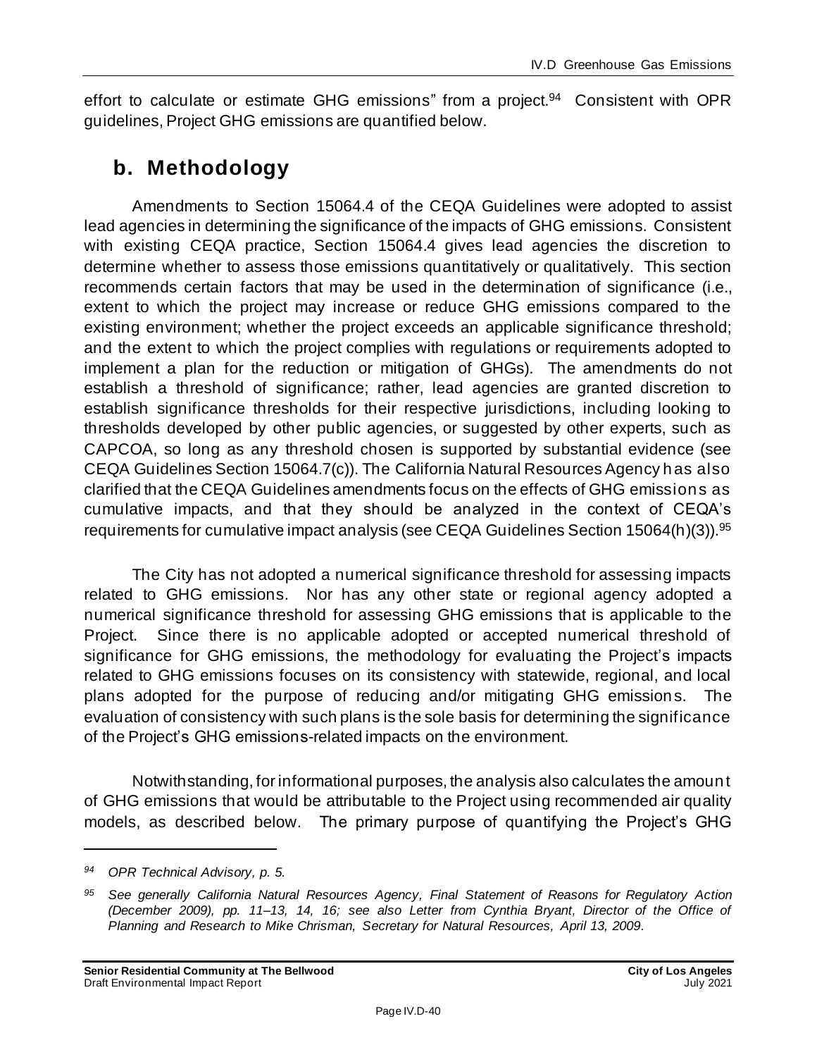effort to calculate or estimate GHG emissions" from a project.[94] Consistent with OPR guidelines, Project GHG emissions are quantified below.

## b. Methodology

Amendments to Section 15064.4 of the CEQA Guidelines were adopted to assist lead agencies in determining the significance of the impacts of GHG emissions. Consistent with existing CEQA practice, Section 15064.4 gives lead agencies the discretion to determine whether to assess those emissions quantitatively or qualitatively. This section recommends certain factors that may be used in the determination of significance (i.e., extent to which the project may increase or reduce GHG emissions compared to the existing environment; whether the project exceeds an applicable significance threshold; and the extent to which the project complies with regulations or requirements adopted to implement a plan for the reduction or mitigation of GHGs). The amendments do not establish a threshold of significance; rather, lead agencies are granted discretion to establish significance thresholds for their respective jurisdictions, including looking to thresholds developed by other public agencies, or suggested by other experts, such as CAPCOA, so long as any threshold chosen is supported by substantial evidence (see CEQA Guidelines Section 15064.7(c)). The California Natural Resources Agency has also clarified that the CEQA Guidelines amendments focus on the effects of GHG emissions as cumulative impacts, and that they should be analyzed in the context of CEQA's requirements for cumulative impact analysis (see CEQA Guidelines Section 15064(h)(3)).[95]

The City has not adopted a numerical significance threshold for assessing impacts related to GHG emissions. Nor has any other state or regional agency adopted a numerical significance threshold for assessing GHG emissions that is applicable to the Project. Since there is no applicable adopted or accepted numerical threshold of significance for GHG emissions, the methodology for evaluating the Project's impacts related to GHG emissions focuses on its consistency with statewide, regional, and local plans adopted for the purpose of reducing and/or mitigating GHG emissions. The evaluation of consistency with such plans is the sole basis for determining the significance of the Project's GHG emissions-related impacts on the environment.

Notwithstanding, for informational purposes, the analysis also calculates the amount of GHG emissions that would be attributable to the Project using recommended air quality models, as described below. The primary purpose of quantifying the Project's GHG

---

*94 OPR Technical Advisory, p. 5.*

*95 See generally California Natural Resources Agency, Final Statement of Reasons for Regulatory Action (December 2009), pp. 11–13, 14, 16; see also Letter from Cynthia Bryant, Director of the Office of Planning and Research to Mike Chrisman, Secretary for Natural Resources, April 13, 2009.*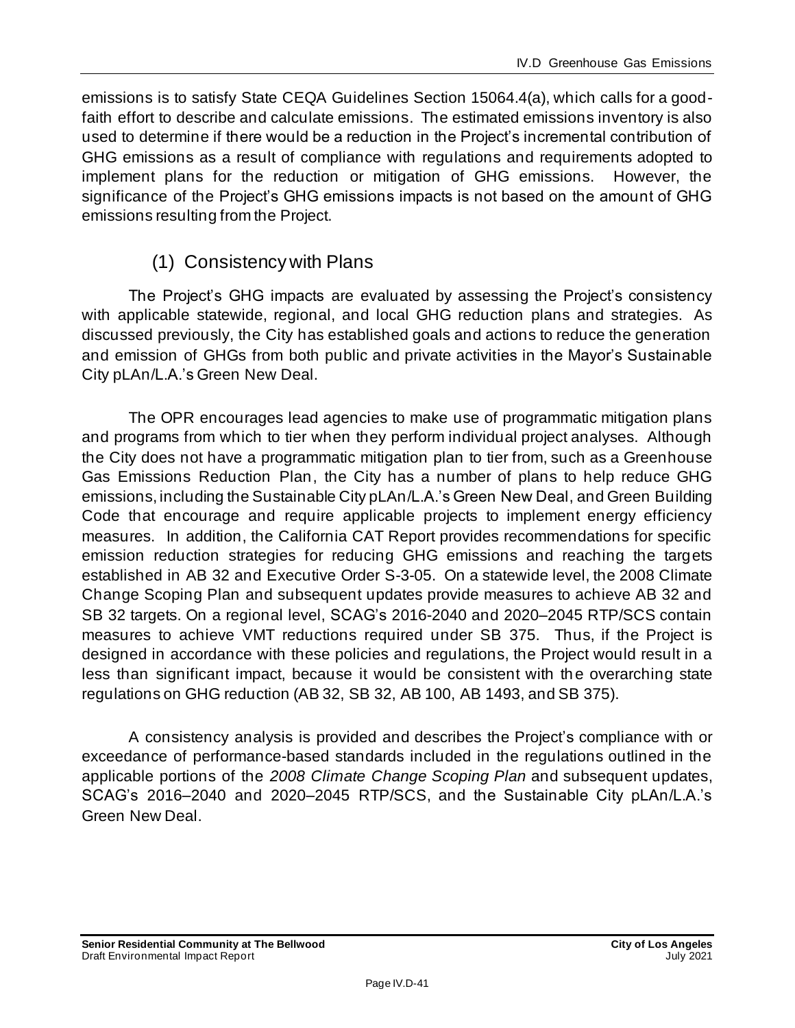emissions is to satisfy State CEQA Guidelines Section 15064.4(a), which calls for a good-faith effort to describe and calculate emissions. The estimated emissions inventory is also used to determine if there would be a reduction in the Project's incremental contribution of GHG emissions as a result of compliance with regulations and requirements adopted to implement plans for the reduction or mitigation of GHG emissions. However, the significance of the Project's GHG emissions impacts is not based on the amount of GHG emissions resulting from the Project.

### (1) Consistency with Plans

The Project's GHG impacts are evaluated by assessing the Project's consistency with applicable statewide, regional, and local GHG reduction plans and strategies. As discussed previously, the City has established goals and actions to reduce the generation and emission of GHGs from both public and private activities in the Mayor's Sustainable City pLAn/L.A.'s Green New Deal.

The OPR encourages lead agencies to make use of programmatic mitigation plans and programs from which to tier when they perform individual project analyses. Although the City does not have a programmatic mitigation plan to tier from, such as a Greenhouse Gas Emissions Reduction Plan, the City has a number of plans to help reduce GHG emissions, including the Sustainable City pLAn/L.A.'s Green New Deal, and Green Building Code that encourage and require applicable projects to implement energy efficiency measures. In addition, the California CAT Report provides recommendations for specific emission reduction strategies for reducing GHG emissions and reaching the targets established in AB 32 and Executive Order S-3-05. On a statewide level, the 2008 Climate Change Scoping Plan and subsequent updates provide measures to achieve AB 32 and SB 32 targets. On a regional level, SCAG's 2016-2040 and 2020–2045 RTP/SCS contain measures to achieve VMT reductions required under SB 375. Thus, if the Project is designed in accordance with these policies and regulations, the Project would result in a less than significant impact, because it would be consistent with the overarching state regulations on GHG reduction (AB 32, SB 32, AB 100, AB 1493, and SB 375).

A consistency analysis is provided and describes the Project's compliance with or exceedance of performance-based standards included in the regulations outlined in the applicable portions of the *2008 Climate Change Scoping Plan* and subsequent updates, SCAG's 2016–2040 and 2020–2045 RTP/SCS, and the Sustainable City pLAn/L.A.'s Green New Deal.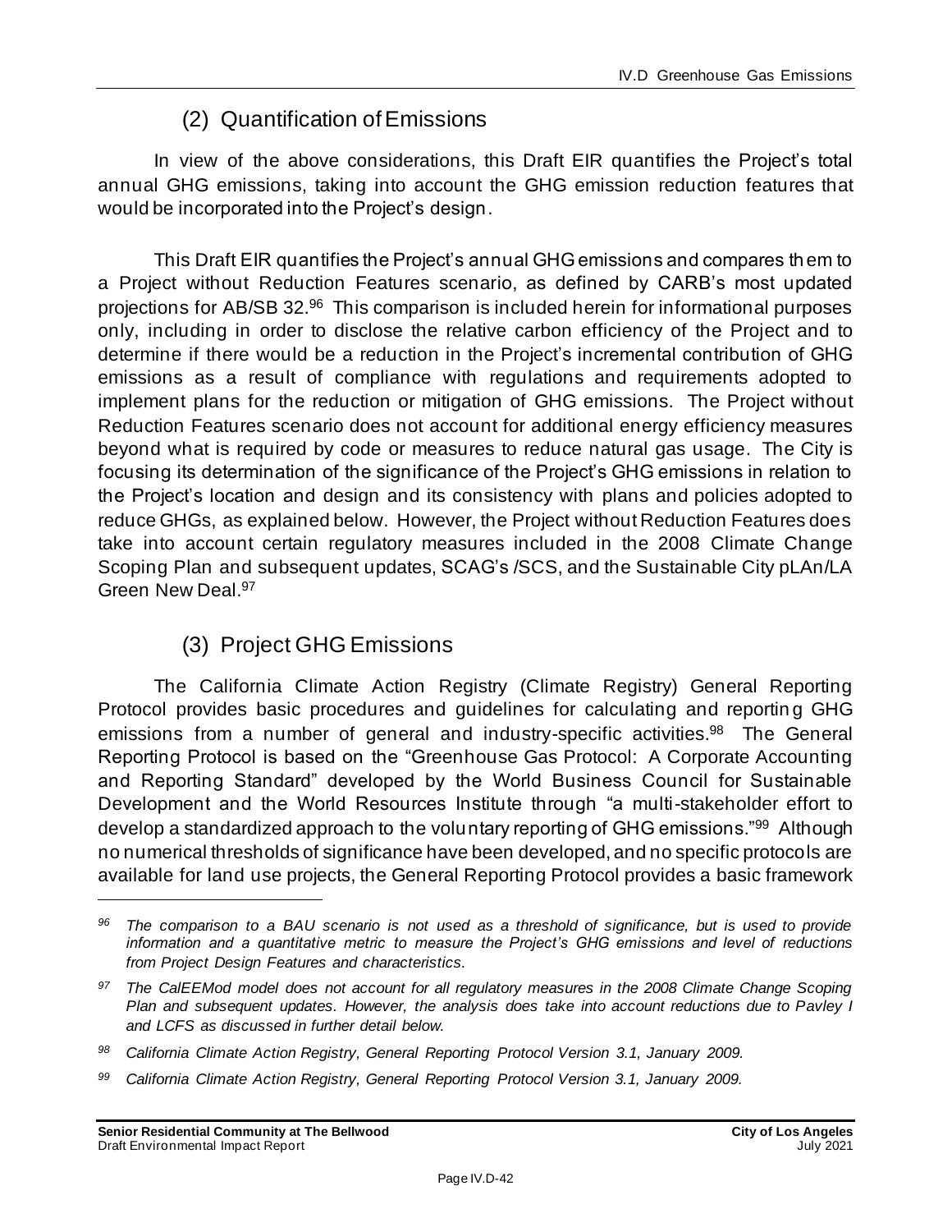### (2) Quantification of Emissions

In view of the above considerations, this Draft EIR quantifies the Project's total annual GHG emissions, taking into account the GHG emission reduction features that would be incorporated into the Project's design.

This Draft EIR quantifies the Project's annual GHG emissions and compares them to a Project without Reduction Features scenario, as defined by CARB's most updated projections for AB/SB 32.[96] This comparison is included herein for informational purposes only, including in order to disclose the relative carbon efficiency of the Project and to determine if there would be a reduction in the Project's incremental contribution of GHG emissions as a result of compliance with regulations and requirements adopted to implement plans for the reduction or mitigation of GHG emissions. The Project without Reduction Features scenario does not account for additional energy efficiency measures beyond what is required by code or measures to reduce natural gas usage. The City is focusing its determination of the significance of the Project's GHG emissions in relation to the Project's location and design and its consistency with plans and policies adopted to reduce GHGs, as explained below. However, the Project without Reduction Features does take into account certain regulatory measures included in the 2008 Climate Change Scoping Plan and subsequent updates, SCAG's /SCS, and the Sustainable City pLAn/LA Green New Deal.[97]

### (3) Project GHG Emissions

The California Climate Action Registry (Climate Registry) General Reporting Protocol provides basic procedures and guidelines for calculating and reporting GHG emissions from a number of general and industry-specific activities.[98] The General Reporting Protocol is based on the "Greenhouse Gas Protocol: A Corporate Accounting and Reporting Standard" developed by the World Business Council for Sustainable Development and the World Resources Institute through "a multi-stakeholder effort to develop a standardized approach to the voluntary reporting of GHG emissions."[99] Although no numerical thresholds of significance have been developed, and no specific protocols are available for land use projects, the General Reporting Protocol provides a basic framework

---

[96] *The comparison to a BAU scenario is not used as a threshold of significance, but is used to provide information and a quantitative metric to measure the Project's GHG emissions and level of reductions from Project Design Features and characteristics.*

[97] *The CalEEMod model does not account for all regulatory measures in the 2008 Climate Change Scoping Plan and subsequent updates. However, the analysis does take into account reductions due to Pavley I and LCFS as discussed in further detail below.*

[98] *California Climate Action Registry, General Reporting Protocol Version 3.1, January 2009.*

[99] *California Climate Action Registry, General Reporting Protocol Version 3.1, January 2009.*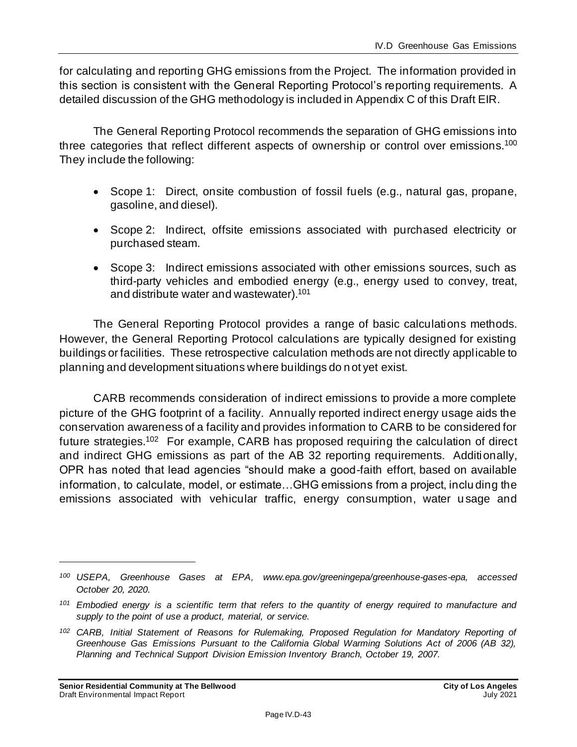for calculating and reporting GHG emissions from the Project. The information provided in this section is consistent with the General Reporting Protocol's reporting requirements. A detailed discussion of the GHG methodology is included in Appendix C of this Draft EIR.

The General Reporting Protocol recommends the separation of GHG emissions into three categories that reflect different aspects of ownership or control over emissions.[100] They include the following:

- Scope 1: Direct, onsite combustion of fossil fuels (e.g., natural gas, propane, gasoline, and diesel).
- Scope 2: Indirect, offsite emissions associated with purchased electricity or purchased steam.
- Scope 3: Indirect emissions associated with other emissions sources, such as third-party vehicles and embodied energy (e.g., energy used to convey, treat, and distribute water and wastewater).[101]

The General Reporting Protocol provides a range of basic calculations methods. However, the General Reporting Protocol calculations are typically designed for existing buildings or facilities. These retrospective calculation methods are not directly applicable to planning and development situations where buildings do not yet exist.

CARB recommends consideration of indirect emissions to provide a more complete picture of the GHG footprint of a facility. Annually reported indirect energy usage aids the conservation awareness of a facility and provides information to CARB to be considered for future strategies.[102] For example, CARB has proposed requiring the calculation of direct and indirect GHG emissions as part of the AB 32 reporting requirements. Additionally, OPR has noted that lead agencies "should make a good-faith effort, based on available information, to calculate, model, or estimate…GHG emissions from a project, including the emissions associated with vehicular traffic, energy consumption, water usage and

---

*[100] USEPA, Greenhouse Gases at EPA, www.epa.gov/greeningepa/greenhouse-gases-epa, accessed October 20, 2020.*

*[101] Embodied energy is a scientific term that refers to the quantity of energy required to manufacture and supply to the point of use a product, material, or service.*

*[102] CARB, Initial Statement of Reasons for Rulemaking, Proposed Regulation for Mandatory Reporting of Greenhouse Gas Emissions Pursuant to the California Global Warming Solutions Act of 2006 (AB 32), Planning and Technical Support Division Emission Inventory Branch, October 19, 2007.*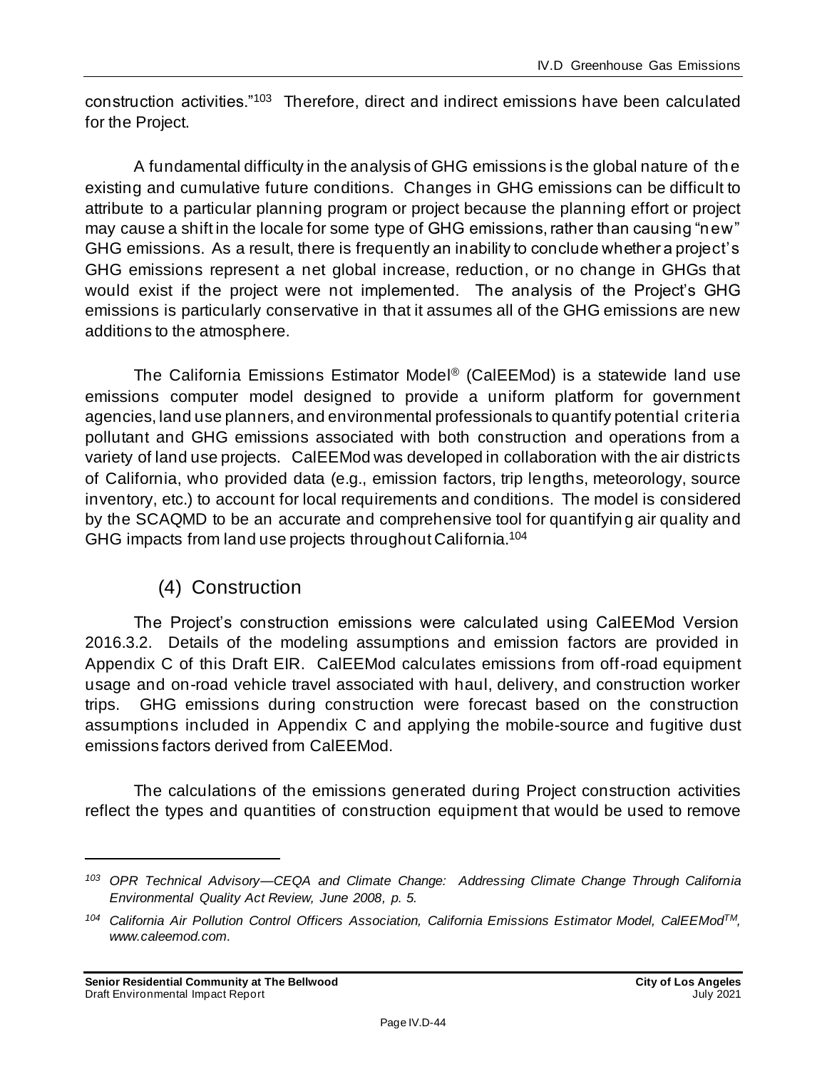construction activities."[103] Therefore, direct and indirect emissions have been calculated for the Project.

A fundamental difficulty in the analysis of GHG emissions is the global nature of the existing and cumulative future conditions. Changes in GHG emissions can be difficult to attribute to a particular planning program or project because the planning effort or project may cause a shift in the locale for some type of GHG emissions, rather than causing "new" GHG emissions. As a result, there is frequently an inability to conclude whether a project's GHG emissions represent a net global increase, reduction, or no change in GHGs that would exist if the project were not implemented. The analysis of the Project's GHG emissions is particularly conservative in that it assumes all of the GHG emissions are new additions to the atmosphere.

The California Emissions Estimator Model® (CalEEMod) is a statewide land use emissions computer model designed to provide a uniform platform for government agencies, land use planners, and environmental professionals to quantify potential criteria pollutant and GHG emissions associated with both construction and operations from a variety of land use projects. CalEEMod was developed in collaboration with the air districts of California, who provided data (e.g., emission factors, trip lengths, meteorology, source inventory, etc.) to account for local requirements and conditions. The model is considered by the SCAQMD to be an accurate and comprehensive tool for quantifying air quality and GHG impacts from land use projects throughout California.[104]

### (4) Construction

The Project's construction emissions were calculated using CalEEMod Version 2016.3.2. Details of the modeling assumptions and emission factors are provided in Appendix C of this Draft EIR. CalEEMod calculates emissions from off-road equipment usage and on-road vehicle travel associated with haul, delivery, and construction worker trips. GHG emissions during construction were forecast based on the construction assumptions included in Appendix C and applying the mobile-source and fugitive dust emissions factors derived from CalEEMod.

The calculations of the emissions generated during Project construction activities reflect the types and quantities of construction equipment that would be used to remove

---

*103 OPR Technical Advisory—CEQA and Climate Change: Addressing Climate Change Through California Environmental Quality Act Review, June 2008, p. 5.*

*104 California Air Pollution Control Officers Association, California Emissions Estimator Model, CalEEMod™, www.caleemod.com.*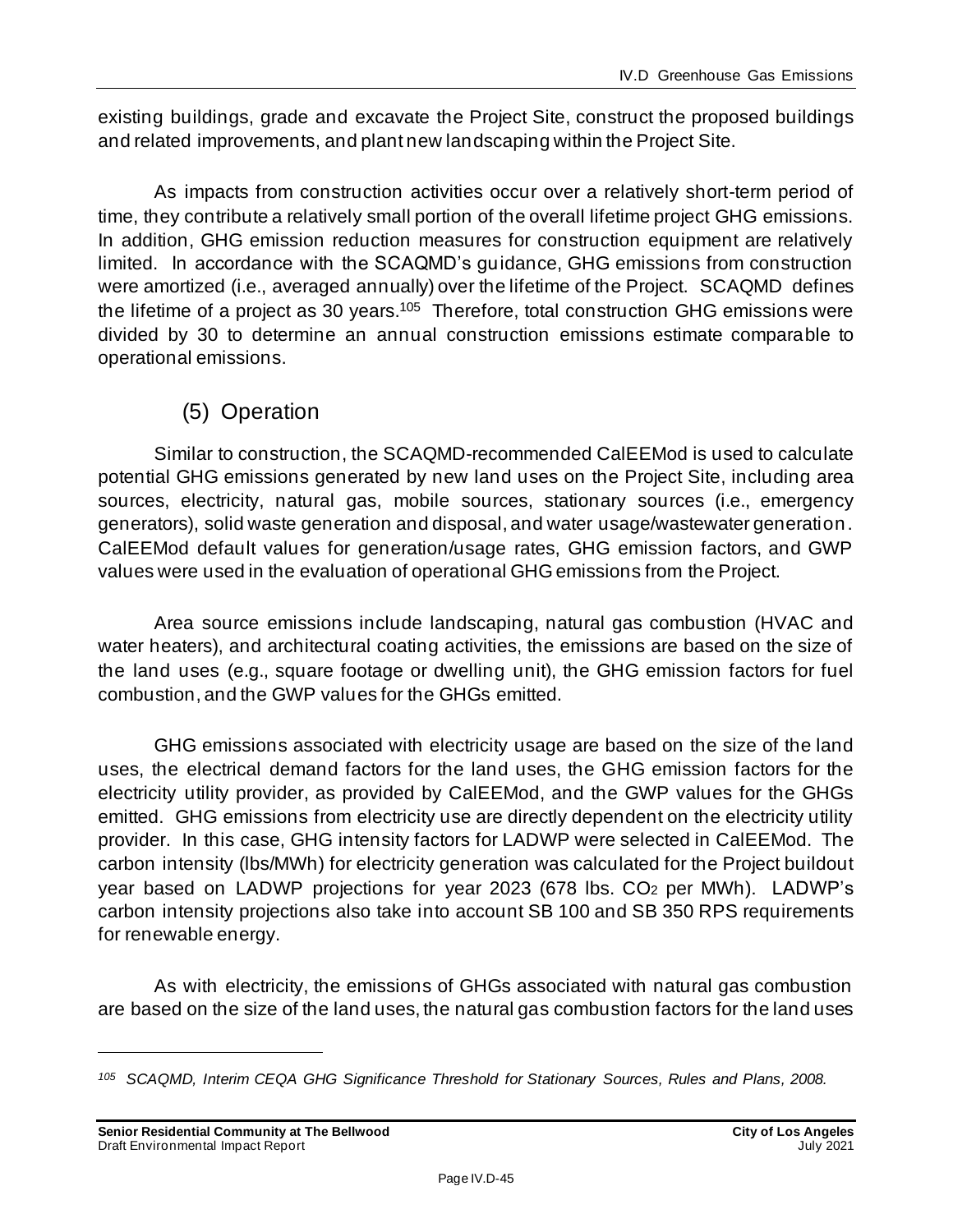existing buildings, grade and excavate the Project Site, construct the proposed buildings and related improvements, and plant new landscaping within the Project Site.

As impacts from construction activities occur over a relatively short-term period of time, they contribute a relatively small portion of the overall lifetime project GHG emissions. In addition, GHG emission reduction measures for construction equipment are relatively limited. In accordance with the SCAQMD's guidance, GHG emissions from construction were amortized (i.e., averaged annually) over the lifetime of the Project. SCAQMD defines the lifetime of a project as 30 years.[105] Therefore, total construction GHG emissions were divided by 30 to determine an annual construction emissions estimate comparable to operational emissions.

### (5) Operation

Similar to construction, the SCAQMD-recommended CalEEMod is used to calculate potential GHG emissions generated by new land uses on the Project Site, including area sources, electricity, natural gas, mobile sources, stationary sources (i.e., emergency generators), solid waste generation and disposal, and water usage/wastewater generation. CalEEMod default values for generation/usage rates, GHG emission factors, and GWP values were used in the evaluation of operational GHG emissions from the Project.

Area source emissions include landscaping, natural gas combustion (HVAC and water heaters), and architectural coating activities, the emissions are based on the size of the land uses (e.g., square footage or dwelling unit), the GHG emission factors for fuel combustion, and the GWP values for the GHGs emitted.

GHG emissions associated with electricity usage are based on the size of the land uses, the electrical demand factors for the land uses, the GHG emission factors for the electricity utility provider, as provided by CalEEMod, and the GWP values for the GHGs emitted. GHG emissions from electricity use are directly dependent on the electricity utility provider. In this case, GHG intensity factors for LADWP were selected in CalEEMod. The carbon intensity (lbs/MWh) for electricity generation was calculated for the Project buildout year based on LADWP projections for year 2023 (678 lbs. $CO_2$ per MWh). LADWP's carbon intensity projections also take into account SB 100 and SB 350 RPS requirements for renewable energy.

As with electricity, the emissions of GHGs associated with natural gas combustion are based on the size of the land uses, the natural gas combustion factors for the land uses

---

*105 SCAQMD, Interim CEQA GHG Significance Threshold for Stationary Sources, Rules and Plans, 2008.*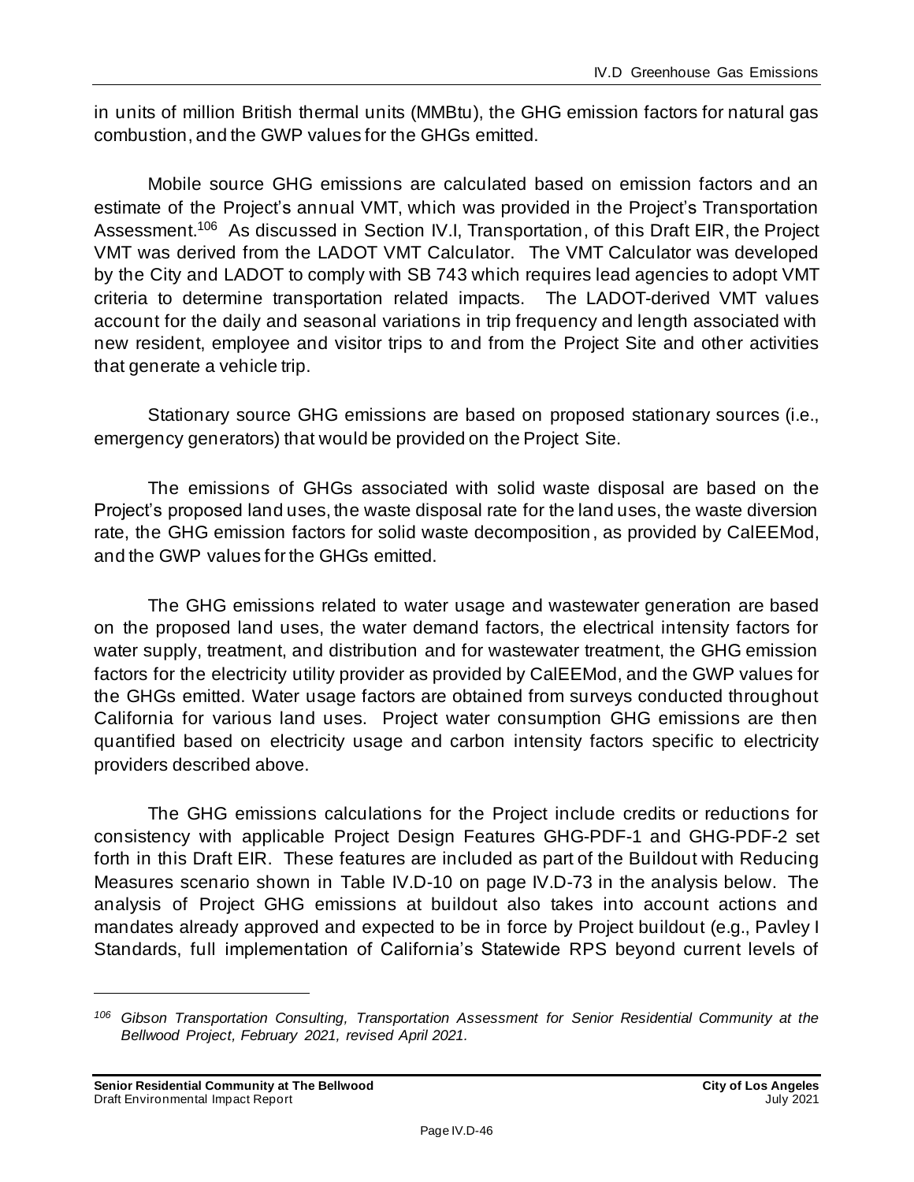in units of million British thermal units (MMBtu), the GHG emission factors for natural gas combustion, and the GWP values for the GHGs emitted.

Mobile source GHG emissions are calculated based on emission factors and an estimate of the Project's annual VMT, which was provided in the Project's Transportation Assessment.[106] As discussed in Section IV.I, Transportation, of this Draft EIR, the Project VMT was derived from the LADOT VMT Calculator. The VMT Calculator was developed by the City and LADOT to comply with SB 743 which requires lead agencies to adopt VMT criteria to determine transportation related impacts. The LADOT-derived VMT values account for the daily and seasonal variations in trip frequency and length associated with new resident, employee and visitor trips to and from the Project Site and other activities that generate a vehicle trip.

Stationary source GHG emissions are based on proposed stationary sources (i.e., emergency generators) that would be provided on the Project Site.

The emissions of GHGs associated with solid waste disposal are based on the Project's proposed land uses, the waste disposal rate for the land uses, the waste diversion rate, the GHG emission factors for solid waste decomposition, as provided by CalEEMod, and the GWP values for the GHGs emitted.

The GHG emissions related to water usage and wastewater generation are based on the proposed land uses, the water demand factors, the electrical intensity factors for water supply, treatment, and distribution and for wastewater treatment, the GHG emission factors for the electricity utility provider as provided by CalEEMod, and the GWP values for the GHGs emitted. Water usage factors are obtained from surveys conducted throughout California for various land uses. Project water consumption GHG emissions are then quantified based on electricity usage and carbon intensity factors specific to electricity providers described above.

The GHG emissions calculations for the Project include credits or reductions for consistency with applicable Project Design Features GHG-PDF-1 and GHG-PDF-2 set forth in this Draft EIR. These features are included as part of the Buildout with Reducing Measures scenario shown in Table IV.D-10 on page IV.D-73 in the analysis below. The analysis of Project GHG emissions at buildout also takes into account actions and mandates already approved and expected to be in force by Project buildout (e.g., Pavley I Standards, full implementation of California's Statewide RPS beyond current levels of

[106] *Gibson Transportation Consulting, Transportation Assessment for Senior Residential Community at the Bellwood Project, February 2021, revised April 2021.*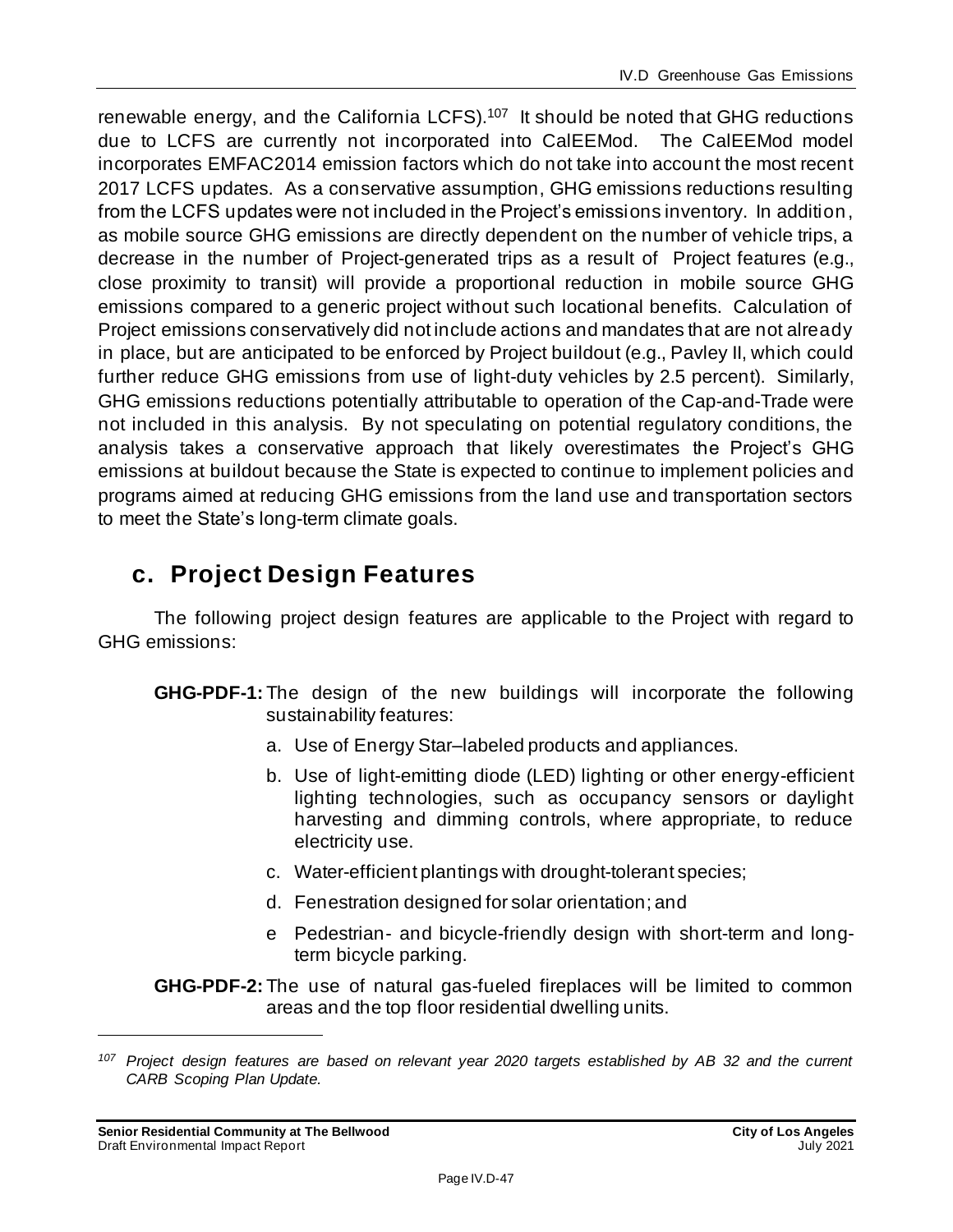renewable energy, and the California LCFS).[107] It should be noted that GHG reductions due to LCFS are currently not incorporated into CalEEMod. The CalEEMod model incorporates EMFAC2014 emission factors which do not take into account the most recent 2017 LCFS updates. As a conservative assumption, GHG emissions reductions resulting from the LCFS updates were not included in the Project's emissions inventory. In addition, as mobile source GHG emissions are directly dependent on the number of vehicle trips, a decrease in the number of Project-generated trips as a result of Project features (e.g., close proximity to transit) will provide a proportional reduction in mobile source GHG emissions compared to a generic project without such locational benefits. Calculation of Project emissions conservatively did not include actions and mandates that are not already in place, but are anticipated to be enforced by Project buildout (e.g., Pavley II, which could further reduce GHG emissions from use of light-duty vehicles by 2.5 percent). Similarly, GHG emissions reductions potentially attributable to operation of the Cap-and-Trade were not included in this analysis. By not speculating on potential regulatory conditions, the analysis takes a conservative approach that likely overestimates the Project's GHG emissions at buildout because the State is expected to continue to implement policies and programs aimed at reducing GHG emissions from the land use and transportation sectors to meet the State's long-term climate goals.

## c. Project Design Features

The following project design features are applicable to the Project with regard to GHG emissions:

**GHG-PDF-1:** The design of the new buildings will incorporate the following sustainability features:

a. Use of Energy Star–labeled products and appliances.

b. Use of light-emitting diode (LED) lighting or other energy-efficient lighting technologies, such as occupancy sensors or daylight harvesting and dimming controls, where appropriate, to reduce electricity use.

c. Water-efficient plantings with drought-tolerant species;

d. Fenestration designed for solar orientation; and

e Pedestrian- and bicycle-friendly design with short-term and long-term bicycle parking.

**GHG-PDF-2:** The use of natural gas-fueled fireplaces will be limited to common areas and the top floor residential dwelling units.

---

[107] *Project design features are based on relevant year 2020 targets established by AB 32 and the current CARB Scoping Plan Update.*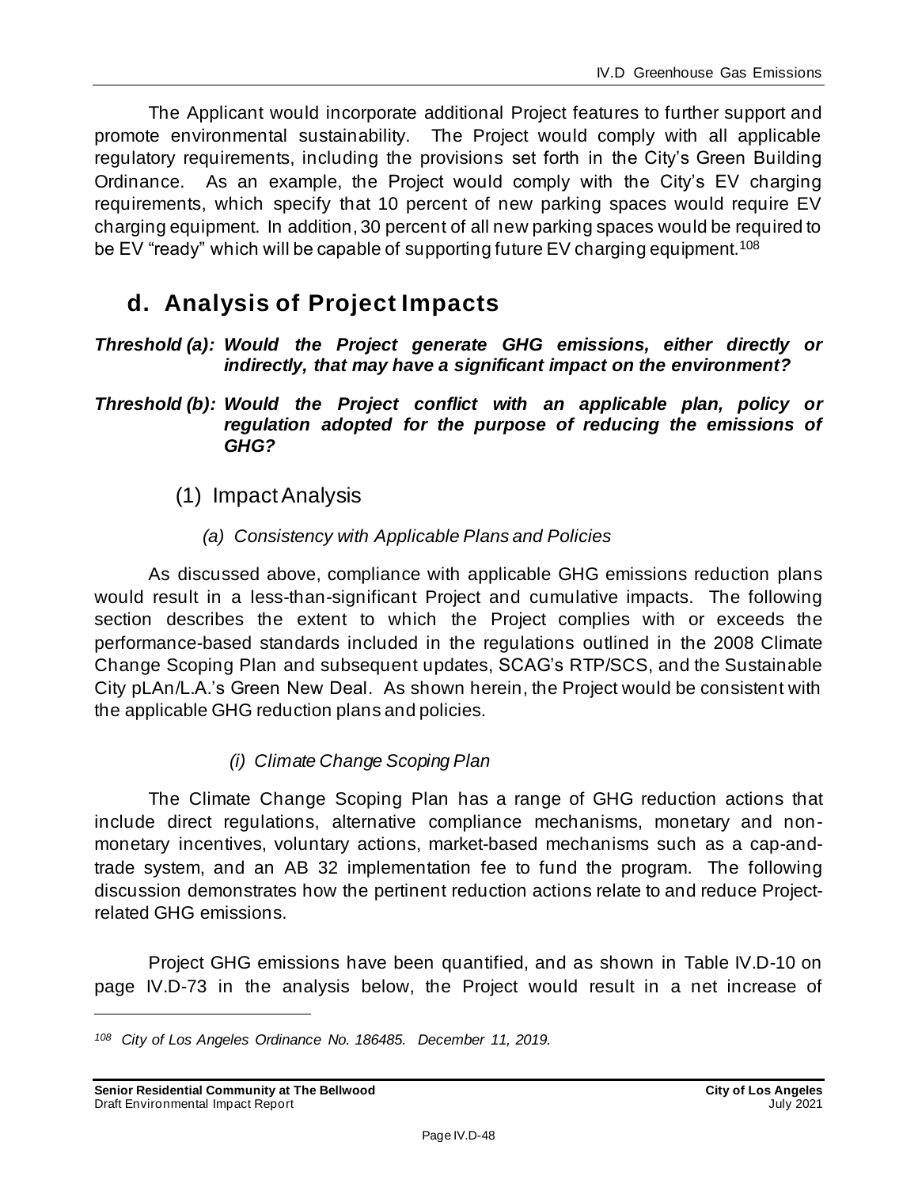The Applicant would incorporate additional Project features to further support and promote environmental sustainability. The Project would comply with all applicable regulatory requirements, including the provisions set forth in the City's Green Building Ordinance. As an example, the Project would comply with the City's EV charging requirements, which specify that 10 percent of new parking spaces would require EV charging equipment. In addition, 30 percent of all new parking spaces would be required to be EV "ready" which will be capable of supporting future EV charging equipment.[108]

## d. Analysis of Project Impacts

***Threshold (a): Would the Project generate GHG emissions, either directly or indirectly, that may have a significant impact on the environment?***

***Threshold (b): Would the Project conflict with an applicable plan, policy or regulation adopted for the purpose of reducing the emissions of GHG?***

### (1) Impact Analysis

#### *(a) Consistency with Applicable Plans and Policies*

As discussed above, compliance with applicable GHG emissions reduction plans would result in a less-than-significant Project and cumulative impacts. The following section describes the extent to which the Project complies with or exceeds the performance-based standards included in the regulations outlined in the 2008 Climate Change Scoping Plan and subsequent updates, SCAG's RTP/SCS, and the Sustainable City pLAn/L.A.'s Green New Deal. As shown herein, the Project would be consistent with the applicable GHG reduction plans and policies.

##### *(i) Climate Change Scoping Plan*

The Climate Change Scoping Plan has a range of GHG reduction actions that include direct regulations, alternative compliance mechanisms, monetary and non-monetary incentives, voluntary actions, market-based mechanisms such as a cap-and-trade system, and an AB 32 implementation fee to fund the program. The following discussion demonstrates how the pertinent reduction actions relate to and reduce Project-related GHG emissions.

Project GHG emissions have been quantified, and as shown in Table IV.D-10 on page IV.D-73 in the analysis below, the Project would result in a net increase of

---

*[108] City of Los Angeles Ordinance No. 186485. December 11, 2019.*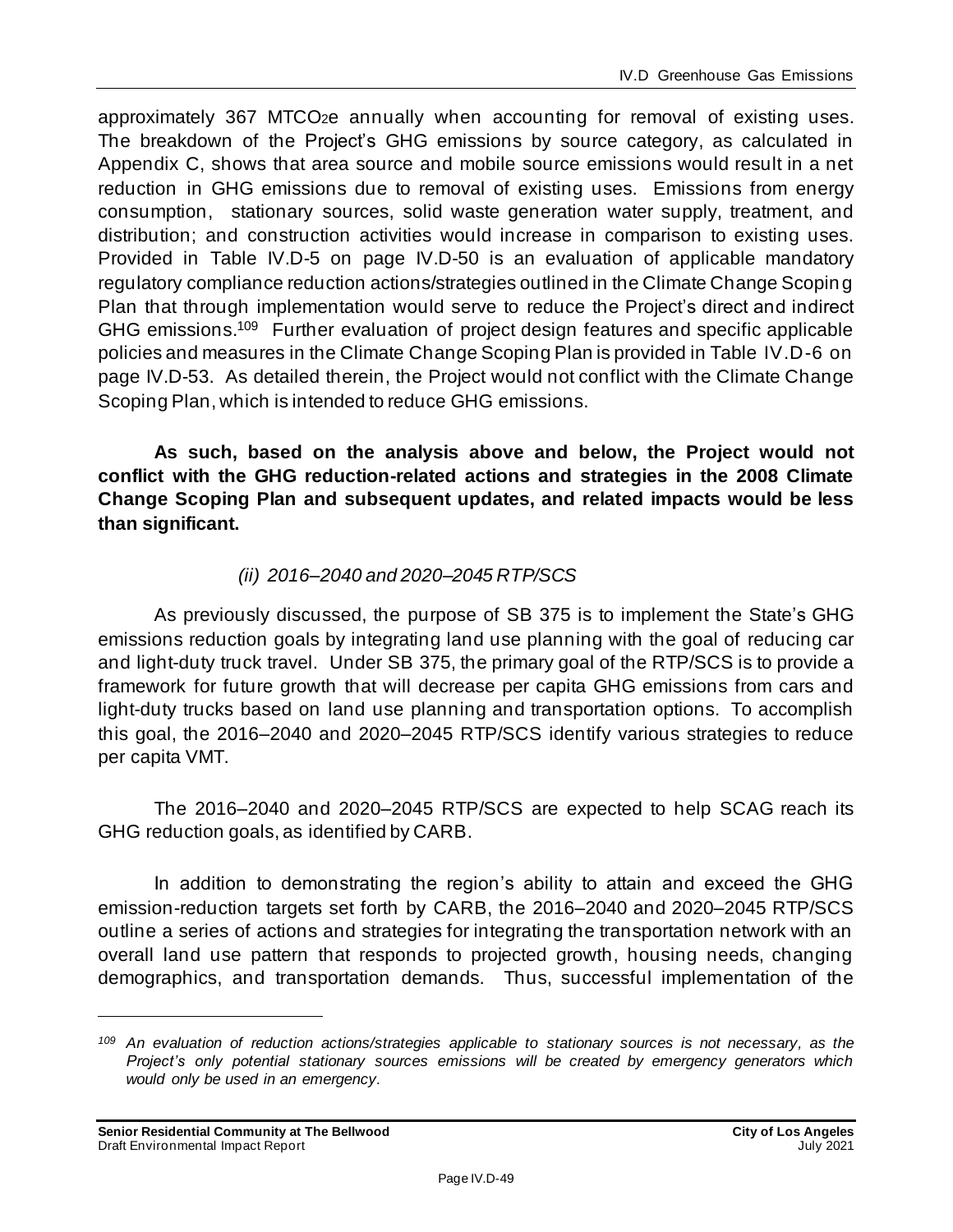approximately 367 $MTCO_2e$ annually when accounting for removal of existing uses. The breakdown of the Project's GHG emissions by source category, as calculated in Appendix C, shows that area source and mobile source emissions would result in a net reduction in GHG emissions due to removal of existing uses. Emissions from energy consumption, stationary sources, solid waste generation water supply, treatment, and distribution; and construction activities would increase in comparison to existing uses. Provided in Table IV.D-5 on page IV.D-50 is an evaluation of applicable mandatory regulatory compliance reduction actions/strategies outlined in the Climate Change Scoping Plan that through implementation would serve to reduce the Project's direct and indirect GHG emissions.[109] Further evaluation of project design features and specific applicable policies and measures in the Climate Change Scoping Plan is provided in Table IV.D-6 on page IV.D-53. As detailed therein, the Project would not conflict with the Climate Change Scoping Plan, which is intended to reduce GHG emissions.

**As such, based on the analysis above and below, the Project would not conflict with the GHG reduction-related actions and strategies in the 2008 Climate Change Scoping Plan and subsequent updates, and related impacts would be less than significant.**

*(ii) 2016–2040 and 2020–2045 RTP/SCS*

As previously discussed, the purpose of SB 375 is to implement the State's GHG emissions reduction goals by integrating land use planning with the goal of reducing car and light-duty truck travel. Under SB 375, the primary goal of the RTP/SCS is to provide a framework for future growth that will decrease per capita GHG emissions from cars and light-duty trucks based on land use planning and transportation options. To accomplish this goal, the 2016–2040 and 2020–2045 RTP/SCS identify various strategies to reduce per capita VMT.

The 2016–2040 and 2020–2045 RTP/SCS are expected to help SCAG reach its GHG reduction goals, as identified by CARB.

In addition to demonstrating the region's ability to attain and exceed the GHG emission-reduction targets set forth by CARB, the 2016–2040 and 2020–2045 RTP/SCS outline a series of actions and strategies for integrating the transportation network with an overall land use pattern that responds to projected growth, housing needs, changing demographics, and transportation demands. Thus, successful implementation of the

[109] *An evaluation of reduction actions/strategies applicable to stationary sources is not necessary, as the Project's only potential stationary sources emissions will be created by emergency generators which would only be used in an emergency.*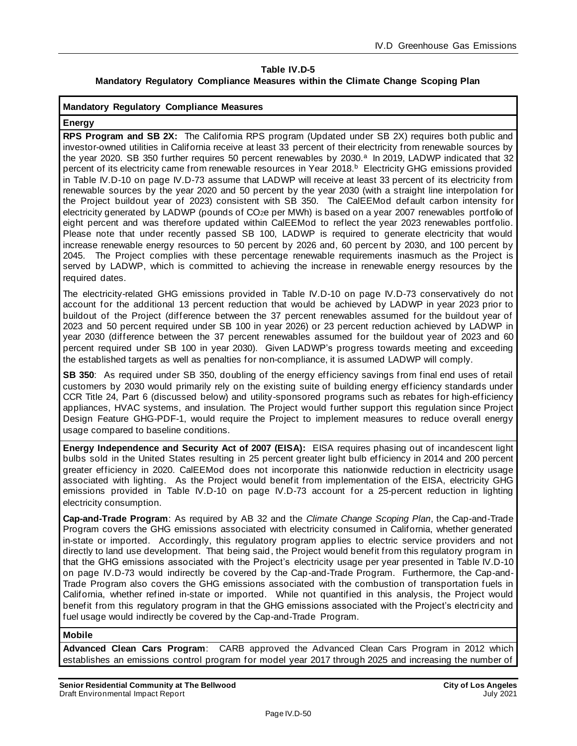**Table IV.D-5**
**Mandatory Regulatory Compliance Measures within the Climate Change Scoping Plan**

| **Mandatory Regulatory Compliance Measures** |
| --- |
| **Energy** |
| **RPS Program and SB 2X:** The California RPS program (Updated under SB 2X) requires both public and investor-owned utilities in California receive at least 33 percent of their electricity from renewable sources by the year 2020. SB 350 further requires 50 percent renewables by 2030.[a] In 2019, LADWP indicated that 32 percent of its electricity came from renewable resources in Year 2018.[b] Electricity GHG emissions provided in Table IV.D-10 on page IV.D-73 assume that LADWP will receive at least 33 percent of its electricity from renewable sources by the year 2020 and 50 percent by the year 2030 (with a straight line interpolation for the Project buildout year of 2023) consistent with SB 350. The CalEEMod default carbon intensity for electricity generated by LADWP (pounds of $CO_2e$ per MWh) is based on a year 2007 renewables portfolio of eight percent and was therefore updated within CalEEMod to reflect the year 2023 renewables portfolio. Please note that under recently passed SB 100, LADWP is required to generate electricity that would increase renewable energy resources to 50 percent by 2026 and, 60 percent by 2030, and 100 percent by 2045. The Project complies with these percentage renewable requirements inasmuch as the Project is served by LADWP, which is committed to achieving the increase in renewable energy resources by the required dates. <br><br> The electricity-related GHG emissions provided in Table IV.D-10 on page IV.D-73 conservatively do not account for the additional 13 percent reduction that would be achieved by LADWP in year 2023 prior to buildout of the Project (difference between the 37 percent renewables assumed for the buildout year of 2023 and 50 percent required under SB 100 in year 2026) or 23 percent reduction achieved by LADWP in year 2030 (difference between the 37 percent renewables assumed for the buildout year of 2023 and 60 percent required under SB 100 in year 2030). Given LADWP's progress towards meeting and exceeding the established targets as well as penalties for non-compliance, it is assumed LADWP will comply. <br><br> **SB 350**: As required under SB 350, doubling of the energy efficiency savings from final end uses of retail customers by 2030 would primarily rely on the existing suite of building energy efficiency standards under CCR Title 24, Part 6 (discussed below) and utility-sponsored programs such as rebates for high-efficiency appliances, HVAC systems, and insulation. The Project would further support this regulation since Project Design Feature GHG-PDF-1, would require the Project to implement measures to reduce overall energy usage compared to baseline conditions. |
| **Energy Independence and Security Act of 2007 (EISA):** EISA requires phasing out of incandescent light bulbs sold in the United States resulting in 25 percent greater light bulb efficiency in 2014 and 200 percent greater efficiency in 2020. CalEEMod does not incorporate this nationwide reduction in electricity usage associated with lighting. As the Project would benefit from implementation of the EISA, electricity GHG emissions provided in Table IV.D-10 on page IV.D-73 account for a 25-percent reduction in lighting electricity consumption. <br><br> **Cap-and-Trade Program**: As required by AB 32 and the *Climate Change Scoping Plan*, the Cap-and-Trade Program covers the GHG emissions associated with electricity consumed in California, whether generated in-state or imported. Accordingly, this regulatory program applies to electric service providers and not directly to land use development. That being said, the Project would benefit from this regulatory program in that the GHG emissions associated with the Project's electricity usage per year presented in Table IV.D-10 on page IV.D-73 would indirectly be covered by the Cap-and-Trade Program. Furthermore, the Cap-and-Trade Program also covers the GHG emissions associated with the combustion of transportation fuels in California, whether refined in-state or imported. While not quantified in this analysis, the Project would benefit from this regulatory program in that the GHG emissions associated with the Project's electricity and fuel usage would indirectly be covered by the Cap-and-Trade Program. |
| **Mobile** |
| **Advanced Clean Cars Program**: CARB approved the Advanced Clean Cars Program in 2012 which establishes an emissions control program for model year 2017 through 2025 and increasing the number of |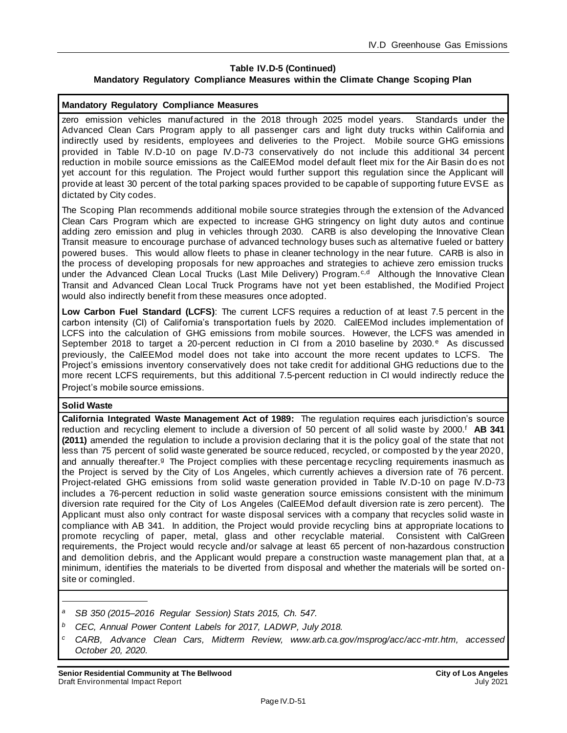**Table IV.D-5 (Continued)**
**Mandatory Regulatory Compliance Measures within the Climate Change Scoping Plan**

**Mandatory Regulatory Compliance Measures**

zero emission vehicles manufactured in the 2018 through 2025 model years. Standards under the Advanced Clean Cars Program apply to all passenger cars and light duty trucks within California and indirectly used by residents, employees and deliveries to the Project. Mobile source GHG emissions provided in Table IV.D-10 on page IV.D-73 conservatively do not include this additional 34 percent reduction in mobile source emissions as the CalEEMod model default fleet mix for the Air Basin does not yet account for this regulation. The Project would further support this regulation since the Applicant will provide at least 30 percent of the total parking spaces provided to be capable of supporting future EVSE as dictated by City codes.

The Scoping Plan recommends additional mobile source strategies through the extension of the Advanced Clean Cars Program which are expected to increase GHG stringency on light duty autos and continue adding zero emission and plug in vehicles through 2030. CARB is also developing the Innovative Clean Transit measure to encourage purchase of advanced technology buses such as alternative fueled or battery powered buses. This would allow fleets to phase in cleaner technology in the near future. CARB is also in the process of developing proposals for new approaches and strategies to achieve zero emission trucks under the Advanced Clean Local Trucks (Last Mile Delivery) Program.[c,d] Although the Innovative Clean Transit and Advanced Clean Local Truck Programs have not yet been established, the Modified Project would also indirectly benefit from these measures once adopted.

**Low Carbon Fuel Standard (LCFS)**: The current LCFS requires a reduction of at least 7.5 percent in the carbon intensity (CI) of California's transportation fuels by 2020. CalEEMod includes implementation of LCFS into the calculation of GHG emissions from mobile sources. However, the LCFS was amended in September 2018 to target a 20-percent reduction in CI from a 2010 baseline by 2030.[e] As discussed previously, the CalEEMod model does not take into account the more recent updates to LCFS. The Project's emissions inventory conservatively does not take credit for additional GHG reductions due to the more recent LCFS requirements, but this additional 7.5-percent reduction in CI would indirectly reduce the Project's mobile source emissions.

**Solid Waste**

**California Integrated Waste Management Act of 1989:** The regulation requires each jurisdiction's source reduction and recycling element to include a diversion of 50 percent of all solid waste by 2000.[f] **AB 341 (2011)** amended the regulation to include a provision declaring that it is the policy goal of the state that not less than 75 percent of solid waste generated be source reduced, recycled, or composted by the year 2020, and annually thereafter.[g] The Project complies with these percentage recycling requirements inasmuch as the Project is served by the City of Los Angeles, which currently achieves a diversion rate of 76 percent. Project-related GHG emissions from solid waste generation provided in Table IV.D-10 on page IV.D-73 includes a 76-percent reduction in solid waste generation source emissions consistent with the minimum diversion rate required for the City of Los Angeles (CalEEMod default diversion rate is zero percent). The Applicant must also only contract for waste disposal services with a company that recycles solid waste in compliance with AB 341. In addition, the Project would provide recycling bins at appropriate locations to promote recycling of paper, metal, glass and other recyclable material. Consistent with CalGreen requirements, the Project would recycle and/or salvage at least 65 percent of non-hazardous construction and demolition debris, and the Applicant would prepare a construction waste management plan that, at a minimum, identifies the materials to be diverted from disposal and whether the materials will be sorted on-site or comingled.

---

*[a] SB 350 (2015–2016 Regular Session) Stats 2015, Ch. 547.*

*[b] CEC, Annual Power Content Labels for 2017, LADWP, July 2018.*

*[c] CARB, Advance Clean Cars, Midterm Review, www.arb.ca.gov/msprog/acc/acc-mtr.htm, accessed October 20, 2020.*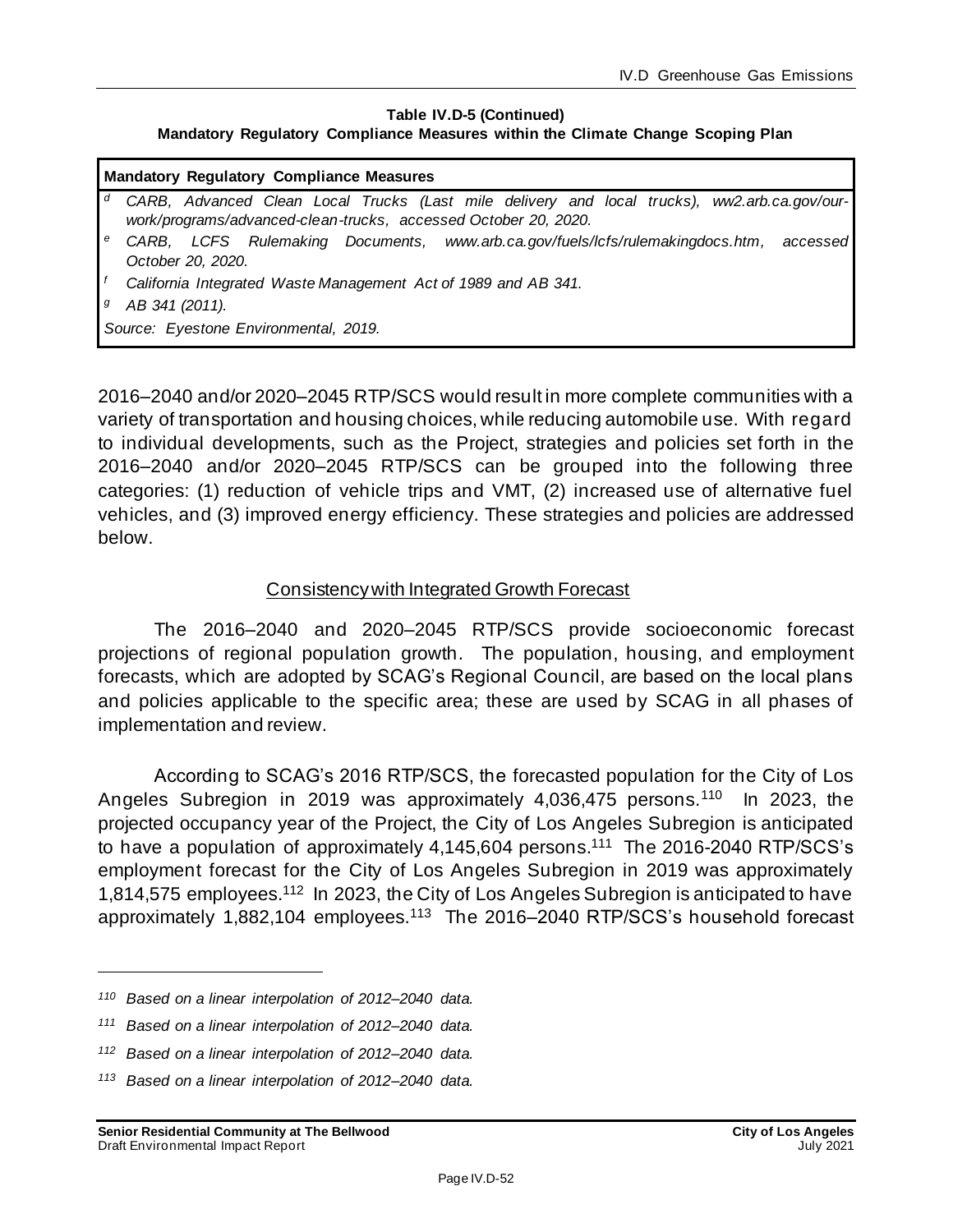**Table IV.D-5 (Continued)**
**Mandatory Regulatory Compliance Measures within the Climate Change Scoping Plan**

| Mandatory Regulatory Compliance Measures |
| --- |
| [d] *CARB, Advanced Clean Local Trucks (Last mile delivery and local trucks), ww2.arb.ca.gov/our-work/programs/advanced-clean-trucks, accessed October 20, 2020.* |
| [e] *CARB, LCFS Rulemaking Documents, www.arb.ca.gov/fuels/lcfs/rulemakingdocs.htm, accessed October 20, 2020.* |
| [f] *California Integrated Waste Management Act of 1989 and AB 341.* |
| [g] *AB 341 (2011).* |
| *Source: Eyestone Environmental, 2019.* |

2016–2040 and/or 2020–2045 RTP/SCS would result in more complete communities with a variety of transportation and housing choices, while reducing automobile use. With regard to individual developments, such as the Project, strategies and policies set forth in the 2016–2040 and/or 2020–2045 RTP/SCS can be grouped into the following three categories: (1) reduction of vehicle trips and VMT, (2) increased use of alternative fuel vehicles, and (3) improved energy efficiency. These strategies and policies are addressed below.

Consistency with Integrated Growth Forecast

The 2016–2040 and 2020–2045 RTP/SCS provide socioeconomic forecast projections of regional population growth. The population, housing, and employment forecasts, which are adopted by SCAG's Regional Council, are based on the local plans and policies applicable to the specific area; these are used by SCAG in all phases of implementation and review.

According to SCAG's 2016 RTP/SCS, the forecasted population for the City of Los Angeles Subregion in 2019 was approximately 4,036,475 persons.[110] In 2023, the projected occupancy year of the Project, the City of Los Angeles Subregion is anticipated to have a population of approximately 4,145,604 persons.[111] The 2016-2040 RTP/SCS's employment forecast for the City of Los Angeles Subregion in 2019 was approximately 1,814,575 employees.[112] In 2023, the City of Los Angeles Subregion is anticipated to have approximately 1,882,104 employees.[113] The 2016–2040 RTP/SCS's household forecast

---

[110] *Based on a linear interpolation of 2012–2040 data.*

[111] *Based on a linear interpolation of 2012–2040 data.*

[112] *Based on a linear interpolation of 2012–2040 data.*

[113] *Based on a linear interpolation of 2012–2040 data.*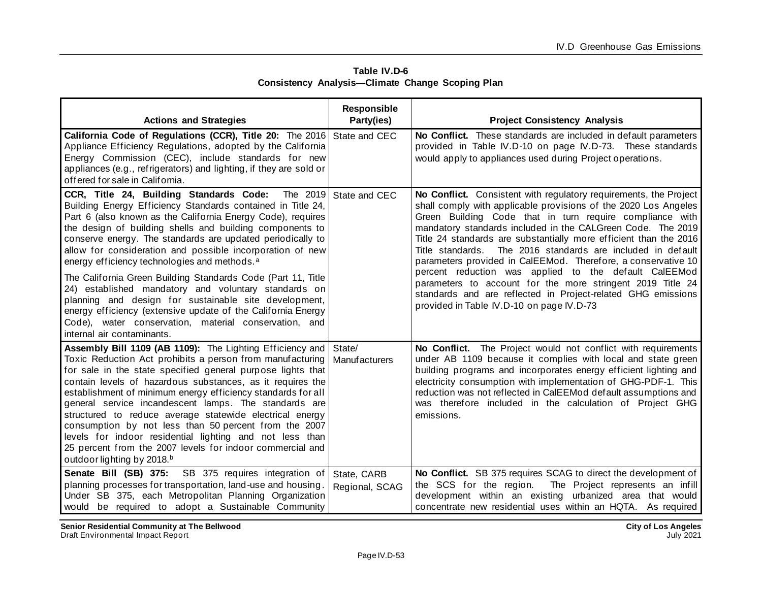**Table IV.D-6**
**Consistency Analysis—Climate Change Scoping Plan**

| Actions and Strategies | Responsible Party(ies) | Project Consistency Analysis |
|---|---|---|
| **California Code of Regulations (CCR), Title 20:** The 2016 Appliance Efficiency Regulations, adopted by the California Energy Commission (CEC), include standards for new appliances (e.g., refrigerators) and lighting, if they are sold or offered for sale in California. | State and CEC | **No Conflict.** These standards are included in default parameters provided in Table IV.D-10 on page IV.D-73. These standards would apply to appliances used during Project operations. |
| **CCR, Title 24, Building Standards Code:** The 2019 Building Energy Efficiency Standards contained in Title 24, Part 6 (also known as the California Energy Code), requires the design of building shells and building components to conserve energy. The standards are updated periodically to allow for consideration and possible incorporation of new energy efficiency technologies and methods.[a]<br><br>The California Green Building Standards Code (Part 11, Title 24) established mandatory and voluntary standards on planning and design for sustainable site development, energy efficiency (extensive update of the California Energy Code), water conservation, material conservation, and internal air contaminants. | State and CEC | **No Conflict.** Consistent with regulatory requirements, the Project shall comply with applicable provisions of the 2020 Los Angeles Green Building Code that in turn require compliance with mandatory standards included in the CALGreen Code. The 2019 Title 24 standards are substantially more efficient than the 2016 Title standards. The 2016 standards are included in default parameters provided in CalEEMod. Therefore, a conservative 10 percent reduction was applied to the default CalEEMod parameters to account for the more stringent 2019 Title 24 standards and are reflected in Project-related GHG emissions provided in Table IV.D-10 on page IV.D-73 |
| **Assembly Bill 1109 (AB 1109):** The Lighting Efficiency and Toxic Reduction Act prohibits a person from manufacturing for sale in the state specified general purpose lights that contain levels of hazardous substances, as it requires the establishment of minimum energy efficiency standards for all general service incandescent lamps. The standards are structured to reduce average statewide electrical energy consumption by not less than 50 percent from the 2007 levels for indoor residential lighting and not less than 25 percent from the 2007 levels for indoor commercial and outdoor lighting by 2018.[b] | State/ Manufacturers | **No Conflict.** The Project would not conflict with requirements under AB 1109 because it complies with local and state green building programs and incorporates energy efficient lighting and electricity consumption with implementation of GHG-PDF-1. This reduction was not reflected in CalEEMod default assumptions and was therefore included in the calculation of Project GHG emissions. |
| **Senate Bill (SB) 375:** SB 375 requires integration of planning processes for transportation, land-use and housing. Under SB 375, each Metropolitan Planning Organization would be required to adopt a Sustainable Community | State, CARB Regional, SCAG | **No Conflict.** SB 375 requires SCAG to direct the development of the SCS for the region. The Project represents an infill development within an existing urbanized area that would concentrate new residential uses within an HQTA. As required |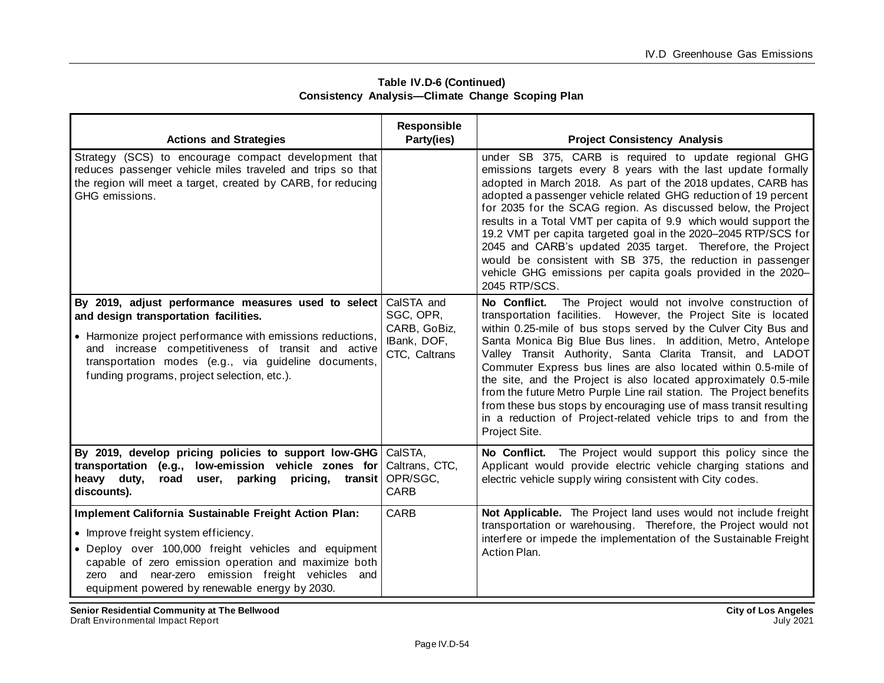**Table IV.D-6 (Continued)**
**Consistency Analysis—Climate Change Scoping Plan**

| Actions and Strategies | Responsible Party(ies) | Project Consistency Analysis |
|---|---|---|
| Strategy (SCS) to encourage compact development that reduces passenger vehicle miles traveled and trips so that the region will meet a target, created by CARB, for reducing GHG emissions. | | under SB 375, CARB is required to update regional GHG emissions targets every 8 years with the last update formally adopted in March 2018. As part of the 2018 updates, CARB has adopted a passenger vehicle related GHG reduction of 19 percent for 2035 for the SCAG region. As discussed below, the Project results in a Total VMT per capita of 9.9 which would support the 19.2 VMT per capita targeted goal in the 2020–2045 RTP/SCS for 2045 and CARB's updated 2035 target. Therefore, the Project would be consistent with SB 375, the reduction in passenger vehicle GHG emissions per capita goals provided in the 2020–2045 RTP/SCS. |
| **By 2019, adjust performance measures used to select and design transportation facilities.**<br>• Harmonize project performance with emissions reductions, and increase competitiveness of transit and active transportation modes (e.g., via guideline documents, funding programs, project selection, etc.). | CalSTA and SGC, OPR, CARB, GoBiz, IBank, DOF, CTC, Caltrans | **No Conflict.** The Project would not involve construction of transportation facilities. However, the Project Site is located within 0.25-mile of bus stops served by the Culver City Bus and Santa Monica Big Blue Bus lines. In addition, Metro, Antelope Valley Transit Authority, Santa Clarita Transit, and LADOT Commuter Express bus lines are also located within 0.5-mile of the site, and the Project is also located approximately 0.5-mile from the future Metro Purple Line rail station. The Project benefits from these bus stops by encouraging use of mass transit resulting in a reduction of Project-related vehicle trips to and from the Project Site. |
| **By 2019, develop pricing policies to support low-GHG transportation (e.g., low-emission vehicle zones for heavy duty, road user, parking pricing, transit discounts).** | CalSTA, Caltrans, CTC, OPR/SGC, CARB | **No Conflict.** The Project would support this policy since the Applicant would provide electric vehicle charging stations and electric vehicle supply wiring consistent with City codes. |
| **Implement California Sustainable Freight Action Plan:**<br>• Improve freight system efficiency.<br>• Deploy over 100,000 freight vehicles and equipment capable of zero emission operation and maximize both zero and near-zero emission freight vehicles and equipment powered by renewable energy by 2030. | CARB | **Not Applicable.** The Project land uses would not include freight transportation or warehousing. Therefore, the Project would not interfere or impede the implementation of the Sustainable Freight Action Plan. |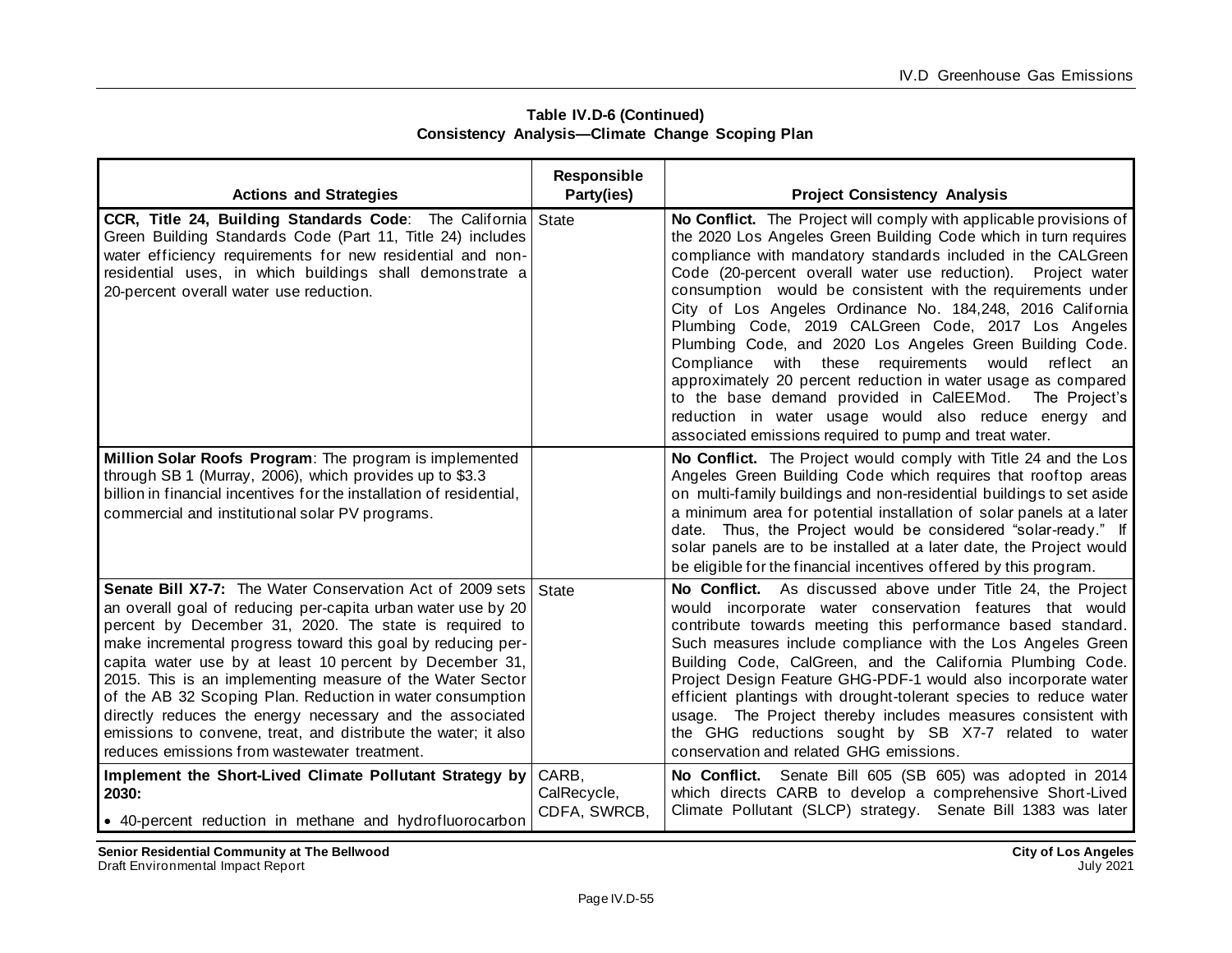**Table IV.D-6 (Continued)**
**Consistency Analysis—Climate Change Scoping Plan**

| Actions and Strategies | Responsible Party(ies) | Project Consistency Analysis |
|---|---|---|
| **CCR, Title 24, Building Standards Code**: The California Green Building Standards Code (Part 11, Title 24) includes water efficiency requirements for new residential and non-residential uses, in which buildings shall demonstrate a 20-percent overall water use reduction. | State | **No Conflict.** The Project will comply with applicable provisions of the 2020 Los Angeles Green Building Code which in turn requires compliance with mandatory standards included in the CALGreen Code (20-percent overall water use reduction). Project water consumption would be consistent with the requirements under City of Los Angeles Ordinance No. 184,248, 2016 California Plumbing Code, 2019 CALGreen Code, 2017 Los Angeles Plumbing Code, and 2020 Los Angeles Green Building Code. Compliance with these requirements would reflect an approximately 20 percent reduction in water usage as compared to the base demand provided in CalEEMod. The Project's reduction in water usage would also reduce energy and associated emissions required to pump and treat water. |
| **Million Solar Roofs Program**: The program is implemented through SB 1 (Murray, 2006), which provides up to $3.3 billion in financial incentives for the installation of residential, commercial and institutional solar PV programs. | | **No Conflict.** The Project would comply with Title 24 and the Los Angeles Green Building Code which requires that rooftop areas on multi-family buildings and non-residential buildings to set aside a minimum area for potential installation of solar panels at a later date. Thus, the Project would be considered "solar-ready." If solar panels are to be installed at a later date, the Project would be eligible for the financial incentives offered by this program. |
| **Senate Bill X7-7:** The Water Conservation Act of 2009 sets an overall goal of reducing per-capita urban water use by 20 percent by December 31, 2020. The state is required to make incremental progress toward this goal by reducing per-capita water use by at least 10 percent by December 31, 2015. This is an implementing measure of the Water Sector of the AB 32 Scoping Plan. Reduction in water consumption directly reduces the energy necessary and the associated emissions to convene, treat, and distribute the water; it also reduces emissions from wastewater treatment. | State | **No Conflict.** As discussed above under Title 24, the Project would incorporate water conservation features that would contribute towards meeting this performance based standard. Such measures include compliance with the Los Angeles Green Building Code, CalGreen, and the California Plumbing Code. Project Design Feature GHG-PDF-1 would also incorporate water efficient plantings with drought-tolerant species to reduce water usage. The Project thereby includes measures consistent with the GHG reductions sought by SB X7-7 related to water conservation and related GHG emissions. |
| **Implement the Short-Lived Climate Pollutant Strategy by 2030:** <br> • 40-percent reduction in methane and hydrofluorocarbon | CARB, CalRecycle, CDFA, SWRCB, | **No Conflict.** Senate Bill 605 (SB 605) was adopted in 2014 which directs CARB to develop a comprehensive Short-Lived Climate Pollutant (SLCP) strategy. Senate Bill 1383 was later |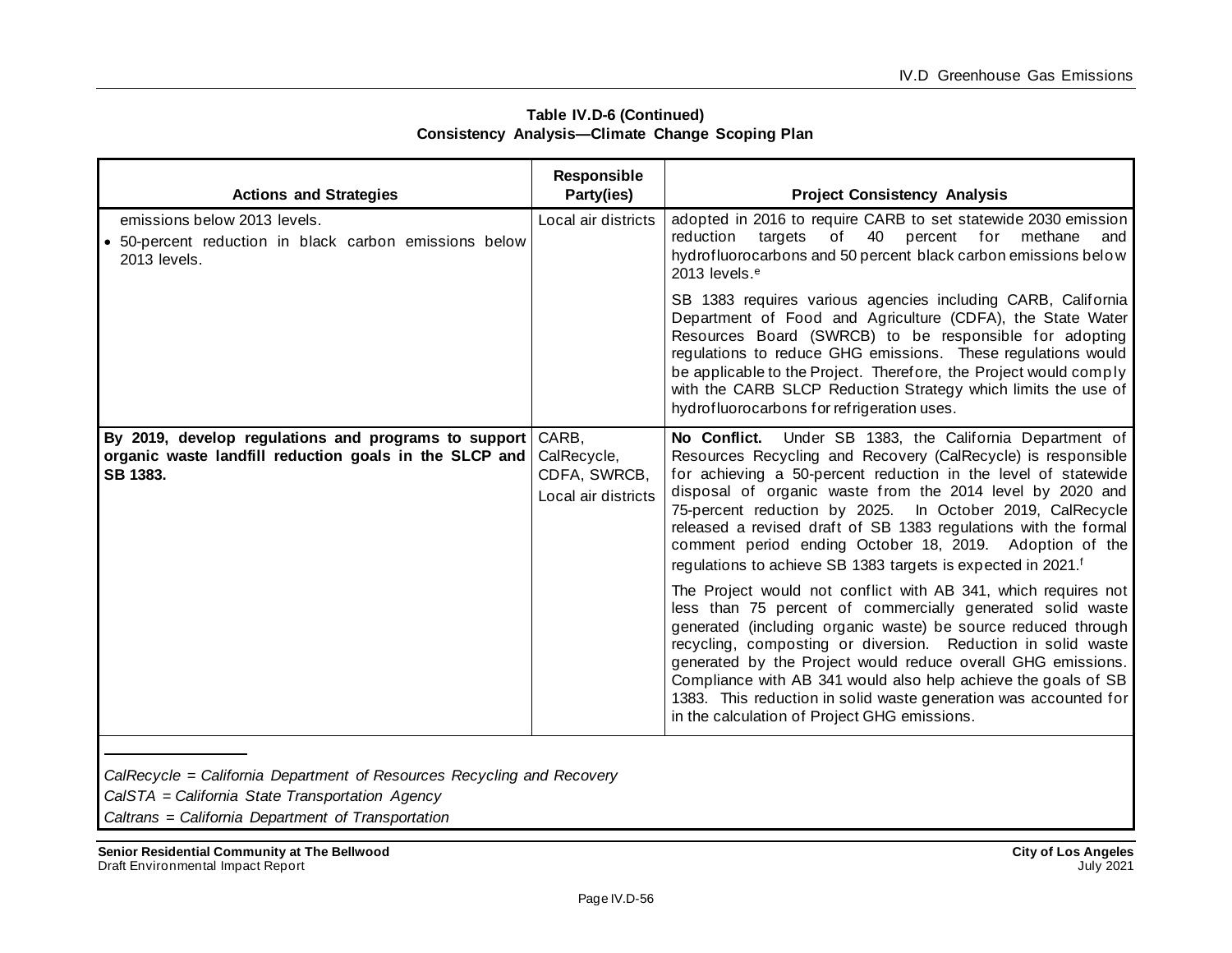**Table IV.D-6 (Continued)**
**Consistency Analysis—Climate Change Scoping Plan**

| Actions and Strategies | Responsible Party(ies) | Project Consistency Analysis |
|---|---|---|
| emissions below 2013 levels.<br>• 50-percent reduction in black carbon emissions below 2013 levels. | Local air districts | adopted in 2016 to require CARB to set statewide 2030 emission reduction targets of 40 percent for methane and hydrofluorocarbons and 50 percent black carbon emissions below 2013 levels.[e]<br><br>SB 1383 requires various agencies including CARB, California Department of Food and Agriculture (CDFA), the State Water Resources Board (SWRCB) to be responsible for adopting regulations to reduce GHG emissions. These regulations would be applicable to the Project. Therefore, the Project would comply with the CARB SLCP Reduction Strategy which limits the use of hydrofluorocarbons for refrigeration uses. |
| **By 2019, develop regulations and programs to support organic waste landfill reduction goals in the SLCP and SB 1383.** | CARB, CalRecycle, CDFA, SWRCB, Local air districts | **No Conflict.** Under SB 1383, the California Department of Resources Recycling and Recovery (CalRecycle) is responsible for achieving a 50-percent reduction in the level of statewide disposal of organic waste from the 2014 level by 2020 and 75-percent reduction by 2025. In October 2019, CalRecycle released a revised draft of SB 1383 regulations with the formal comment period ending October 18, 2019. Adoption of the regulations to achieve SB 1383 targets is expected in 2021.[f]<br><br>The Project would not conflict with AB 341, which requires not less than 75 percent of commercially generated solid waste generated (including organic waste) be source reduced through recycling, composting or diversion. Reduction in solid waste generated by the Project would reduce overall GHG emissions. Compliance with AB 341 would also help achieve the goals of SB 1383. This reduction in solid waste generation was accounted for in the calculation of Project GHG emissions. |

*CalRecycle = California Department of Resources Recycling and Recovery*
*CalSTA = California State Transportation Agency*
*Caltrans = California Department of Transportation*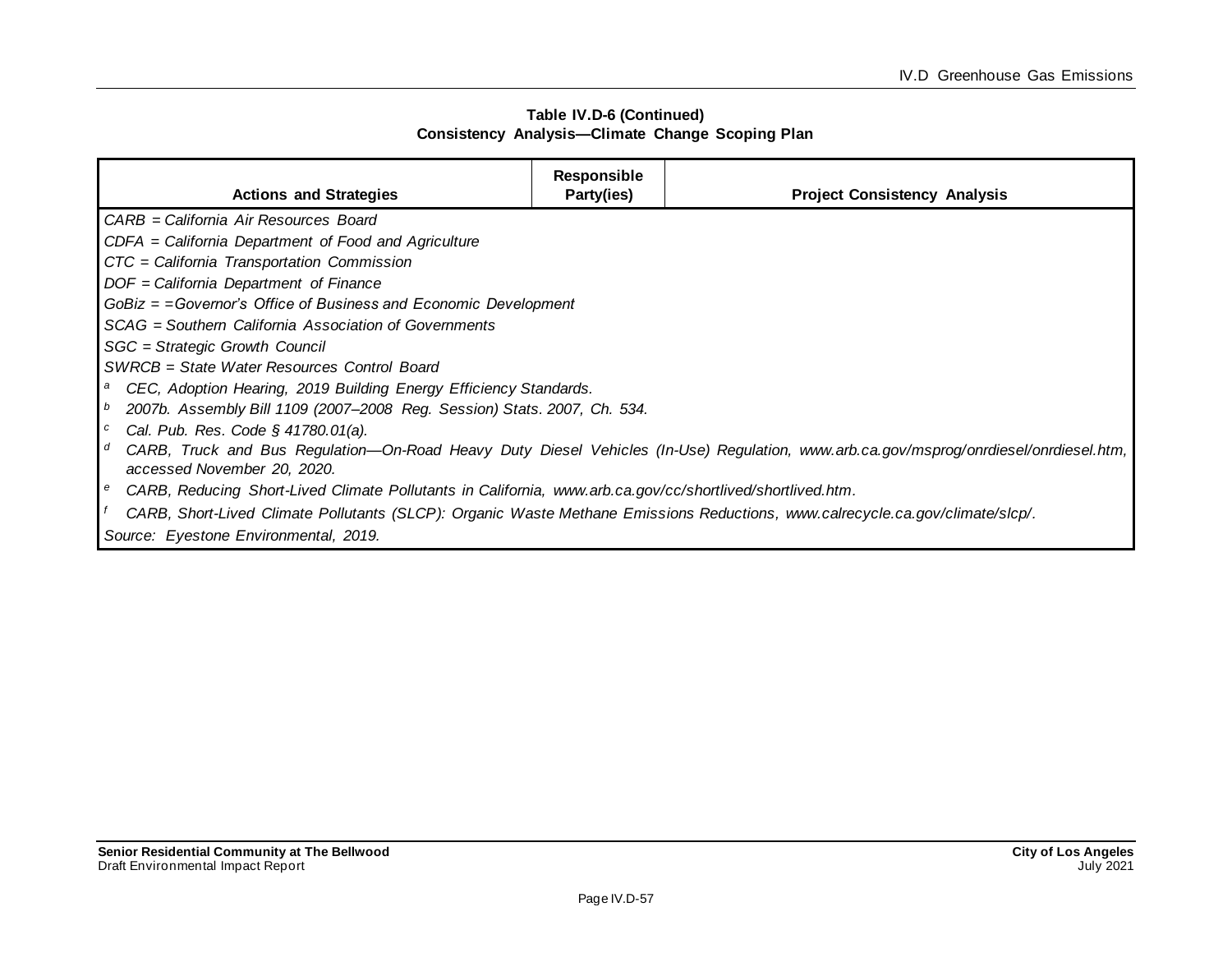**Table IV.D-6 (Continued)**
**Consistency Analysis—Climate Change Scoping Plan**

| Actions and Strategies | Responsible Party(ies) | Project Consistency Analysis |
|---|---|---|

*CARB = California Air Resources Board*
*CDFA = California Department of Food and Agriculture*
*CTC = California Transportation Commission*
*DOF = California Department of Finance*
*GoBiz = =Governor's Office of Business and Economic Development*
*SCAG = Southern California Association of Governments*
*SGC = Strategic Growth Council*
*SWRCB = State Water Resources Control Board*

[a] *CEC, Adoption Hearing, 2019 Building Energy Efficiency Standards.*
[b] *2007b. Assembly Bill 1109 (2007–2008 Reg. Session) Stats. 2007, Ch. 534.*
[c] *Cal. Pub. Res. Code § 41780.01(a).*
[d] *CARB, Truck and Bus Regulation—On-Road Heavy Duty Diesel Vehicles (In-Use) Regulation, www.arb.ca.gov/msprog/onrdiesel/onrdiesel.htm, accessed November 20, 2020.*
[e] *CARB, Reducing Short-Lived Climate Pollutants in California, www.arb.ca.gov/cc/shortlived/shortlived.htm.*
[f] *CARB, Short-Lived Climate Pollutants (SLCP): Organic Waste Methane Emissions Reductions, www.calrecycle.ca.gov/climate/slcp/.*

*Source: Eyestone Environmental, 2019.*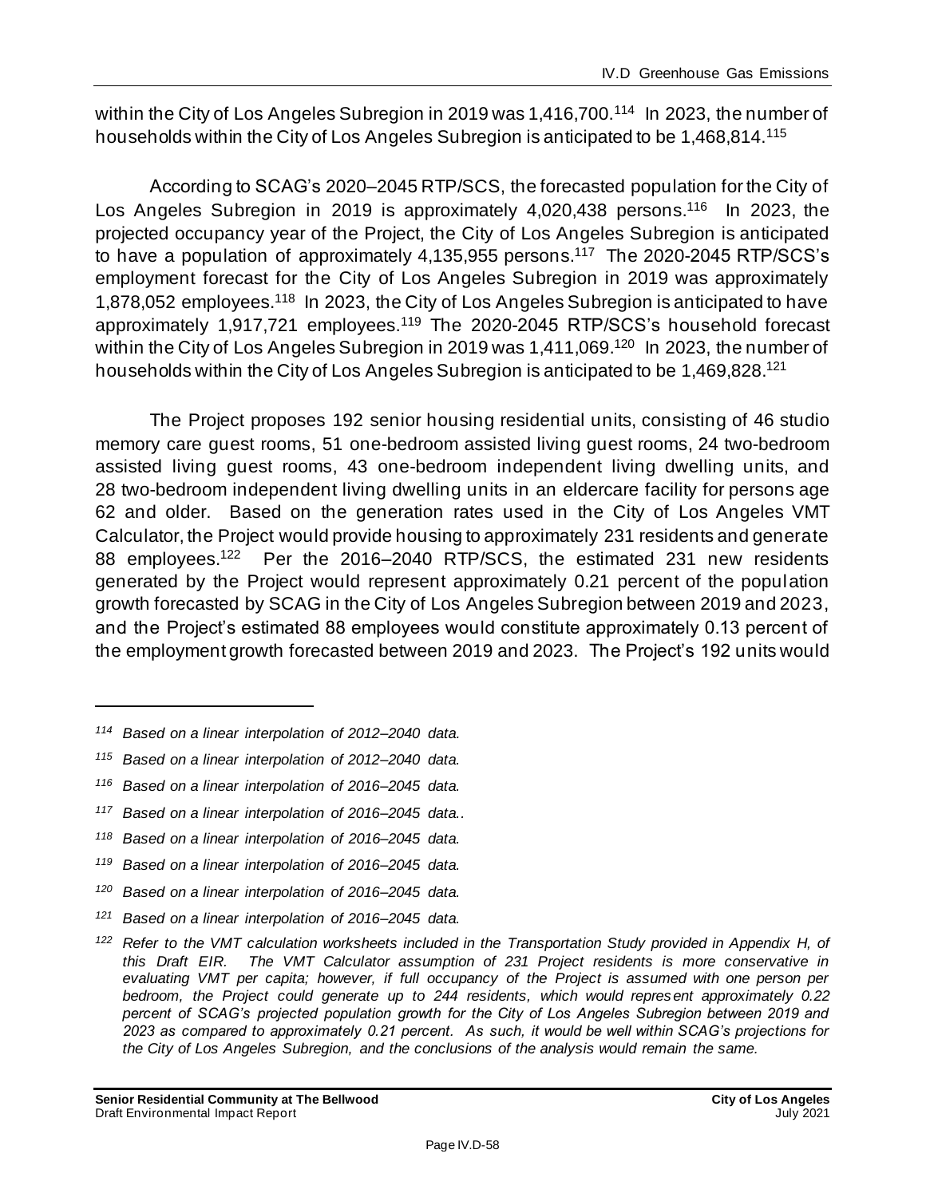within the City of Los Angeles Subregion in 2019 was 1,416,700.[114] In 2023, the number of households within the City of Los Angeles Subregion is anticipated to be 1,468,814.[115]

According to SCAG's 2020–2045 RTP/SCS, the forecasted population for the City of Los Angeles Subregion in 2019 is approximately 4,020,438 persons.[116] In 2023, the projected occupancy year of the Project, the City of Los Angeles Subregion is anticipated to have a population of approximately 4,135,955 persons.[117] The 2020-2045 RTP/SCS's employment forecast for the City of Los Angeles Subregion in 2019 was approximately 1,878,052 employees.[118] In 2023, the City of Los Angeles Subregion is anticipated to have approximately 1,917,721 employees.[119] The 2020-2045 RTP/SCS's household forecast within the City of Los Angeles Subregion in 2019 was 1,411,069.[120] In 2023, the number of households within the City of Los Angeles Subregion is anticipated to be 1,469,828.[121]

The Project proposes 192 senior housing residential units, consisting of 46 studio memory care guest rooms, 51 one-bedroom assisted living guest rooms, 24 two-bedroom assisted living guest rooms, 43 one-bedroom independent living dwelling units, and 28 two-bedroom independent living dwelling units in an eldercare facility for persons age 62 and older. Based on the generation rates used in the City of Los Angeles VMT Calculator, the Project would provide housing to approximately 231 residents and generate 88 employees.[122] Per the 2016–2040 RTP/SCS, the estimated 231 new residents generated by the Project would represent approximately 0.21 percent of the population growth forecasted by SCAG in the City of Los Angeles Subregion between 2019 and 2023, and the Project's estimated 88 employees would constitute approximately 0.13 percent of the employment growth forecasted between 2019 and 2023. The Project's 192 units would

---

*[114] Based on a linear interpolation of 2012–2040 data.*

*[115] Based on a linear interpolation of 2012–2040 data.*

*[116] Based on a linear interpolation of 2016–2045 data.*

*[117] Based on a linear interpolation of 2016–2045 data..*

*[118] Based on a linear interpolation of 2016–2045 data.*

*[119] Based on a linear interpolation of 2016–2045 data.*

*[120] Based on a linear interpolation of 2016–2045 data.*

*[121] Based on a linear interpolation of 2016–2045 data.*

*[122] Refer to the VMT calculation worksheets included in the Transportation Study provided in Appendix H, of this Draft EIR. The VMT Calculator assumption of 231 Project residents is more conservative in evaluating VMT per capita; however, if full occupancy of the Project is assumed with one person per bedroom, the Project could generate up to 244 residents, which would represent approximately 0.22 percent of SCAG's projected population growth for the City of Los Angeles Subregion between 2019 and 2023 as compared to approximately 0.21 percent. As such, it would be well within SCAG's projections for the City of Los Angeles Subregion, and the conclusions of the analysis would remain the same.*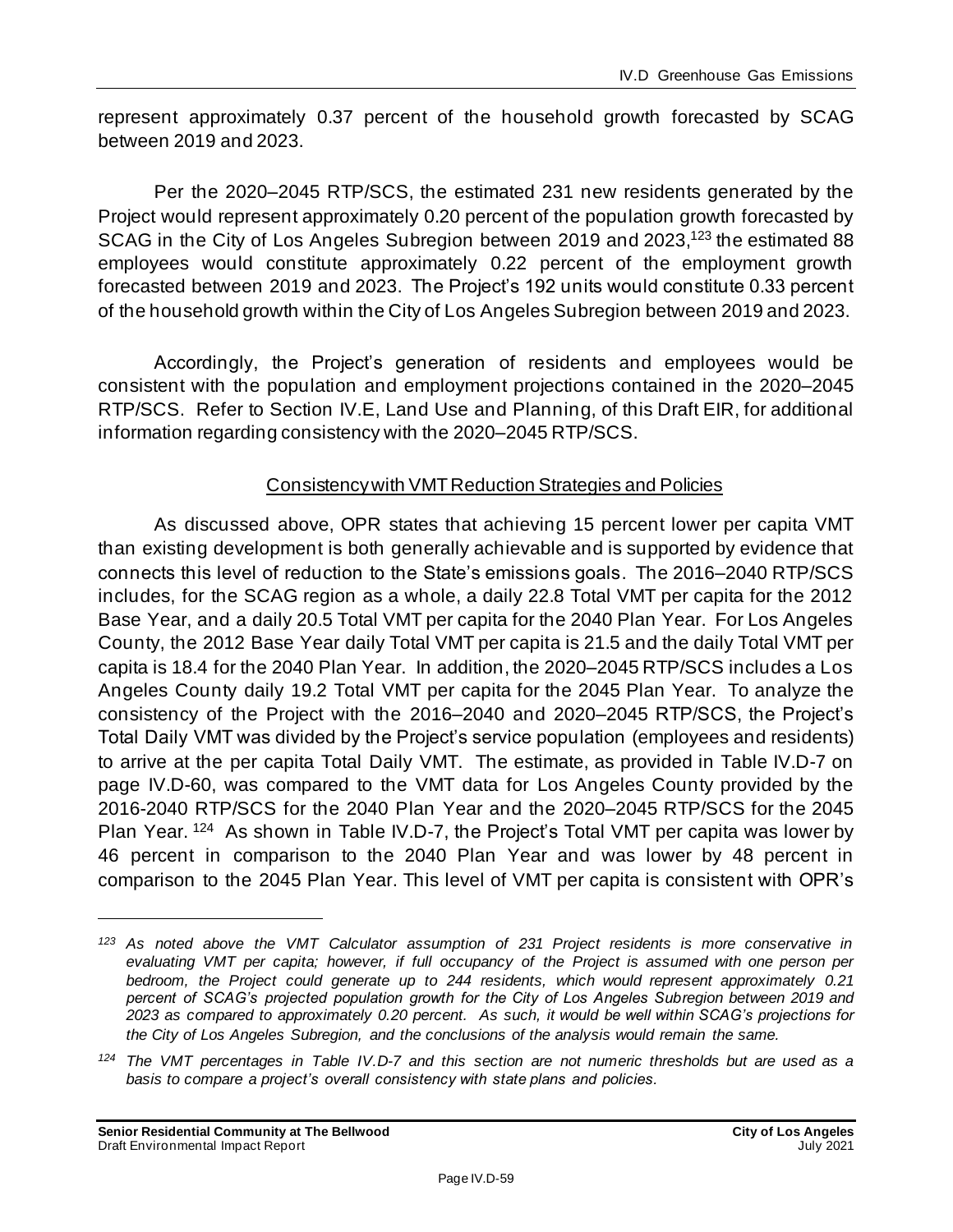represent approximately 0.37 percent of the household growth forecasted by SCAG between 2019 and 2023.

Per the 2020–2045 RTP/SCS, the estimated 231 new residents generated by the Project would represent approximately 0.20 percent of the population growth forecasted by SCAG in the City of Los Angeles Subregion between 2019 and 2023,[123] the estimated 88 employees would constitute approximately 0.22 percent of the employment growth forecasted between 2019 and 2023. The Project's 192 units would constitute 0.33 percent of the household growth within the City of Los Angeles Subregion between 2019 and 2023.

Accordingly, the Project's generation of residents and employees would be consistent with the population and employment projections contained in the 2020–2045 RTP/SCS. Refer to Section IV.E, Land Use and Planning, of this Draft EIR, for additional information regarding consistency with the 2020–2045 RTP/SCS.

<u>Consistency with VMT Reduction Strategies and Policies</u>

As discussed above, OPR states that achieving 15 percent lower per capita VMT than existing development is both generally achievable and is supported by evidence that connects this level of reduction to the State's emissions goals. The 2016–2040 RTP/SCS includes, for the SCAG region as a whole, a daily 22.8 Total VMT per capita for the 2012 Base Year, and a daily 20.5 Total VMT per capita for the 2040 Plan Year. For Los Angeles County, the 2012 Base Year daily Total VMT per capita is 21.5 and the daily Total VMT per capita is 18.4 for the 2040 Plan Year. In addition, the 2020–2045 RTP/SCS includes a Los Angeles County daily 19.2 Total VMT per capita for the 2045 Plan Year. To analyze the consistency of the Project with the 2016–2040 and 2020–2045 RTP/SCS, the Project's Total Daily VMT was divided by the Project's service population (employees and residents) to arrive at the per capita Total Daily VMT. The estimate, as provided in Table IV.D-7 on page IV.D-60, was compared to the VMT data for Los Angeles County provided by the 2016-2040 RTP/SCS for the 2040 Plan Year and the 2020–2045 RTP/SCS for the 2045 Plan Year.[124] As shown in Table IV.D-7, the Project's Total VMT per capita was lower by 46 percent in comparison to the 2040 Plan Year and was lower by 48 percent in comparison to the 2045 Plan Year. This level of VMT per capita is consistent with OPR's

---

*[123] As noted above the VMT Calculator assumption of 231 Project residents is more conservative in evaluating VMT per capita; however, if full occupancy of the Project is assumed with one person per bedroom, the Project could generate up to 244 residents, which would represent approximately 0.21 percent of SCAG's projected population growth for the City of Los Angeles Subregion between 2019 and 2023 as compared to approximately 0.20 percent. As such, it would be well within SCAG's projections for the City of Los Angeles Subregion, and the conclusions of the analysis would remain the same.*

*[124] The VMT percentages in Table IV.D-7 and this section are not numeric thresholds but are used as a basis to compare a project's overall consistency with state plans and policies.*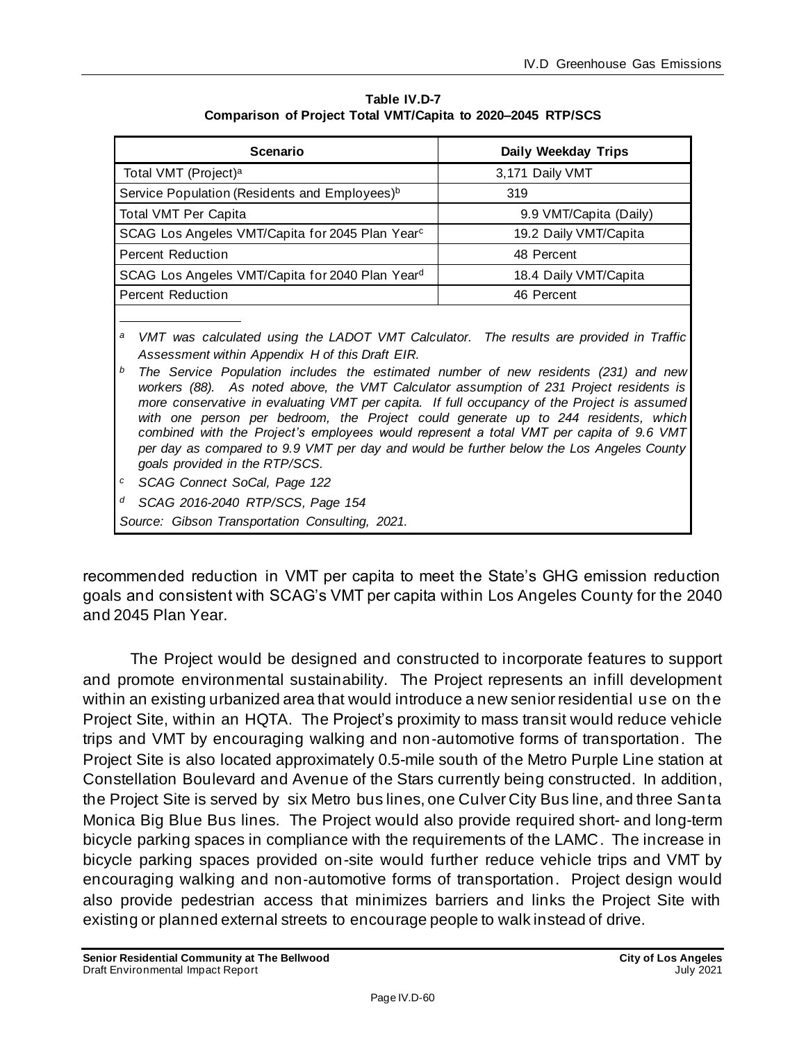**Table IV.D-7**
**Comparison of Project Total VMT/Capita to 2020–2045 RTP/SCS**

| Scenario | Daily Weekday Trips |
|---|---|
| Total VMT (Project)[a] | 3,171 Daily VMT |
| Service Population (Residents and Employees)[b] | 319 |
| Total VMT Per Capita | 9.9 VMT/Capita (Daily) |
| SCAG Los Angeles VMT/Capita for 2045 Plan Year[c] | 19.2 Daily VMT/Capita |
| Percent Reduction | 48 Percent |
| SCAG Los Angeles VMT/Capita for 2040 Plan Year[d] | 18.4 Daily VMT/Capita |
| Percent Reduction | 46 Percent |

[a] *VMT was calculated using the LADOT VMT Calculator. The results are provided in Traffic Assessment within Appendix H of this Draft EIR.*

[b] *The Service Population includes the estimated number of new residents (231) and new workers (88). As noted above, the VMT Calculator assumption of 231 Project residents is more conservative in evaluating VMT per capita. If full occupancy of the Project is assumed with one person per bedroom, the Project could generate up to 244 residents, which combined with the Project's employees would represent a total VMT per capita of 9.6 VMT per day as compared to 9.9 VMT per day and would be further below the Los Angeles County goals provided in the RTP/SCS.*

[c] *SCAG Connect SoCal, Page 122*

[d] *SCAG 2016-2040 RTP/SCS, Page 154*

*Source: Gibson Transportation Consulting, 2021.*

recommended reduction in VMT per capita to meet the State's GHG emission reduction goals and consistent with SCAG's VMT per capita within Los Angeles County for the 2040 and 2045 Plan Year.

The Project would be designed and constructed to incorporate features to support and promote environmental sustainability. The Project represents an infill development within an existing urbanized area that would introduce a new senior residential use on the Project Site, within an HQTA. The Project's proximity to mass transit would reduce vehicle trips and VMT by encouraging walking and non-automotive forms of transportation. The Project Site is also located approximately 0.5-mile south of the Metro Purple Line station at Constellation Boulevard and Avenue of the Stars currently being constructed. In addition, the Project Site is served by six Metro bus lines, one Culver City Bus line, and three Santa Monica Big Blue Bus lines. The Project would also provide required short- and long-term bicycle parking spaces in compliance with the requirements of the LAMC. The increase in bicycle parking spaces provided on-site would further reduce vehicle trips and VMT by encouraging walking and non-automotive forms of transportation. Project design would also provide pedestrian access that minimizes barriers and links the Project Site with existing or planned external streets to encourage people to walk instead of drive.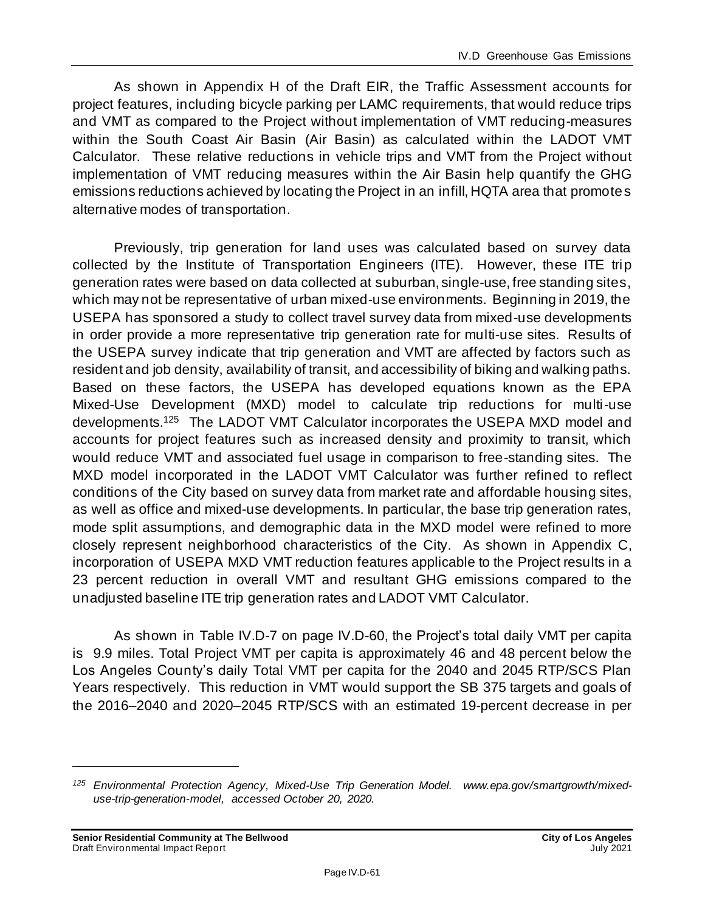As shown in Appendix H of the Draft EIR, the Traffic Assessment accounts for project features, including bicycle parking per LAMC requirements, that would reduce trips and VMT as compared to the Project without implementation of VMT reducing-measures within the South Coast Air Basin (Air Basin) as calculated within the LADOT VMT Calculator. These relative reductions in vehicle trips and VMT from the Project without implementation of VMT reducing measures within the Air Basin help quantify the GHG emissions reductions achieved by locating the Project in an infill, HQTA area that promotes alternative modes of transportation.

Previously, trip generation for land uses was calculated based on survey data collected by the Institute of Transportation Engineers (ITE). However, these ITE trip generation rates were based on data collected at suburban, single-use, free standing sites, which may not be representative of urban mixed-use environments. Beginning in 2019, the USEPA has sponsored a study to collect travel survey data from mixed-use developments in order provide a more representative trip generation rate for multi-use sites. Results of the USEPA survey indicate that trip generation and VMT are affected by factors such as resident and job density, availability of transit, and accessibility of biking and walking paths. Based on these factors, the USEPA has developed equations known as the EPA Mixed-Use Development (MXD) model to calculate trip reductions for multi-use developments.[125] The LADOT VMT Calculator incorporates the USEPA MXD model and accounts for project features such as increased density and proximity to transit, which would reduce VMT and associated fuel usage in comparison to free-standing sites. The MXD model incorporated in the LADOT VMT Calculator was further refined to reflect conditions of the City based on survey data from market rate and affordable housing sites, as well as office and mixed-use developments. In particular, the base trip generation rates, mode split assumptions, and demographic data in the MXD model were refined to more closely represent neighborhood characteristics of the City. As shown in Appendix C, incorporation of USEPA MXD VMT reduction features applicable to the Project results in a 23 percent reduction in overall VMT and resultant GHG emissions compared to the unadjusted baseline ITE trip generation rates and LADOT VMT Calculator.

As shown in Table IV.D-7 on page IV.D-60, the Project's total daily VMT per capita is 9.9 miles. Total Project VMT per capita is approximately 46 and 48 percent below the Los Angeles County's daily Total VMT per capita for the 2040 and 2045 RTP/SCS Plan Years respectively. This reduction in VMT would support the SB 375 targets and goals of the 2016–2040 and 2020–2045 RTP/SCS with an estimated 19-percent decrease in per

---

*[125] Environmental Protection Agency, Mixed-Use Trip Generation Model. www.epa.gov/smartgrowth/mixed-use-trip-generation-model, accessed October 20, 2020.*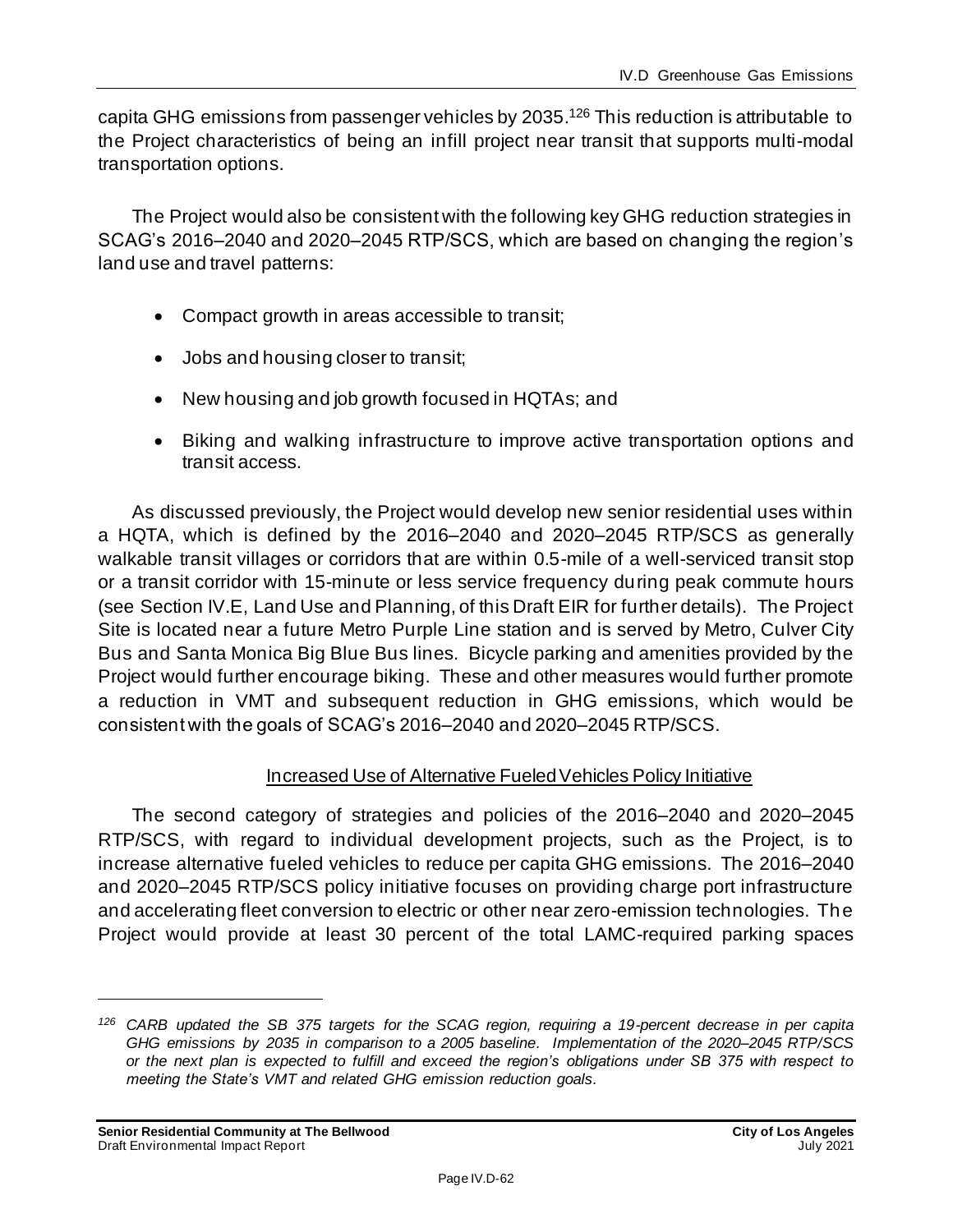capita GHG emissions from passenger vehicles by 2035.[126] This reduction is attributable to the Project characteristics of being an infill project near transit that supports multi-modal transportation options.

The Project would also be consistent with the following key GHG reduction strategies in SCAG's 2016–2040 and 2020–2045 RTP/SCS, which are based on changing the region's land use and travel patterns:

- Compact growth in areas accessible to transit;
- Jobs and housing closer to transit;
- New housing and job growth focused in HQTAs; and
- Biking and walking infrastructure to improve active transportation options and transit access.

As discussed previously, the Project would develop new senior residential uses within a HQTA, which is defined by the 2016–2040 and 2020–2045 RTP/SCS as generally walkable transit villages or corridors that are within 0.5-mile of a well-serviced transit stop or a transit corridor with 15-minute or less service frequency during peak commute hours (see Section IV.E, Land Use and Planning, of this Draft EIR for further details). The Project Site is located near a future Metro Purple Line station and is served by Metro, Culver City Bus and Santa Monica Big Blue Bus lines. Bicycle parking and amenities provided by the Project would further encourage biking. These and other measures would further promote a reduction in VMT and subsequent reduction in GHG emissions, which would be consistent with the goals of SCAG's 2016–2040 and 2020–2045 RTP/SCS.

<u>Increased Use of Alternative Fueled Vehicles Policy Initiative</u>

The second category of strategies and policies of the 2016–2040 and 2020–2045 RTP/SCS, with regard to individual development projects, such as the Project, is to increase alternative fueled vehicles to reduce per capita GHG emissions. The 2016–2040 and 2020–2045 RTP/SCS policy initiative focuses on providing charge port infrastructure and accelerating fleet conversion to electric or other near zero-emission technologies. The Project would provide at least 30 percent of the total LAMC-required parking spaces

---

*[126] CARB updated the SB 375 targets for the SCAG region, requiring a 19-percent decrease in per capita GHG emissions by 2035 in comparison to a 2005 baseline. Implementation of the 2020–2045 RTP/SCS or the next plan is expected to fulfill and exceed the region's obligations under SB 375 with respect to meeting the State's VMT and related GHG emission reduction goals.*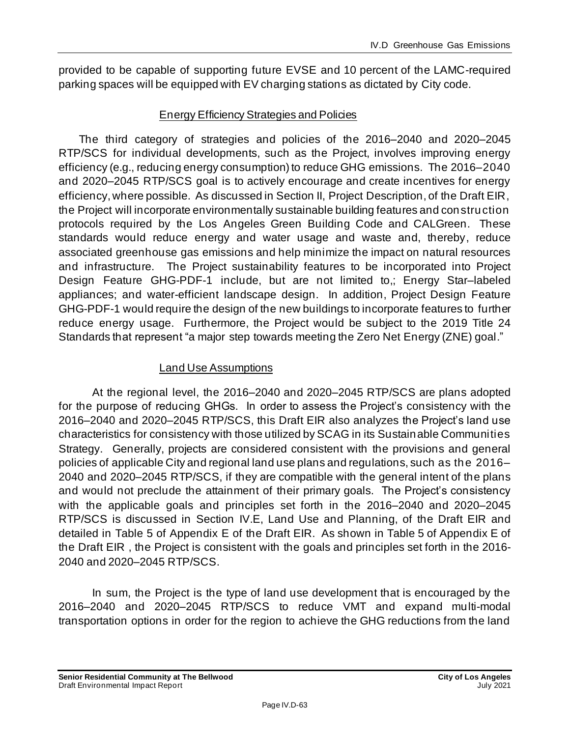provided to be capable of supporting future EVSE and 10 percent of the LAMC-required parking spaces will be equipped with EV charging stations as dictated by City code.

### Energy Efficiency Strategies and Policies

The third category of strategies and policies of the 2016–2040 and 2020–2045 RTP/SCS for individual developments, such as the Project, involves improving energy efficiency (e.g., reducing energy consumption) to reduce GHG emissions. The 2016–2040 and 2020–2045 RTP/SCS goal is to actively encourage and create incentives for energy efficiency, where possible. As discussed in Section II, Project Description, of the Draft EIR, the Project will incorporate environmentally sustainable building features and construction protocols required by the Los Angeles Green Building Code and CALGreen. These standards would reduce energy and water usage and waste and, thereby, reduce associated greenhouse gas emissions and help minimize the impact on natural resources and infrastructure. The Project sustainability features to be incorporated into Project Design Feature GHG-PDF-1 include, but are not limited to,; Energy Star–labeled appliances; and water-efficient landscape design. In addition, Project Design Feature GHG-PDF-1 would require the design of the new buildings to incorporate features to further reduce energy usage. Furthermore, the Project would be subject to the 2019 Title 24 Standards that represent "a major step towards meeting the Zero Net Energy (ZNE) goal."

### Land Use Assumptions

At the regional level, the 2016–2040 and 2020–2045 RTP/SCS are plans adopted for the purpose of reducing GHGs. In order to assess the Project's consistency with the 2016–2040 and 2020–2045 RTP/SCS, this Draft EIR also analyzes the Project's land use characteristics for consistency with those utilized by SCAG in its Sustainable Communities Strategy. Generally, projects are considered consistent with the provisions and general policies of applicable City and regional land use plans and regulations, such as the 2016–2040 and 2020–2045 RTP/SCS, if they are compatible with the general intent of the plans and would not preclude the attainment of their primary goals. The Project's consistency with the applicable goals and principles set forth in the 2016–2040 and 2020–2045 RTP/SCS is discussed in Section IV.E, Land Use and Planning, of the Draft EIR and detailed in Table 5 of Appendix E of the Draft EIR. As shown in Table 5 of Appendix E of the Draft EIR , the Project is consistent with the goals and principles set forth in the 2016-2040 and 2020–2045 RTP/SCS.

In sum, the Project is the type of land use development that is encouraged by the 2016–2040 and 2020–2045 RTP/SCS to reduce VMT and expand multi-modal transportation options in order for the region to achieve the GHG reductions from the land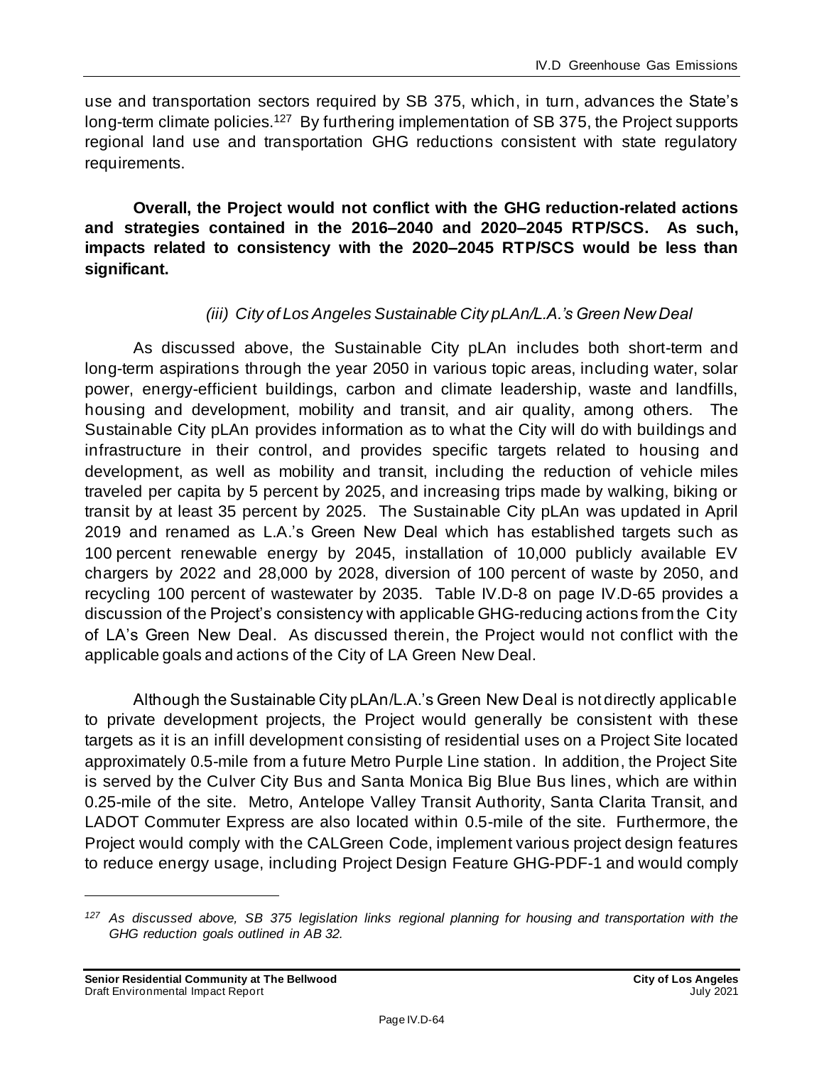use and transportation sectors required by SB 375, which, in turn, advances the State's long-term climate policies.[127] By furthering implementation of SB 375, the Project supports regional land use and transportation GHG reductions consistent with state regulatory requirements.

**Overall, the Project would not conflict with the GHG reduction-related actions and strategies contained in the 2016–2040 and 2020–2045 RTP/SCS. As such, impacts related to consistency with the 2020–2045 RTP/SCS would be less than significant.**

*(iii) City of Los Angeles Sustainable City pLAn/L.A.'s Green New Deal*

As discussed above, the Sustainable City pLAn includes both short-term and long-term aspirations through the year 2050 in various topic areas, including water, solar power, energy-efficient buildings, carbon and climate leadership, waste and landfills, housing and development, mobility and transit, and air quality, among others. The Sustainable City pLAn provides information as to what the City will do with buildings and infrastructure in their control, and provides specific targets related to housing and development, as well as mobility and transit, including the reduction of vehicle miles traveled per capita by 5 percent by 2025, and increasing trips made by walking, biking or transit by at least 35 percent by 2025. The Sustainable City pLAn was updated in April 2019 and renamed as L.A.'s Green New Deal which has established targets such as 100 percent renewable energy by 2045, installation of 10,000 publicly available EV chargers by 2022 and 28,000 by 2028, diversion of 100 percent of waste by 2050, and recycling 100 percent of wastewater by 2035. Table IV.D-8 on page IV.D-65 provides a discussion of the Project's consistency with applicable GHG-reducing actions from the City of LA's Green New Deal. As discussed therein, the Project would not conflict with the applicable goals and actions of the City of LA Green New Deal.

Although the Sustainable City pLAn/L.A.'s Green New Deal is not directly applicable to private development projects, the Project would generally be consistent with these targets as it is an infill development consisting of residential uses on a Project Site located approximately 0.5-mile from a future Metro Purple Line station. In addition, the Project Site is served by the Culver City Bus and Santa Monica Big Blue Bus lines, which are within 0.25-mile of the site. Metro, Antelope Valley Transit Authority, Santa Clarita Transit, and LADOT Commuter Express are also located within 0.5-mile of the site. Furthermore, the Project would comply with the CALGreen Code, implement various project design features to reduce energy usage, including Project Design Feature GHG-PDF-1 and would comply

---

[127] *As discussed above, SB 375 legislation links regional planning for housing and transportation with the GHG reduction goals outlined in AB 32.*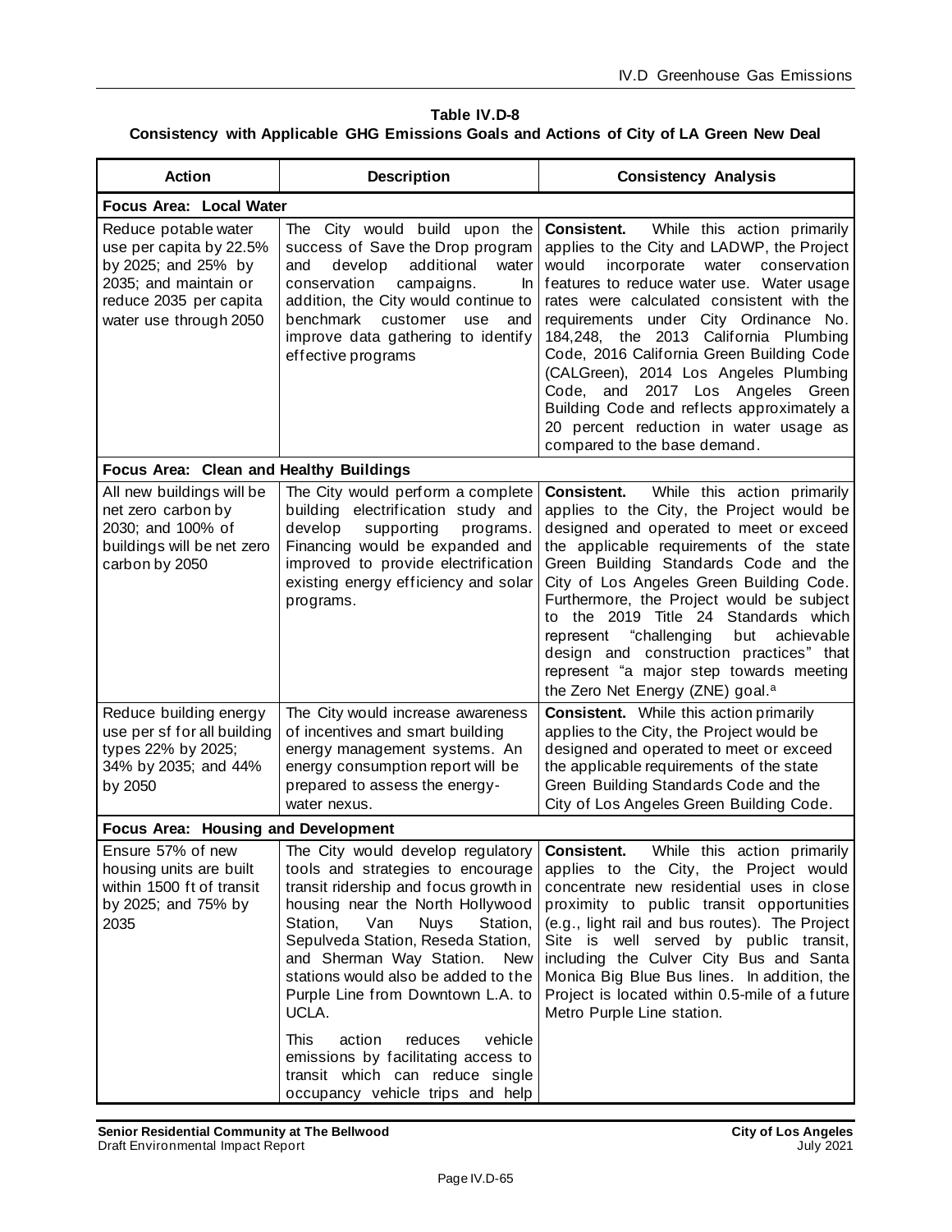**Table IV.D-8**
**Consistency with Applicable GHG Emissions Goals and Actions of City of LA Green New Deal**

| Action | Description | Consistency Analysis |
|---|---|---|
| **Focus Area: Local Water** | | |
| Reduce potable water use per capita by 22.5% by 2025; and 25% by 2035; and maintain or reduce 2035 per capita water use through 2050 | The City would build upon the success of Save the Drop program and develop additional water conservation campaigns. In addition, the City would continue to benchmark customer use and improve data gathering to identify effective programs | **Consistent.** While this action primarily applies to the City and LADWP, the Project would incorporate water conservation features to reduce water use. Water usage rates were calculated consistent with the requirements under City Ordinance No. 184,248, the 2013 California Plumbing Code, 2016 California Green Building Code (CALGreen), 2014 Los Angeles Plumbing Code, and 2017 Los Angeles Green Building Code and reflects approximately a 20 percent reduction in water usage as compared to the base demand. |
| **Focus Area: Clean and Healthy Buildings** | | |
| All new buildings will be net zero carbon by 2030; and 100% of buildings will be net zero carbon by 2050 | The City would perform a complete building electrification study and develop supporting programs. Financing would be expanded and improved to provide electrification existing energy efficiency and solar programs. | **Consistent.** While this action primarily applies to the City, the Project would be designed and operated to meet or exceed the applicable requirements of the state Green Building Standards Code and the City of Los Angeles Green Building Code. Furthermore, the Project would be subject to the 2019 Title 24 Standards which represent "challenging but achievable design and construction practices" that represent "a major step towards meeting the Zero Net Energy (ZNE) goal.[a] |
| Reduce building energy use per sf for all building types 22% by 2025; 34% by 2035; and 44% by 2050 | The City would increase awareness of incentives and smart building energy management systems. An energy consumption report will be prepared to assess the energy-water nexus. | **Consistent.** While this action primarily applies to the City, the Project would be designed and operated to meet or exceed the applicable requirements of the state Green Building Standards Code and the City of Los Angeles Green Building Code. |
| **Focus Area: Housing and Development** | | |
| Ensure 57% of new housing units are built within 1500 ft of transit by 2025; and 75% by 2035 | The City would develop regulatory tools and strategies to encourage transit ridership and focus growth in housing near the North Hollywood Station, Van Nuys Station, Sepulveda Station, Reseda Station, and Sherman Way Station. New stations would also be added to the Purple Line from Downtown L.A. to UCLA.<br><br>This action reduces vehicle emissions by facilitating access to transit which can reduce single occupancy vehicle trips and help | **Consistent.** While this action primarily applies to the City, the Project would concentrate new residential uses in close proximity to public transit opportunities (e.g., light rail and bus routes). The Project Site is well served by public transit, including the Culver City Bus and Santa Monica Big Blue Bus lines. In addition, the Project is located within 0.5-mile of a future Metro Purple Line station. |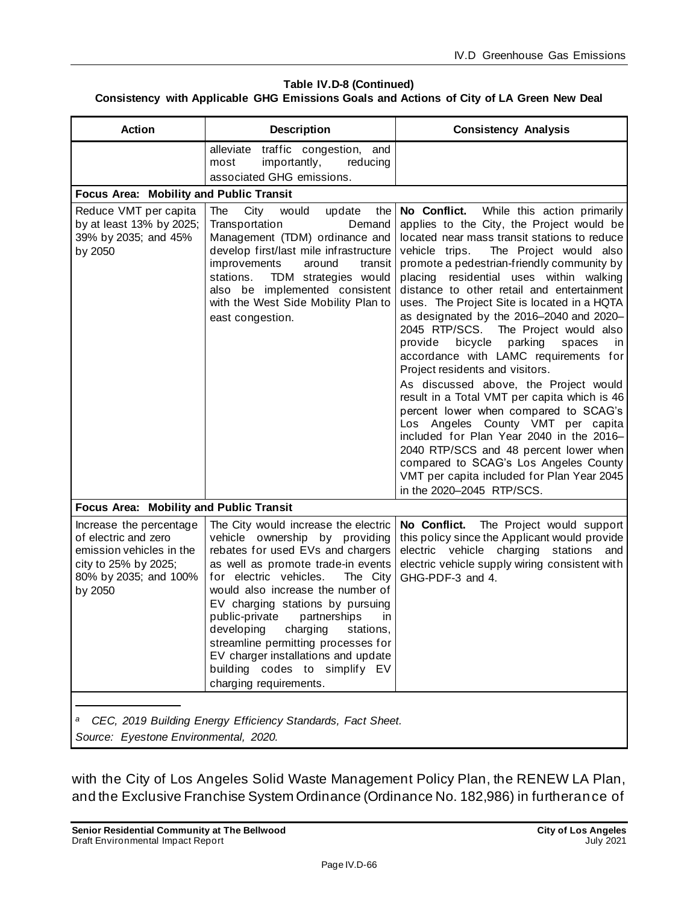**Table IV.D-8 (Continued)**
**Consistency with Applicable GHG Emissions Goals and Actions of City of LA Green New Deal**

| Action | Description | Consistency Analysis |
|---|---|---|
| | alleviate traffic congestion, and most importantly, reducing associated GHG emissions. | |
| **Focus Area: Mobility and Public Transit** | | |
| Reduce VMT per capita by at least 13% by 2025; 39% by 2035; and 45% by 2050 | The City would update the Transportation Demand Management (TDM) ordinance and develop first/last mile infrastructure improvements around transit stations. TDM strategies would also be implemented consistent with the West Side Mobility Plan to east congestion. | **No Conflict.** While this action primarily applies to the City, the Project would be located near mass transit stations to reduce vehicle trips. The Project would also promote a pedestrian-friendly community by placing residential uses within walking distance to other retail and entertainment uses. The Project Site is located in a HQTA as designated by the 2016–2040 and 2020–2045 RTP/SCS. The Project would also provide bicycle parking spaces in accordance with LAMC requirements for Project residents and visitors.<br>As discussed above, the Project would result in a Total VMT per capita which is 46 percent lower when compared to SCAG's Los Angeles County VMT per capita included for Plan Year 2040 in the 2016–2040 RTP/SCS and 48 percent lower when compared to SCAG's Los Angeles County VMT per capita included for Plan Year 2045 in the 2020–2045 RTP/SCS. |
| **Focus Area: Mobility and Public Transit** | | |
| Increase the percentage of electric and zero emission vehicles in the city to 25% by 2025; 80% by 2035; and 100% by 2050 | The City would increase the electric vehicle ownership by providing rebates for used EVs and chargers as well as promote trade-in events for electric vehicles. The City would also increase the number of EV charging stations by pursuing public-private partnerships in developing charging stations, streamline permitting processes for EV charger installations and update building codes to simplify EV charging requirements. | **No Conflict.** The Project would support this policy since the Applicant would provide electric vehicle charging stations and electric vehicle supply wiring consistent with GHG-PDF-3 and 4. |

[a] *CEC, 2019 Building Energy Efficiency Standards, Fact Sheet.*
*Source: Eyestone Environmental, 2020.*

with the City of Los Angeles Solid Waste Management Policy Plan, the RENEW LA Plan, and the Exclusive Franchise System Ordinance (Ordinance No. 182,986) in furtherance of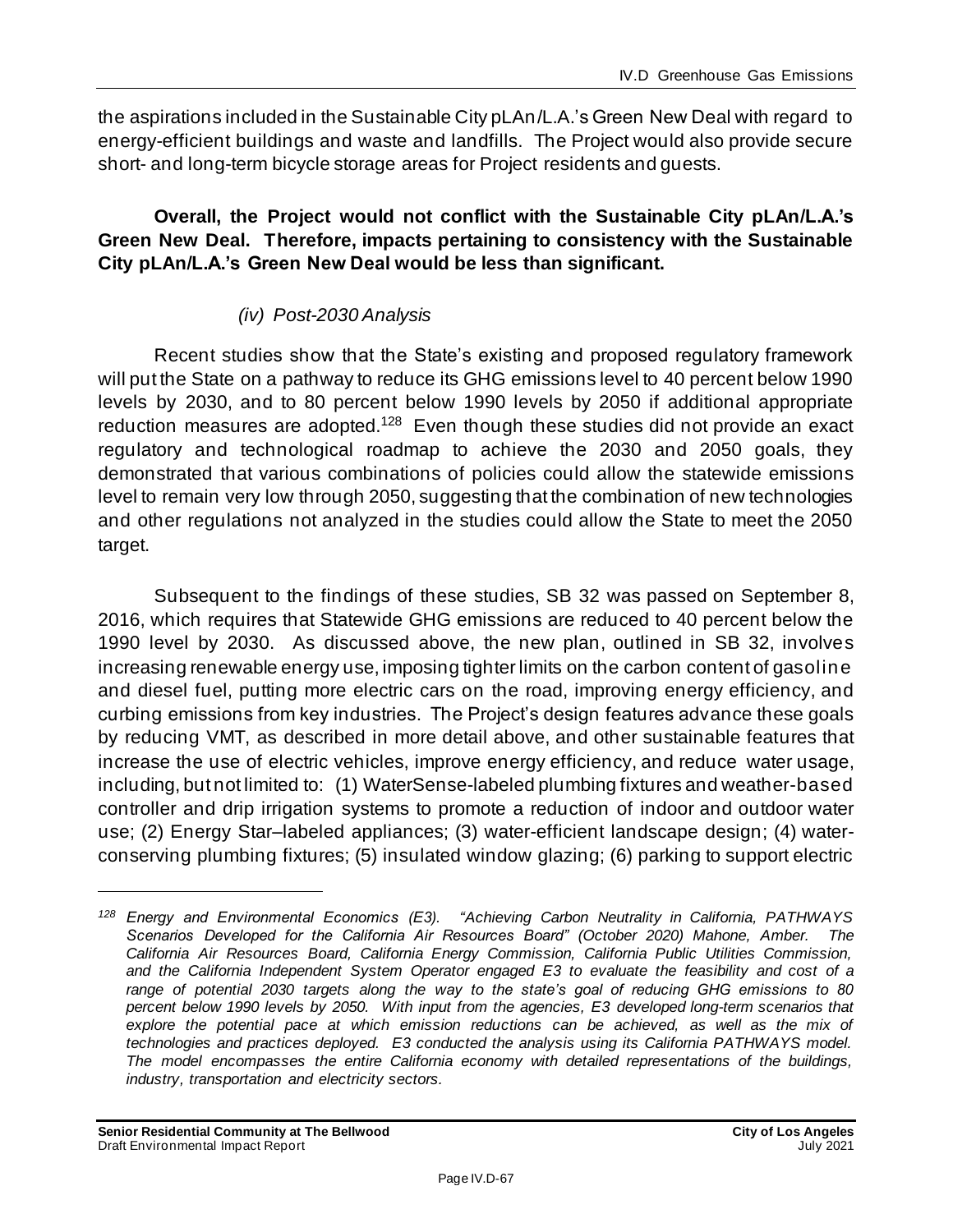the aspirations included in the Sustainable City pLAn/L.A.'s Green New Deal with regard to energy-efficient buildings and waste and landfills. The Project would also provide secure short- and long-term bicycle storage areas for Project residents and guests.

**Overall, the Project would not conflict with the Sustainable City pLAn/L.A.'s Green New Deal. Therefore, impacts pertaining to consistency with the Sustainable City pLAn/L.A.'s Green New Deal would be less than significant.**

*(iv) Post-2030 Analysis*

Recent studies show that the State's existing and proposed regulatory framework will put the State on a pathway to reduce its GHG emissions level to 40 percent below 1990 levels by 2030, and to 80 percent below 1990 levels by 2050 if additional appropriate reduction measures are adopted.[128] Even though these studies did not provide an exact regulatory and technological roadmap to achieve the 2030 and 2050 goals, they demonstrated that various combinations of policies could allow the statewide emissions level to remain very low through 2050, suggesting that the combination of new technologies and other regulations not analyzed in the studies could allow the State to meet the 2050 target.

Subsequent to the findings of these studies, SB 32 was passed on September 8, 2016, which requires that Statewide GHG emissions are reduced to 40 percent below the 1990 level by 2030. As discussed above, the new plan, outlined in SB 32, involves increasing renewable energy use, imposing tighter limits on the carbon content of gasoline and diesel fuel, putting more electric cars on the road, improving energy efficiency, and curbing emissions from key industries. The Project's design features advance these goals by reducing VMT, as described in more detail above, and other sustainable features that increase the use of electric vehicles, improve energy efficiency, and reduce water usage, including, but not limited to: (1) WaterSense-labeled plumbing fixtures and weather-based controller and drip irrigation systems to promote a reduction of indoor and outdoor water use; (2) Energy Star–labeled appliances; (3) water-efficient landscape design; (4) water-conserving plumbing fixtures; (5) insulated window glazing; (6) parking to support electric

---

*[128] Energy and Environmental Economics (E3). "Achieving Carbon Neutrality in California, PATHWAYS Scenarios Developed for the California Air Resources Board" (October 2020) Mahone, Amber. The California Air Resources Board, California Energy Commission, California Public Utilities Commission, and the California Independent System Operator engaged E3 to evaluate the feasibility and cost of a range of potential 2030 targets along the way to the state's goal of reducing GHG emissions to 80 percent below 1990 levels by 2050. With input from the agencies, E3 developed long-term scenarios that explore the potential pace at which emission reductions can be achieved, as well as the mix of technologies and practices deployed. E3 conducted the analysis using its California PATHWAYS model. The model encompasses the entire California economy with detailed representations of the buildings, industry, transportation and electricity sectors.*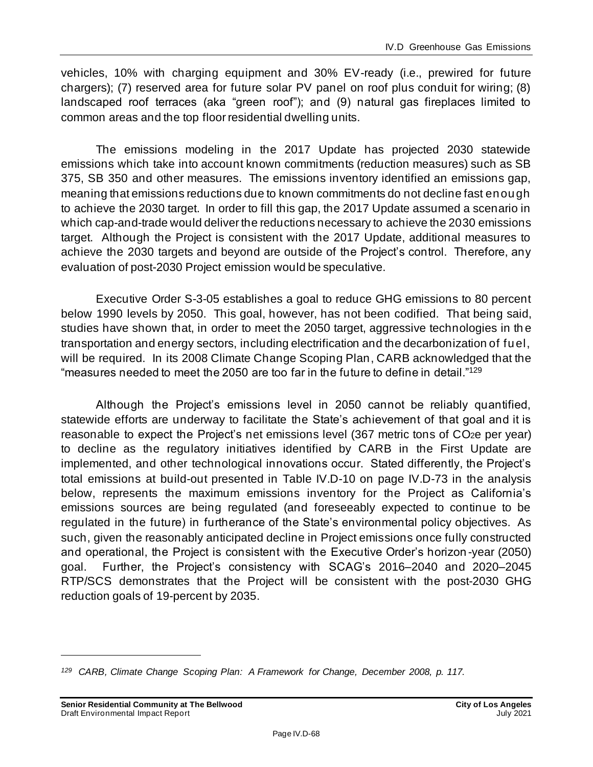vehicles, 10% with charging equipment and 30% EV-ready (i.e., prewired for future chargers); (7) reserved area for future solar PV panel on roof plus conduit for wiring; (8) landscaped roof terraces (aka "green roof"); and (9) natural gas fireplaces limited to common areas and the top floor residential dwelling units.

The emissions modeling in the 2017 Update has projected 2030 statewide emissions which take into account known commitments (reduction measures) such as SB 375, SB 350 and other measures. The emissions inventory identified an emissions gap, meaning that emissions reductions due to known commitments do not decline fast enough to achieve the 2030 target. In order to fill this gap, the 2017 Update assumed a scenario in which cap-and-trade would deliver the reductions necessary to achieve the 2030 emissions target. Although the Project is consistent with the 2017 Update, additional measures to achieve the 2030 targets and beyond are outside of the Project's control. Therefore, any evaluation of post-2030 Project emission would be speculative.

Executive Order S-3-05 establishes a goal to reduce GHG emissions to 80 percent below 1990 levels by 2050. This goal, however, has not been codified. That being said, studies have shown that, in order to meet the 2050 target, aggressive technologies in the transportation and energy sectors, including electrification and the decarbonization of fuel, will be required. In its 2008 Climate Change Scoping Plan, CARB acknowledged that the "measures needed to meet the 2050 are too far in the future to define in detail."[129]

Although the Project's emissions level in 2050 cannot be reliably quantified, statewide efforts are underway to facilitate the State's achievement of that goal and it is reasonable to expect the Project's net emissions level (367 metric tons of $CO_2e$ per year) to decline as the regulatory initiatives identified by CARB in the First Update are implemented, and other technological innovations occur. Stated differently, the Project's total emissions at build-out presented in Table IV.D-10 on page IV.D-73 in the analysis below, represents the maximum emissions inventory for the Project as California's emissions sources are being regulated (and foreseeably expected to continue to be regulated in the future) in furtherance of the State's environmental policy objectives. As such, given the reasonably anticipated decline in Project emissions once fully constructed and operational, the Project is consistent with the Executive Order's horizon-year (2050) goal. Further, the Project's consistency with SCAG's 2016–2040 and 2020–2045 RTP/SCS demonstrates that the Project will be consistent with the post-2030 GHG reduction goals of 19-percent by 2035.

---

[129] *CARB, Climate Change Scoping Plan: A Framework for Change, December 2008, p. 117.*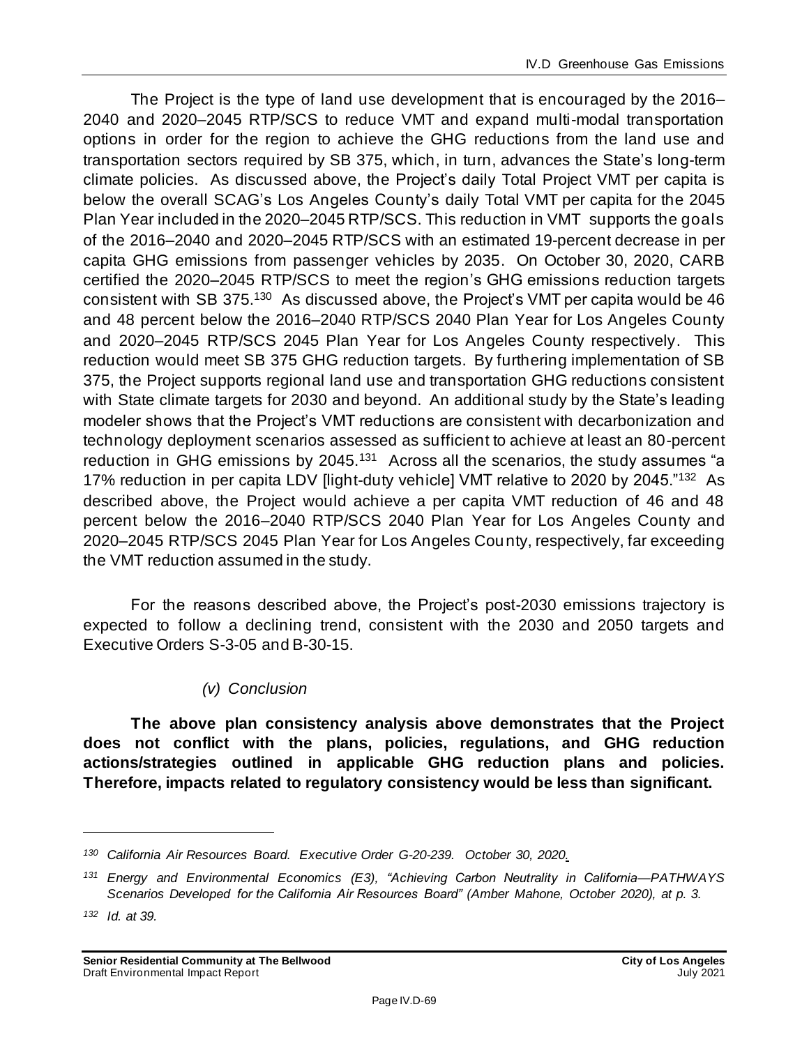The Project is the type of land use development that is encouraged by the 2016–2040 and 2020–2045 RTP/SCS to reduce VMT and expand multi-modal transportation options in order for the region to achieve the GHG reductions from the land use and transportation sectors required by SB 375, which, in turn, advances the State's long-term climate policies. As discussed above, the Project's daily Total Project VMT per capita is below the overall SCAG's Los Angeles County's daily Total VMT per capita for the 2045 Plan Year included in the 2020–2045 RTP/SCS. This reduction in VMT supports the goals of the 2016–2040 and 2020–2045 RTP/SCS with an estimated 19-percent decrease in per capita GHG emissions from passenger vehicles by 2035. On October 30, 2020, CARB certified the 2020–2045 RTP/SCS to meet the region's GHG emissions reduction targets consistent with SB 375.[130] As discussed above, the Project's VMT per capita would be 46 and 48 percent below the 2016–2040 RTP/SCS 2040 Plan Year for Los Angeles County and 2020–2045 RTP/SCS 2045 Plan Year for Los Angeles County respectively. This reduction would meet SB 375 GHG reduction targets. By furthering implementation of SB 375, the Project supports regional land use and transportation GHG reductions consistent with State climate targets for 2030 and beyond. An additional study by the State's leading modeler shows that the Project's VMT reductions are consistent with decarbonization and technology deployment scenarios assessed as sufficient to achieve at least an 80-percent reduction in GHG emissions by 2045.[131] Across all the scenarios, the study assumes "a 17% reduction in per capita LDV [light-duty vehicle] VMT relative to 2020 by 2045."[132] As described above, the Project would achieve a per capita VMT reduction of 46 and 48 percent below the 2016–2040 RTP/SCS 2040 Plan Year for Los Angeles County and 2020–2045 RTP/SCS 2045 Plan Year for Los Angeles County, respectively, far exceeding the VMT reduction assumed in the study.

For the reasons described above, the Project's post-2030 emissions trajectory is expected to follow a declining trend, consistent with the 2030 and 2050 targets and Executive Orders S-3-05 and B-30-15.

*(v) Conclusion*

**The above plan consistency analysis above demonstrates that the Project does not conflict with the plans, policies, regulations, and GHG reduction actions/strategies outlined in applicable GHG reduction plans and policies. Therefore, impacts related to regulatory consistency would be less than significant.**

---

[130] *California Air Resources Board. Executive Order G-20-239. October 30, 2020.*

[131] *Energy and Environmental Economics (E3), "Achieving Carbon Neutrality in California—PATHWAYS Scenarios Developed for the California Air Resources Board" (Amber Mahone, October 2020), at p. 3.*

[132] *Id. at 39.*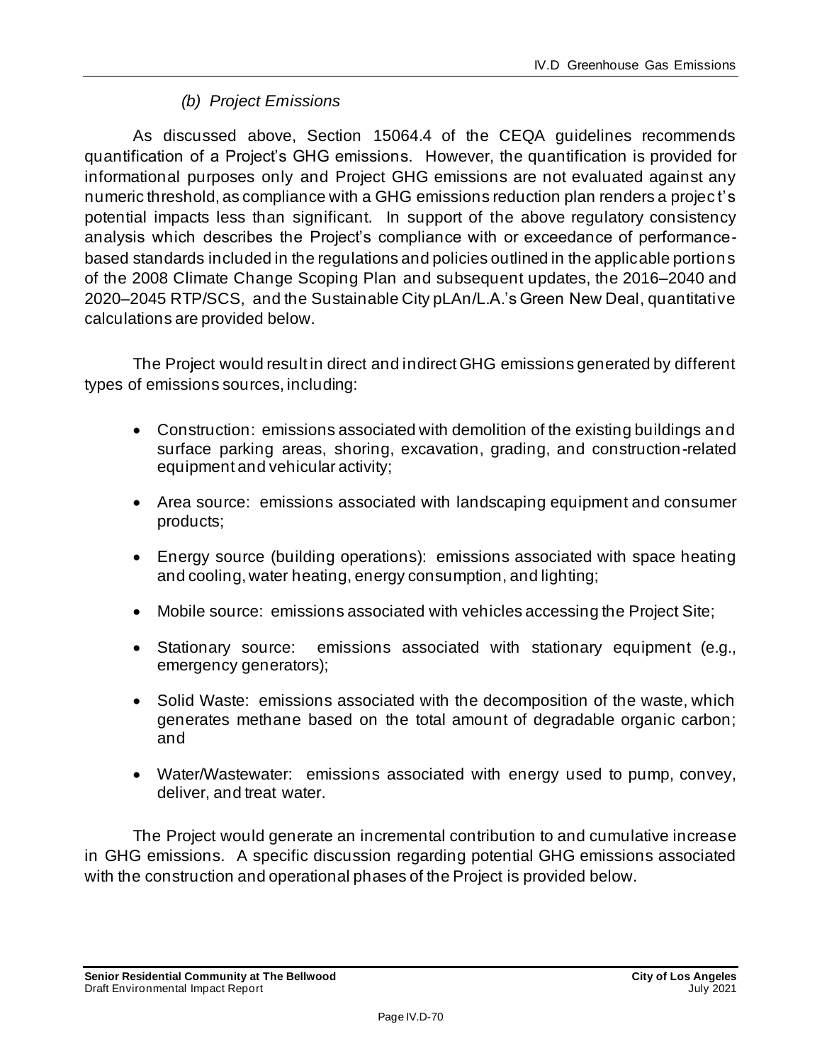### *(b) Project Emissions*

As discussed above, Section 15064.4 of the CEQA guidelines recommends quantification of a Project's GHG emissions. However, the quantification is provided for informational purposes only and Project GHG emissions are not evaluated against any numeric threshold, as compliance with a GHG emissions reduction plan renders a project's potential impacts less than significant. In support of the above regulatory consistency analysis which describes the Project's compliance with or exceedance of performance-based standards included in the regulations and policies outlined in the applicable portions of the 2008 Climate Change Scoping Plan and subsequent updates, the 2016–2040 and 2020–2045 RTP/SCS, and the Sustainable City pLAn/L.A.'s Green New Deal, quantitative calculations are provided below.

The Project would result in direct and indirect GHG emissions generated by different types of emissions sources, including:

- Construction: emissions associated with demolition of the existing buildings and surface parking areas, shoring, excavation, grading, and construction-related equipment and vehicular activity;
- Area source: emissions associated with landscaping equipment and consumer products;
- Energy source (building operations): emissions associated with space heating and cooling, water heating, energy consumption, and lighting;
- Mobile source: emissions associated with vehicles accessing the Project Site;
- Stationary source: emissions associated with stationary equipment (e.g., emergency generators);
- Solid Waste: emissions associated with the decomposition of the waste, which generates methane based on the total amount of degradable organic carbon; and
- Water/Wastewater: emissions associated with energy used to pump, convey, deliver, and treat water.

The Project would generate an incremental contribution to and cumulative increase in GHG emissions. A specific discussion regarding potential GHG emissions associated with the construction and operational phases of the Project is provided below.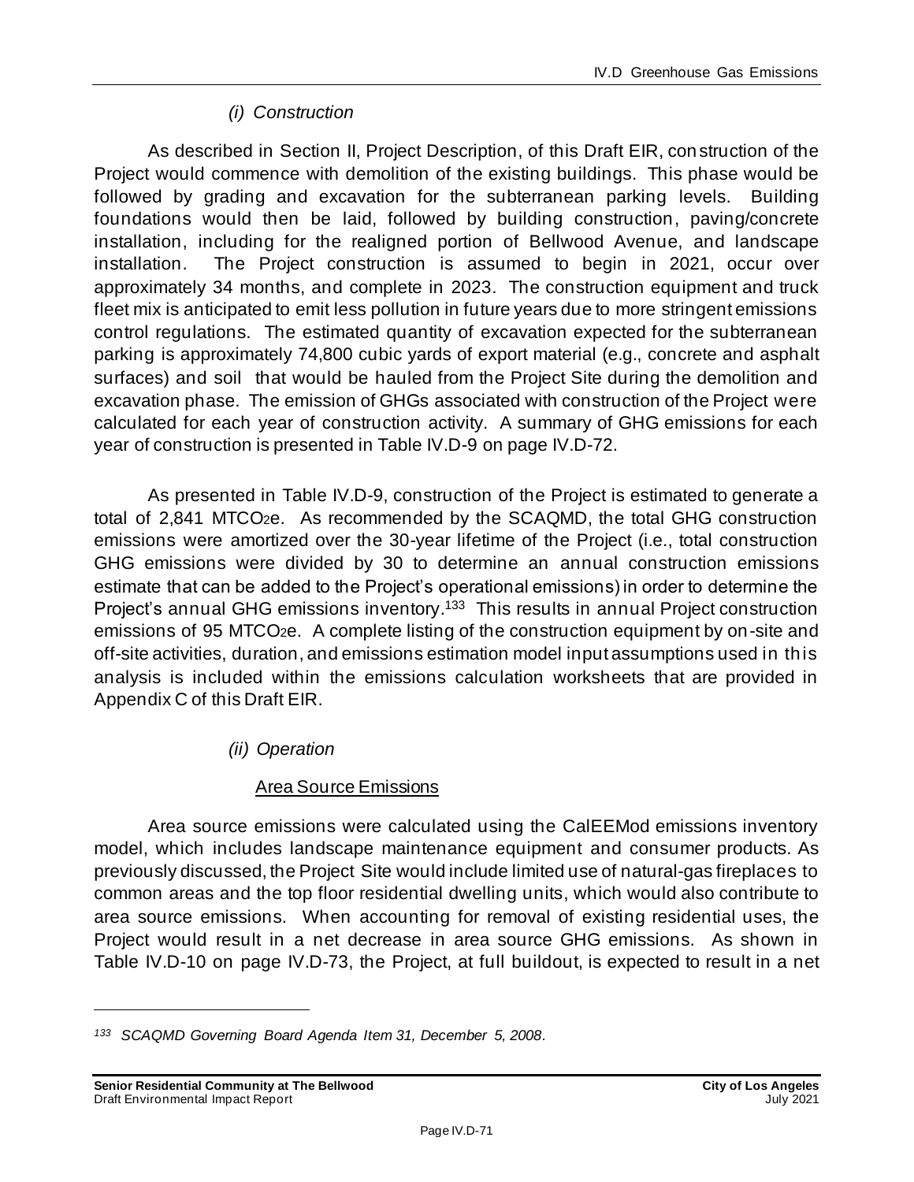#### *(i) Construction*

As described in Section II, Project Description, of this Draft EIR, construction of the Project would commence with demolition of the existing buildings. This phase would be followed by grading and excavation for the subterranean parking levels. Building foundations would then be laid, followed by building construction, paving/concrete installation, including for the realigned portion of Bellwood Avenue, and landscape installation. The Project construction is assumed to begin in 2021, occur over approximately 34 months, and complete in 2023. The construction equipment and truck fleet mix is anticipated to emit less pollution in future years due to more stringent emissions control regulations. The estimated quantity of excavation expected for the subterranean parking is approximately 74,800 cubic yards of export material (e.g., concrete and asphalt surfaces) and soil that would be hauled from the Project Site during the demolition and excavation phase. The emission of GHGs associated with construction of the Project were calculated for each year of construction activity. A summary of GHG emissions for each year of construction is presented in Table IV.D-9 on page IV.D-72.

As presented in Table IV.D-9, construction of the Project is estimated to generate a total of 2,841 $MTCO_2e$. As recommended by the SCAQMD, the total GHG construction emissions were amortized over the 30-year lifetime of the Project (i.e., total construction GHG emissions were divided by 30 to determine an annual construction emissions estimate that can be added to the Project's operational emissions) in order to determine the Project's annual GHG emissions inventory.[133] This results in annual Project construction emissions of 95 $MTCO_2e$. A complete listing of the construction equipment by on-site and off-site activities, duration, and emissions estimation model input assumptions used in this analysis is included within the emissions calculation worksheets that are provided in Appendix C of this Draft EIR.

#### *(ii) Operation*

Area Source Emissions

Area source emissions were calculated using the CalEEMod emissions inventory model, which includes landscape maintenance equipment and consumer products. As previously discussed, the Project Site would include limited use of natural-gas fireplaces to common areas and the top floor residential dwelling units, which would also contribute to area source emissions. When accounting for removal of existing residential uses, the Project would result in a net decrease in area source GHG emissions. As shown in Table IV.D-10 on page IV.D-73, the Project, at full buildout, is expected to result in a net

---

[133] *SCAQMD Governing Board Agenda Item 31, December 5, 2008.*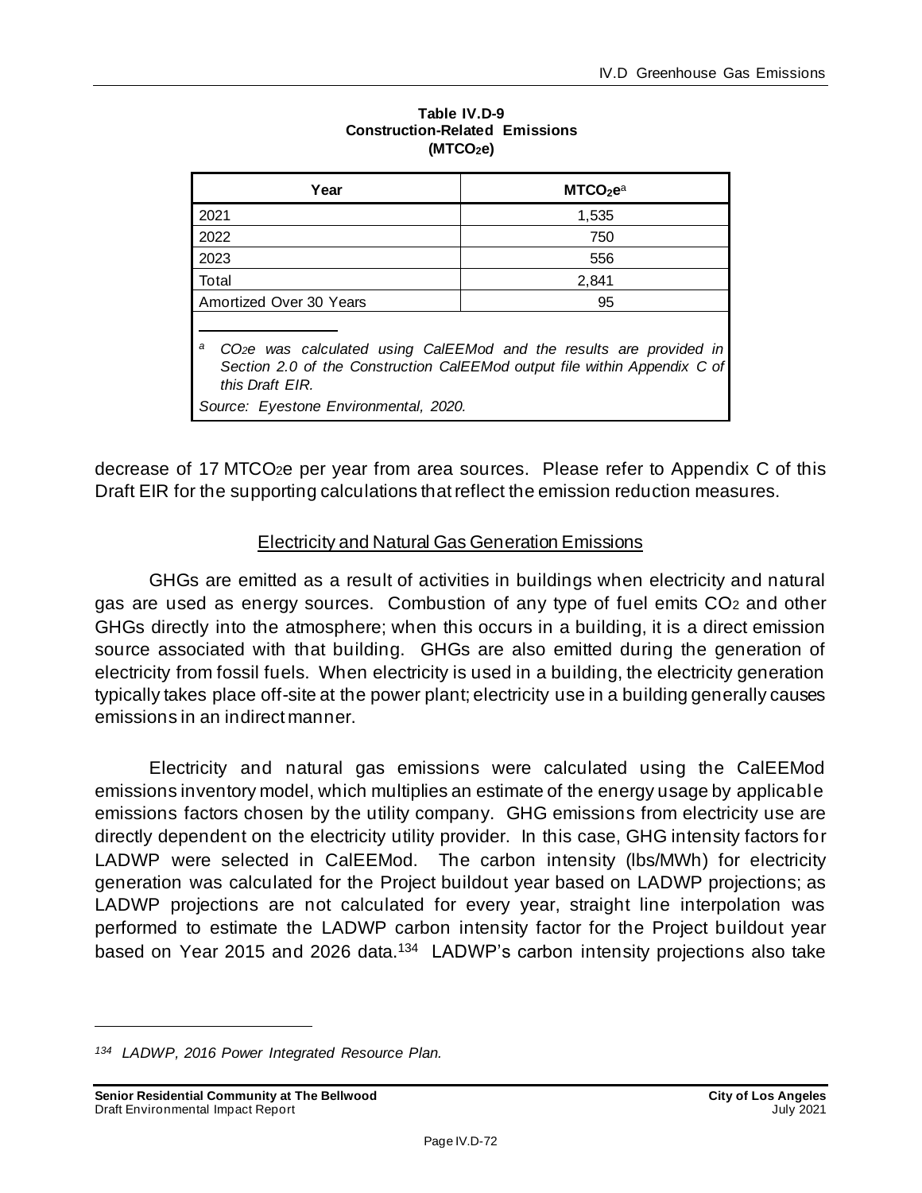**Table IV.D-9**
**Construction-Related Emissions**
**($MTCO_2e$)**

| Year | $MTCO_2e$[a] |
|---|---|
| 2021 | 1,535 |
| 2022 | 750 |
| 2023 | 556 |
| Total | 2,841 |
| Amortized Over 30 Years | 95 |

[a] *$CO_2e$ was calculated using CalEEMod and the results are provided in Section 2.0 of the Construction CalEEMod output file within Appendix C of this Draft EIR.*

*Source: Eyestone Environmental, 2020.*

decrease of 17 $MTCO_2e$ per year from area sources. Please refer to Appendix C of this Draft EIR for the supporting calculations that reflect the emission reduction measures.

Electricity and Natural Gas Generation Emissions

GHGs are emitted as a result of activities in buildings when electricity and natural gas are used as energy sources. Combustion of any type of fuel emits $CO_2$ and other GHGs directly into the atmosphere; when this occurs in a building, it is a direct emission source associated with that building. GHGs are also emitted during the generation of electricity from fossil fuels. When electricity is used in a building, the electricity generation typically takes place off-site at the power plant; electricity use in a building generally causes emissions in an indirect manner.

Electricity and natural gas emissions were calculated using the CalEEMod emissions inventory model, which multiplies an estimate of the energy usage by applicable emissions factors chosen by the utility company. GHG emissions from electricity use are directly dependent on the electricity utility provider. In this case, GHG intensity factors for LADWP were selected in CalEEMod. The carbon intensity (lbs/MWh) for electricity generation was calculated for the Project buildout year based on LADWP projections; as LADWP projections are not calculated for every year, straight line interpolation was performed to estimate the LADWP carbon intensity factor for the Project buildout year based on Year 2015 and 2026 data.[134] LADWP's carbon intensity projections also take

[134] *LADWP, 2016 Power Integrated Resource Plan.*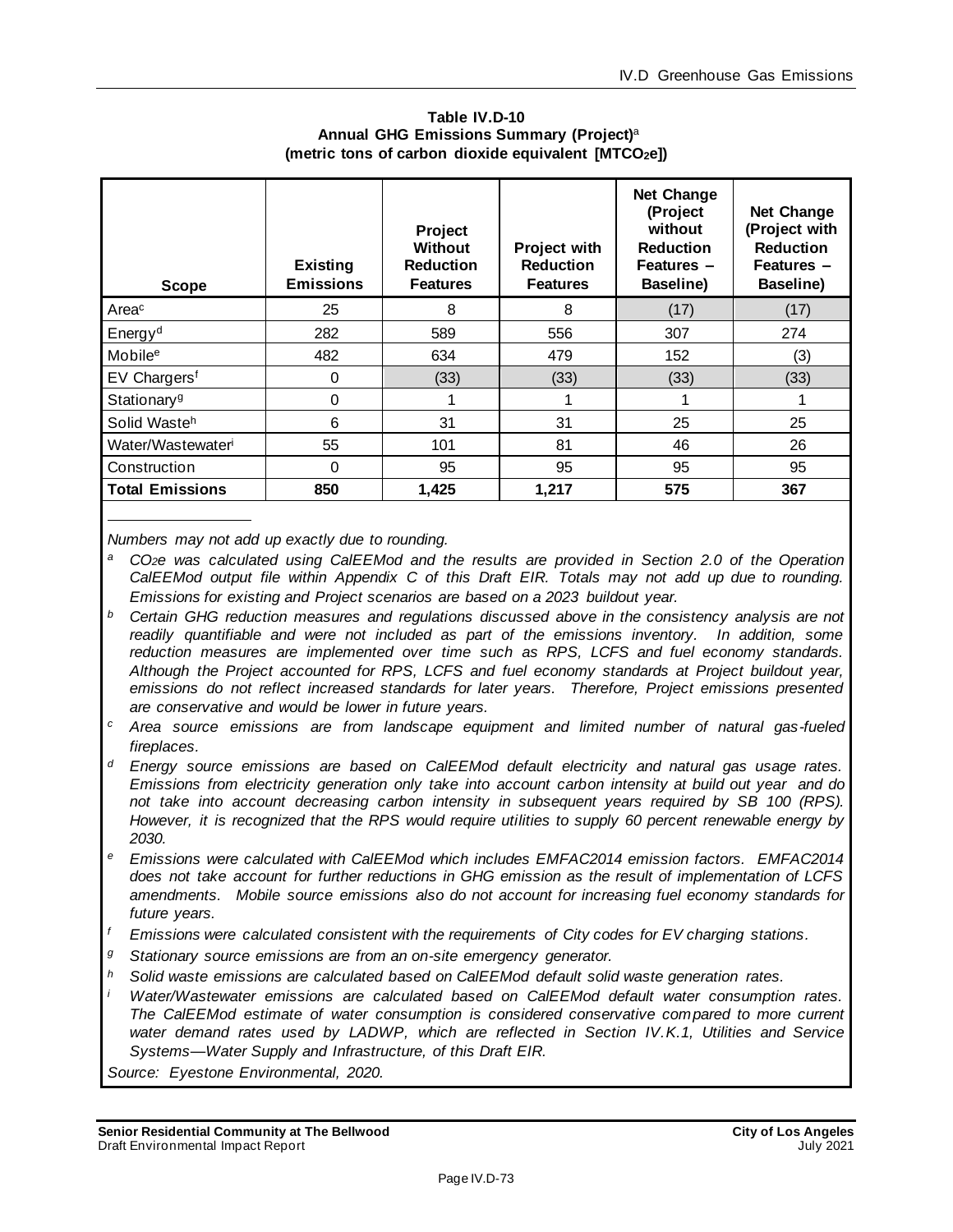**Table IV.D-10**
**Annual GHG Emissions Summary (Project)[a]**
**(metric tons of carbon dioxide equivalent [$MTCO_2e$])**

| Scope | Existing Emissions | Project Without Reduction Features | Project with Reduction Features | Net Change (Project without Reduction Features – Baseline) | Net Change (Project with Reduction Features – Baseline) |
|---|---|---|---|---|---|
| Area[c] | 25 | 8 | 8 | (17) | (17) |
| Energy[d] | 282 | 589 | 556 | 307 | 274 |
| Mobile[e] | 482 | 634 | 479 | 152 | (3) |
| EV Chargers[f] | 0 | (33) | (33) | (33) | (33) |
| Stationary[g] | 0 | 1 | 1 | 1 | 1 |
| Solid Waste[h] | 6 | 31 | 31 | 25 | 25 |
| Water/Wastewater[i] | 55 | 101 | 81 | 46 | 26 |
| Construction | 0 | 95 | 95 | 95 | 95 |
| **Total Emissions** | **850** | **1,425** | **1,217** | **575** | **367** |

*Numbers may not add up exactly due to rounding.*

[a] *$CO_2e$ was calculated using CalEEMod and the results are provided in Section 2.0 of the Operation CalEEMod output file within Appendix C of this Draft EIR. Totals may not add up due to rounding. Emissions for existing and Project scenarios are based on a 2023 buildout year.*

[b] *Certain GHG reduction measures and regulations discussed above in the consistency analysis are not readily quantifiable and were not included as part of the emissions inventory. In addition, some reduction measures are implemented over time such as RPS, LCFS and fuel economy standards. Although the Project accounted for RPS, LCFS and fuel economy standards at Project buildout year, emissions do not reflect increased standards for later years. Therefore, Project emissions presented are conservative and would be lower in future years.*

[c] *Area source emissions are from landscape equipment and limited number of natural gas-fueled fireplaces.*

[d] *Energy source emissions are based on CalEEMod default electricity and natural gas usage rates. Emissions from electricity generation only take into account carbon intensity at build out year and do not take into account decreasing carbon intensity in subsequent years required by SB 100 (RPS). However, it is recognized that the RPS would require utilities to supply 60 percent renewable energy by 2030.*

[e] *Emissions were calculated with CalEEMod which includes EMFAC2014 emission factors. EMFAC2014 does not take account for further reductions in GHG emission as the result of implementation of LCFS amendments. Mobile source emissions also do not account for increasing fuel economy standards for future years.*

[f] *Emissions were calculated consistent with the requirements of City codes for EV charging stations.*

[g] *Stationary source emissions are from an on-site emergency generator.*

[h] *Solid waste emissions are calculated based on CalEEMod default solid waste generation rates.*

[i] *Water/Wastewater emissions are calculated based on CalEEMod default water consumption rates. The CalEEMod estimate of water consumption is considered conservative compared to more current water demand rates used by LADWP, which are reflected in Section IV.K.1, Utilities and Service Systems—Water Supply and Infrastructure, of this Draft EIR.*

*Source: Eyestone Environmental, 2020.*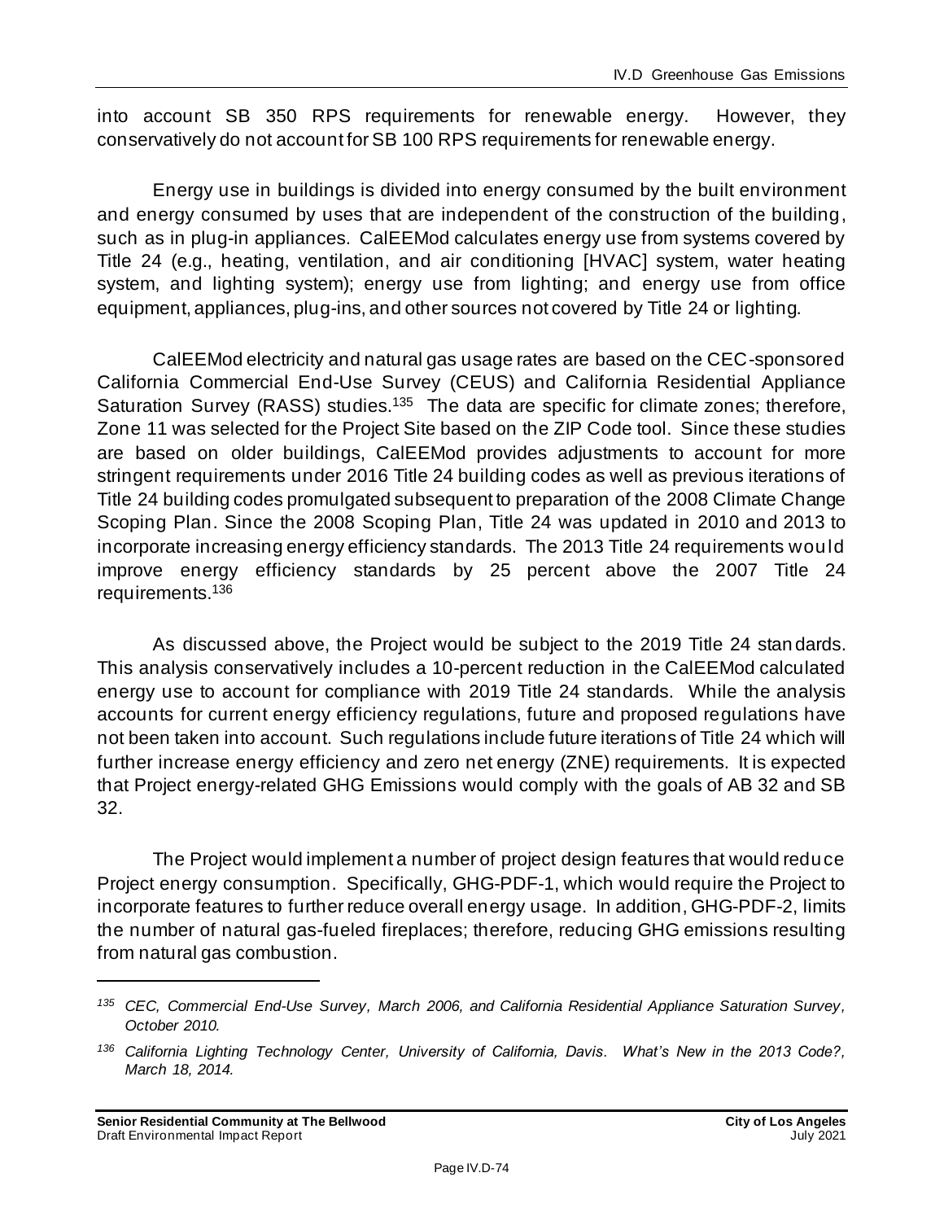into account SB 350 RPS requirements for renewable energy. However, they conservatively do not account for SB 100 RPS requirements for renewable energy.

Energy use in buildings is divided into energy consumed by the built environment and energy consumed by uses that are independent of the construction of the building, such as in plug-in appliances. CalEEMod calculates energy use from systems covered by Title 24 (e.g., heating, ventilation, and air conditioning [HVAC] system, water heating system, and lighting system); energy use from lighting; and energy use from office equipment, appliances, plug-ins, and other sources not covered by Title 24 or lighting.

CalEEMod electricity and natural gas usage rates are based on the CEC-sponsored California Commercial End-Use Survey (CEUS) and California Residential Appliance Saturation Survey (RASS) studies.[135] The data are specific for climate zones; therefore, Zone 11 was selected for the Project Site based on the ZIP Code tool. Since these studies are based on older buildings, CalEEMod provides adjustments to account for more stringent requirements under 2016 Title 24 building codes as well as previous iterations of Title 24 building codes promulgated subsequent to preparation of the 2008 Climate Change Scoping Plan. Since the 2008 Scoping Plan, Title 24 was updated in 2010 and 2013 to incorporate increasing energy efficiency standards. The 2013 Title 24 requirements would improve energy efficiency standards by 25 percent above the 2007 Title 24 requirements.[136]

As discussed above, the Project would be subject to the 2019 Title 24 standards. This analysis conservatively includes a 10-percent reduction in the CalEEMod calculated energy use to account for compliance with 2019 Title 24 standards. While the analysis accounts for current energy efficiency regulations, future and proposed regulations have not been taken into account. Such regulations include future iterations of Title 24 which will further increase energy efficiency and zero net energy (ZNE) requirements. It is expected that Project energy-related GHG Emissions would comply with the goals of AB 32 and SB 32.

The Project would implement a number of project design features that would reduce Project energy consumption. Specifically, GHG-PDF-1, which would require the Project to incorporate features to further reduce overall energy usage. In addition, GHG-PDF-2, limits the number of natural gas-fueled fireplaces; therefore, reducing GHG emissions resulting from natural gas combustion.

---

[135] *CEC, Commercial End-Use Survey, March 2006, and California Residential Appliance Saturation Survey, October 2010.*

[136] *California Lighting Technology Center, University of California, Davis. What's New in the 2013 Code?, March 18, 2014.*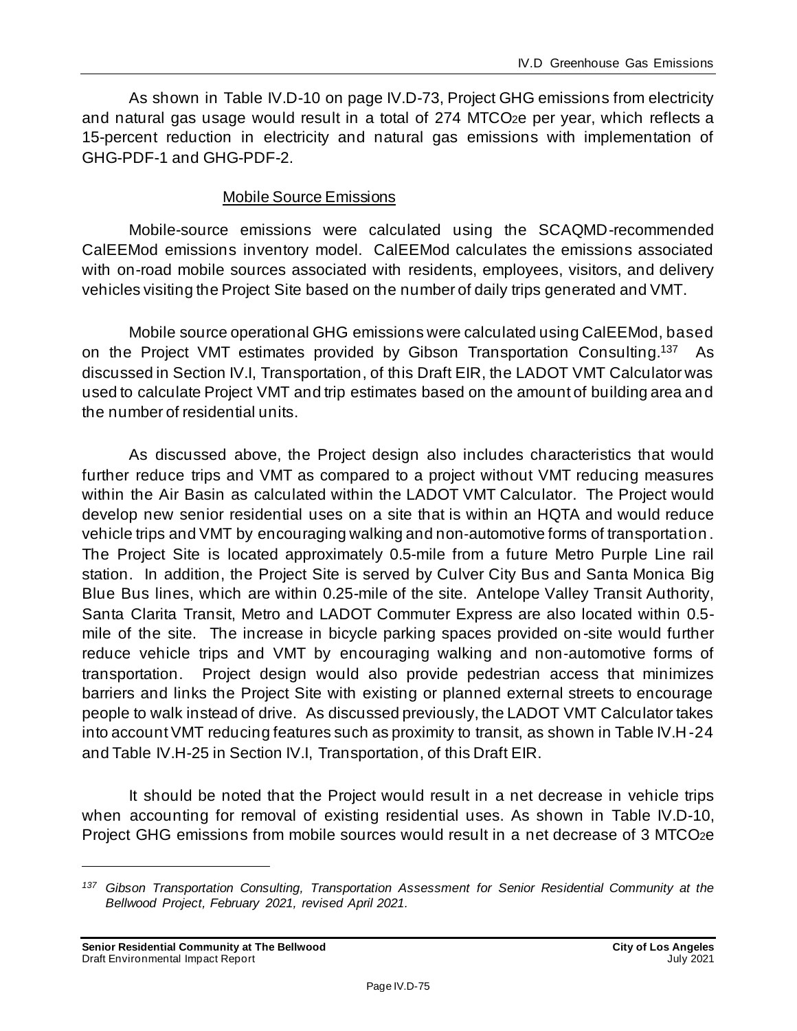As shown in Table IV.D-10 on page IV.D-73, Project GHG emissions from electricity and natural gas usage would result in a total of 274 $MTCO_2e$ per year, which reflects a 15-percent reduction in electricity and natural gas emissions with implementation of GHG-PDF-1 and GHG-PDF-2.

Mobile Source Emissions

Mobile-source emissions were calculated using the SCAQMD-recommended CalEEMod emissions inventory model. CalEEMod calculates the emissions associated with on-road mobile sources associated with residents, employees, visitors, and delivery vehicles visiting the Project Site based on the number of daily trips generated and VMT.

Mobile source operational GHG emissions were calculated using CalEEMod, based on the Project VMT estimates provided by Gibson Transportation Consulting.[137] As discussed in Section IV.I, Transportation, of this Draft EIR, the LADOT VMT Calculator was used to calculate Project VMT and trip estimates based on the amount of building area and the number of residential units.

As discussed above, the Project design also includes characteristics that would further reduce trips and VMT as compared to a project without VMT reducing measures within the Air Basin as calculated within the LADOT VMT Calculator. The Project would develop new senior residential uses on a site that is within an HQTA and would reduce vehicle trips and VMT by encouraging walking and non-automotive forms of transportation. The Project Site is located approximately 0.5-mile from a future Metro Purple Line rail station. In addition, the Project Site is served by Culver City Bus and Santa Monica Big Blue Bus lines, which are within 0.25-mile of the site. Antelope Valley Transit Authority, Santa Clarita Transit, Metro and LADOT Commuter Express are also located within 0.5-mile of the site. The increase in bicycle parking spaces provided on-site would further reduce vehicle trips and VMT by encouraging walking and non-automotive forms of transportation. Project design would also provide pedestrian access that minimizes barriers and links the Project Site with existing or planned external streets to encourage people to walk instead of drive. As discussed previously, the LADOT VMT Calculator takes into account VMT reducing features such as proximity to transit, as shown in Table IV.H-24 and Table IV.H-25 in Section IV.I, Transportation, of this Draft EIR.

It should be noted that the Project would result in a net decrease in vehicle trips when accounting for removal of existing residential uses. As shown in Table IV.D-10, Project GHG emissions from mobile sources would result in a net decrease of 3 $MTCO_2e$

---

[137] *Gibson Transportation Consulting, Transportation Assessment for Senior Residential Community at the Bellwood Project, February 2021, revised April 2021.*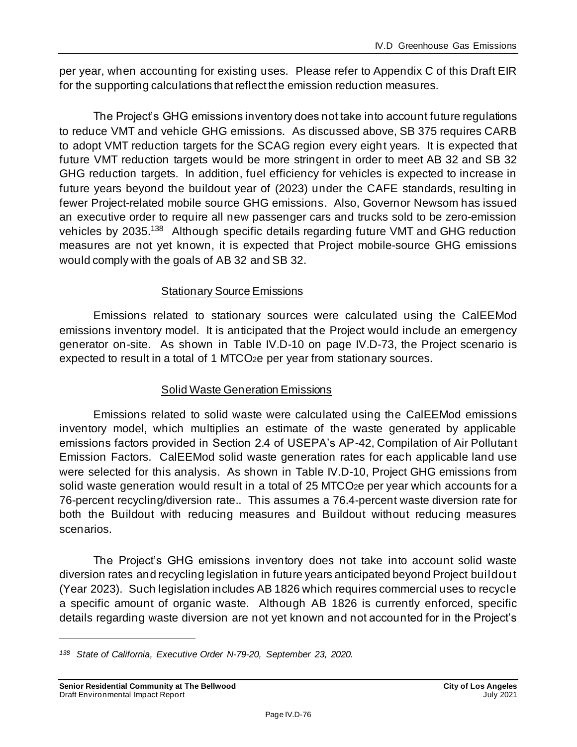per year, when accounting for existing uses. Please refer to Appendix C of this Draft EIR for the supporting calculations that reflect the emission reduction measures.

The Project's GHG emissions inventory does not take into account future regulations to reduce VMT and vehicle GHG emissions. As discussed above, SB 375 requires CARB to adopt VMT reduction targets for the SCAG region every eight years. It is expected that future VMT reduction targets would be more stringent in order to meet AB 32 and SB 32 GHG reduction targets. In addition, fuel efficiency for vehicles is expected to increase in future years beyond the buildout year of (2023) under the CAFE standards, resulting in fewer Project-related mobile source GHG emissions. Also, Governor Newsom has issued an executive order to require all new passenger cars and trucks sold to be zero-emission vehicles by 2035.[138] Although specific details regarding future VMT and GHG reduction measures are not yet known, it is expected that Project mobile-source GHG emissions would comply with the goals of AB 32 and SB 32.

<u>Stationary Source Emissions</u>

Emissions related to stationary sources were calculated using the CalEEMod emissions inventory model. It is anticipated that the Project would include an emergency generator on-site. As shown in Table IV.D-10 on page IV.D-73, the Project scenario is expected to result in a total of 1 $MTCO_2e$ per year from stationary sources.

<u>Solid Waste Generation Emissions</u>

Emissions related to solid waste were calculated using the CalEEMod emissions inventory model, which multiplies an estimate of the waste generated by applicable emissions factors provided in Section 2.4 of USEPA's AP-42, Compilation of Air Pollutant Emission Factors. CalEEMod solid waste generation rates for each applicable land use were selected for this analysis. As shown in Table IV.D-10, Project GHG emissions from solid waste generation would result in a total of 25 $MTCO_2e$ per year which accounts for a 76-percent recycling/diversion rate.. This assumes a 76.4-percent waste diversion rate for both the Buildout with reducing measures and Buildout without reducing measures scenarios.

The Project's GHG emissions inventory does not take into account solid waste diversion rates and recycling legislation in future years anticipated beyond Project buildout (Year 2023). Such legislation includes AB 1826 which requires commercial uses to recycle a specific amount of organic waste. Although AB 1826 is currently enforced, specific details regarding waste diversion are not yet known and not accounted for in the Project's

---

*[138] State of California, Executive Order N-79-20, September 23, 2020.*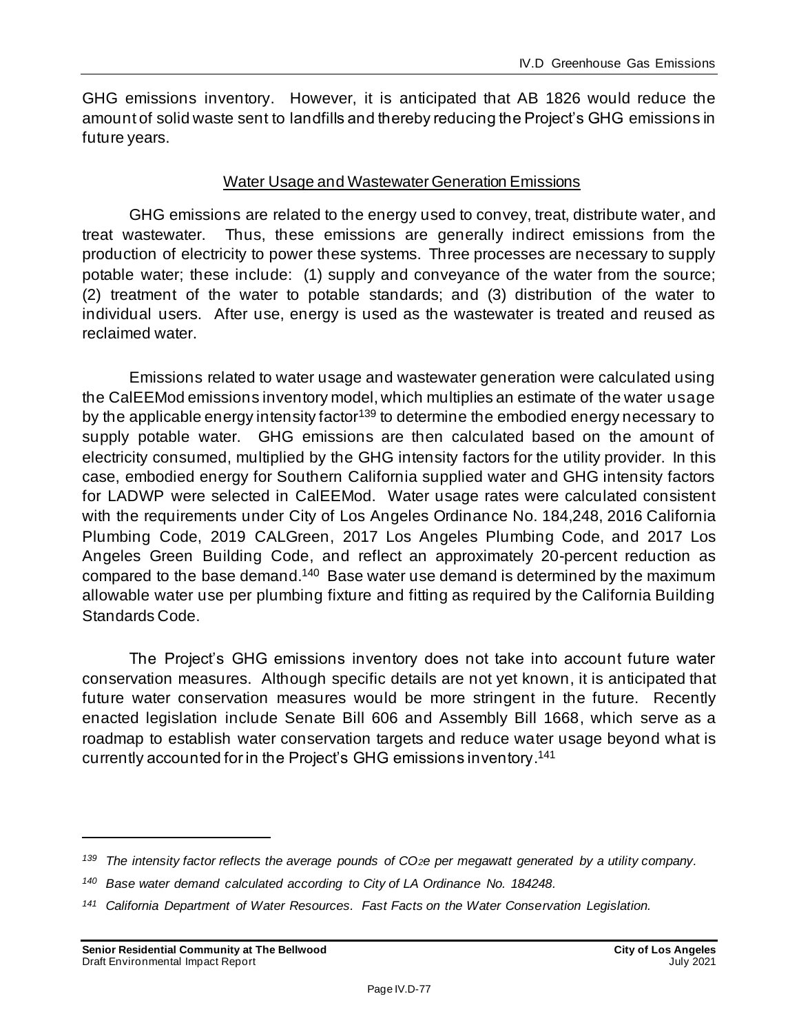GHG emissions inventory. However, it is anticipated that AB 1826 would reduce the amount of solid waste sent to landfills and thereby reducing the Project's GHG emissions in future years.

### Water Usage and Wastewater Generation Emissions

GHG emissions are related to the energy used to convey, treat, distribute water, and treat wastewater. Thus, these emissions are generally indirect emissions from the production of electricity to power these systems. Three processes are necessary to supply potable water; these include: (1) supply and conveyance of the water from the source; (2) treatment of the water to potable standards; and (3) distribution of the water to individual users. After use, energy is used as the wastewater is treated and reused as reclaimed water.

Emissions related to water usage and wastewater generation were calculated using the CalEEMod emissions inventory model, which multiplies an estimate of the water usage by the applicable energy intensity factor[139] to determine the embodied energy necessary to supply potable water. GHG emissions are then calculated based on the amount of electricity consumed, multiplied by the GHG intensity factors for the utility provider. In this case, embodied energy for Southern California supplied water and GHG intensity factors for LADWP were selected in CalEEMod. Water usage rates were calculated consistent with the requirements under City of Los Angeles Ordinance No. 184,248, 2016 California Plumbing Code, 2019 CALGreen, 2017 Los Angeles Plumbing Code, and 2017 Los Angeles Green Building Code, and reflect an approximately 20-percent reduction as compared to the base demand.[140] Base water use demand is determined by the maximum allowable water use per plumbing fixture and fitting as required by the California Building Standards Code.

The Project's GHG emissions inventory does not take into account future water conservation measures. Although specific details are not yet known, it is anticipated that future water conservation measures would be more stringent in the future. Recently enacted legislation include Senate Bill 606 and Assembly Bill 1668, which serve as a roadmap to establish water conservation targets and reduce water usage beyond what is currently accounted for in the Project's GHG emissions inventory.[141]

---

[139] *The intensity factor reflects the average pounds of $CO_2e$ per megawatt generated by a utility company.*

[140] *Base water demand calculated according to City of LA Ordinance No. 184248.*

[141] *California Department of Water Resources. Fast Facts on the Water Conservation Legislation.*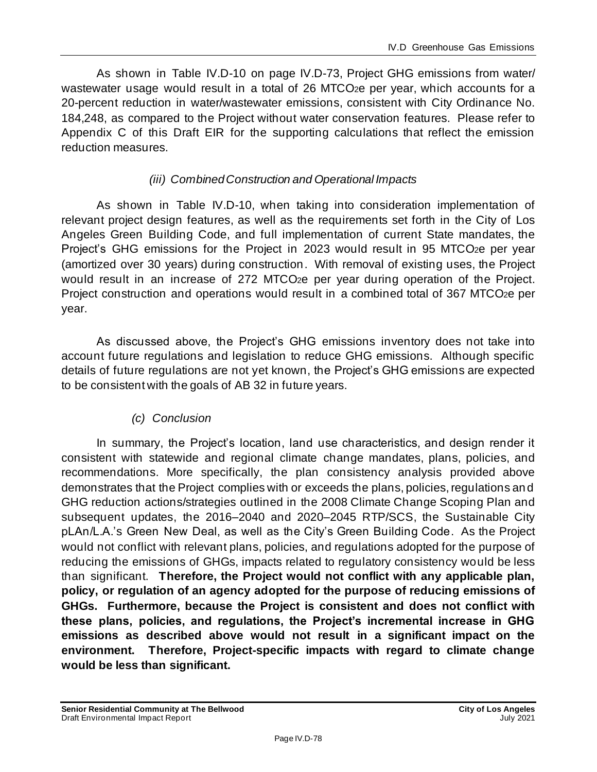As shown in Table IV.D-10 on page IV.D-73, Project GHG emissions from water/ wastewater usage would result in a total of 26 $MTCO_2e$ per year, which accounts for a 20-percent reduction in water/wastewater emissions, consistent with City Ordinance No. 184,248, as compared to the Project without water conservation features. Please refer to Appendix C of this Draft EIR for the supporting calculations that reflect the emission reduction measures.

#### *(iii) Combined Construction and Operational Impacts*

As shown in Table IV.D-10, when taking into consideration implementation of relevant project design features, as well as the requirements set forth in the City of Los Angeles Green Building Code, and full implementation of current State mandates, the Project's GHG emissions for the Project in 2023 would result in 95 $MTCO_2e$ per year (amortized over 30 years) during construction. With removal of existing uses, the Project would result in an increase of 272 $MTCO_2e$ per year during operation of the Project. Project construction and operations would result in a combined total of 367 $MTCO_2e$ per year.

As discussed above, the Project's GHG emissions inventory does not take into account future regulations and legislation to reduce GHG emissions. Although specific details of future regulations are not yet known, the Project's GHG emissions are expected to be consistent with the goals of AB 32 in future years.

### *(c) Conclusion*

In summary, the Project's location, land use characteristics, and design render it consistent with statewide and regional climate change mandates, plans, policies, and recommendations. More specifically, the plan consistency analysis provided above demonstrates that the Project complies with or exceeds the plans, policies, regulations and GHG reduction actions/strategies outlined in the 2008 Climate Change Scoping Plan and subsequent updates, the 2016–2040 and 2020–2045 RTP/SCS, the Sustainable City pLAn/L.A.'s Green New Deal, as well as the City's Green Building Code. As the Project would not conflict with relevant plans, policies, and regulations adopted for the purpose of reducing the emissions of GHGs, impacts related to regulatory consistency would be less than significant. **Therefore, the Project would not conflict with any applicable plan, policy, or regulation of an agency adopted for the purpose of reducing emissions of GHGs. Furthermore, because the Project is consistent and does not conflict with these plans, policies, and regulations, the Project's incremental increase in GHG emissions as described above would not result in a significant impact on the environment. Therefore, Project-specific impacts with regard to climate change would be less than significant.**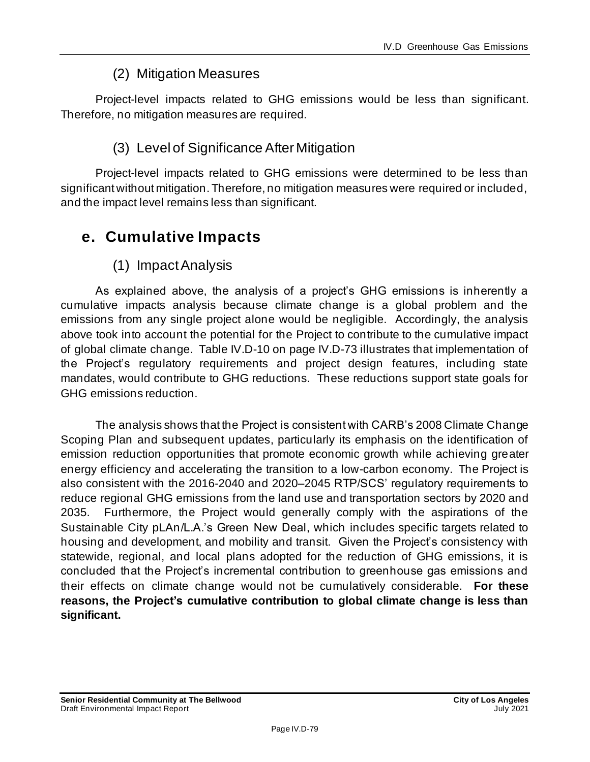### (2) Mitigation Measures

Project-level impacts related to GHG emissions would be less than significant. Therefore, no mitigation measures are required.

### (3) Level of Significance After Mitigation

Project-level impacts related to GHG emissions were determined to be less than significant without mitigation. Therefore, no mitigation measures were required or included, and the impact level remains less than significant.

## e. Cumulative Impacts

### (1) Impact Analysis

As explained above, the analysis of a project's GHG emissions is inherently a cumulative impacts analysis because climate change is a global problem and the emissions from any single project alone would be negligible. Accordingly, the analysis above took into account the potential for the Project to contribute to the cumulative impact of global climate change. Table IV.D-10 on page IV.D-73 illustrates that implementation of the Project's regulatory requirements and project design features, including state mandates, would contribute to GHG reductions. These reductions support state goals for GHG emissions reduction.

The analysis shows that the Project is consistent with CARB's 2008 Climate Change Scoping Plan and subsequent updates, particularly its emphasis on the identification of emission reduction opportunities that promote economic growth while achieving greater energy efficiency and accelerating the transition to a low-carbon economy. The Project is also consistent with the 2016-2040 and 2020–2045 RTP/SCS' regulatory requirements to reduce regional GHG emissions from the land use and transportation sectors by 2020 and 2035. Furthermore, the Project would generally comply with the aspirations of the Sustainable City pLAn/L.A.'s Green New Deal, which includes specific targets related to housing and development, and mobility and transit. Given the Project's consistency with statewide, regional, and local plans adopted for the reduction of GHG emissions, it is concluded that the Project's incremental contribution to greenhouse gas emissions and their effects on climate change would not be cumulatively considerable. **For these reasons, the Project's cumulative contribution to global climate change is less than significant.**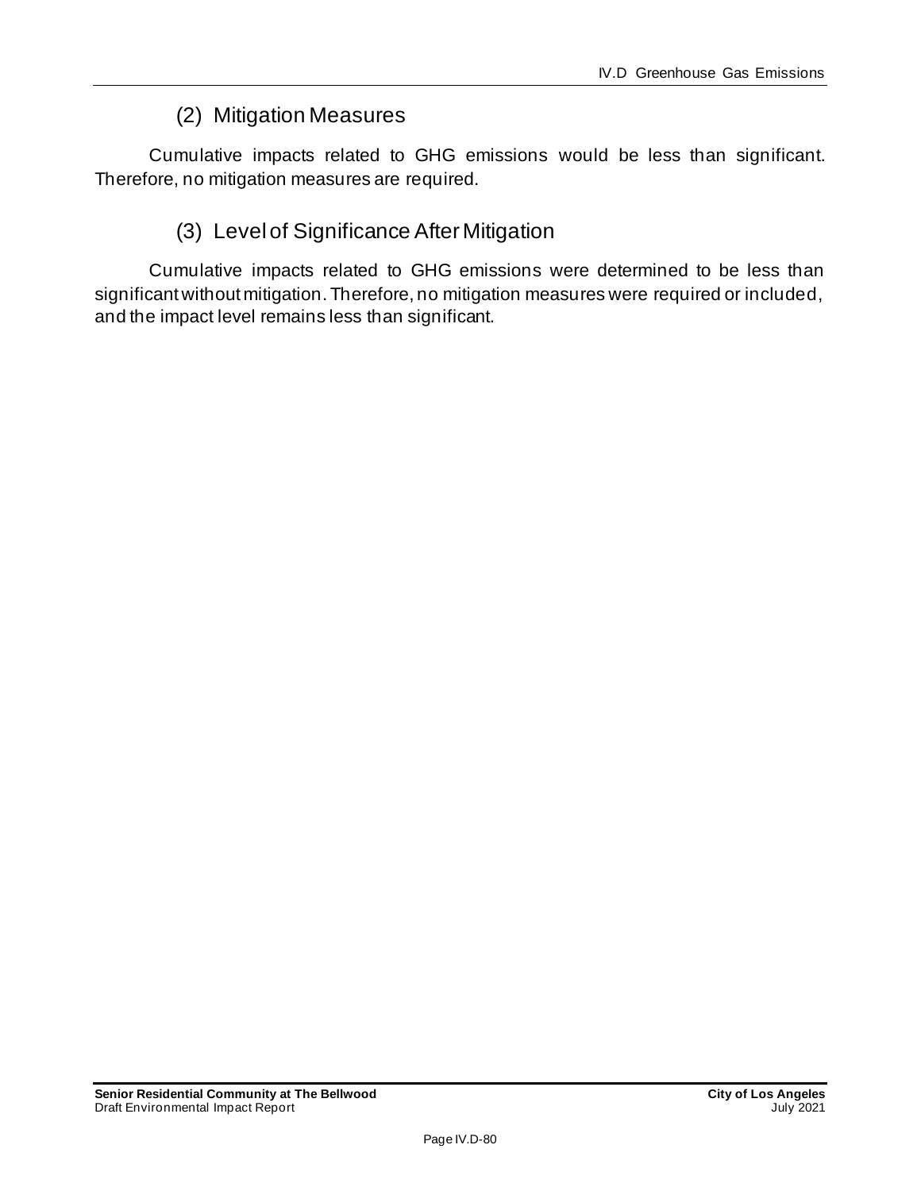### (2) Mitigation Measures

Cumulative impacts related to GHG emissions would be less than significant. Therefore, no mitigation measures are required.

### (3) Level of Significance After Mitigation

Cumulative impacts related to GHG emissions were determined to be less than significant without mitigation. Therefore, no mitigation measures were required or included, and the impact level remains less than significant.